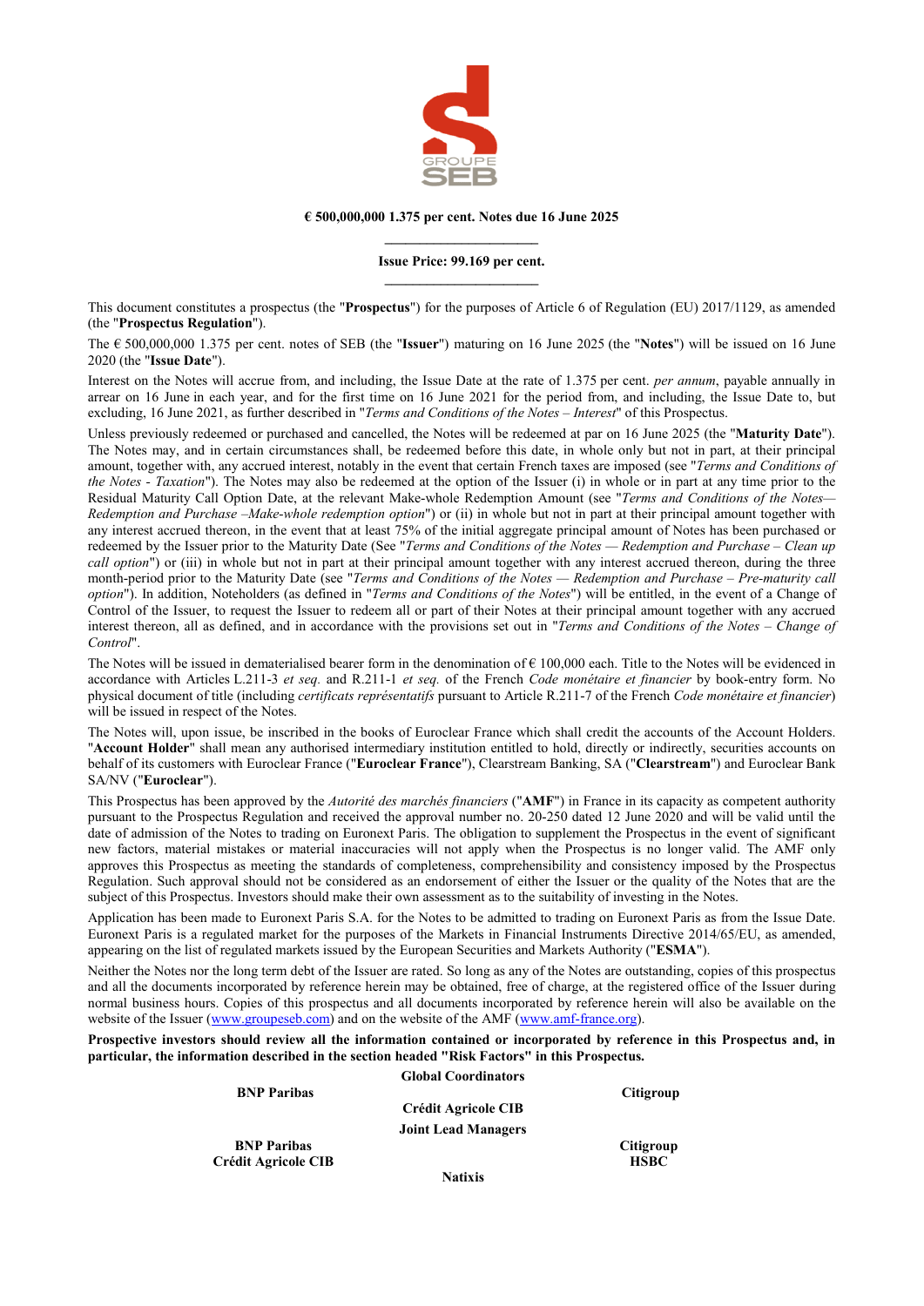**€ 500,000,000 1.375 per cent. Notes due 16 June 2025**

---

**Issue Price: 99.169 per cent.**

---

This document constitutes a prospectus (the "**Prospectus**") for the purposes of Article 6 of Regulation (EU) 2017/1129, as amended (the "**Prospectus Regulation**").

The € 500,000,000 1.375 per cent. notes of SEB (the "**Issuer**") maturing on 16 June 2025 (the "**Notes**") will be issued on 16 June 2020 (the "**Issue Date**").

Interest on the Notes will accrue from, and including, the Issue Date at the rate of 1.375 per cent. *per annum*, payable annually in arrear on 16 June in each year, and for the first time on 16 June 2021 for the period from, and including, the Issue Date to, but excluding, 16 June 2021, as further described in "*Terms and Conditions of the Notes – Interest*" of this Prospectus.

Unless previously redeemed or purchased and cancelled, the Notes will be redeemed at par on 16 June 2025 (the "**Maturity Date**"). The Notes may, and in certain circumstances shall, be redeemed before this date, in whole only but not in part, at their principal amount, together with, any accrued interest, notably in the event that certain French taxes are imposed (see "*Terms and Conditions of the Notes - Taxation*"). The Notes may also be redeemed at the option of the Issuer (i) in whole or in part at any time prior to the Residual Maturity Call Option Date, at the relevant Make-whole Redemption Amount (see "*Terms and Conditions of the Notes— Redemption and Purchase –Make-whole redemption option*") or (ii) in whole but not in part at their principal amount together with any interest accrued thereon, in the event that at least 75% of the initial aggregate principal amount of Notes has been purchased or redeemed by the Issuer prior to the Maturity Date (See "*Terms and Conditions of the Notes — Redemption and Purchase – Clean up call option*") or (iii) in whole but not in part at their principal amount together with any interest accrued thereon, during the three month-period prior to the Maturity Date (see "*Terms and Conditions of the Notes — Redemption and Purchase – Pre-maturity call option*"). In addition, Noteholders (as defined in "*Terms and Conditions of the Notes*") will be entitled, in the event of a Change of Control of the Issuer, to request the Issuer to redeem all or part of their Notes at their principal amount together with any accrued interest thereon, all as defined, and in accordance with the provisions set out in "*Terms and Conditions of the Notes – Change of Control*".

The Notes will be issued in dematerialised bearer form in the denomination of € 100,000 each. Title to the Notes will be evidenced in accordance with Articles L.211-3 *et seq.* and R.211-1 *et seq.* of the French *Code monétaire et financier* by book-entry form. No physical document of title (including *certificats représentatifs* pursuant to Article R.211-7 of the French *Code monétaire et financier*) will be issued in respect of the Notes.

The Notes will, upon issue, be inscribed in the books of Euroclear France which shall credit the accounts of the Account Holders. "**Account Holder**" shall mean any authorised intermediary institution entitled to hold, directly or indirectly, securities accounts on behalf of its customers with Euroclear France ("**Euroclear France**"), Clearstream Banking, SA ("**Clearstream**") and Euroclear Bank SA/NV ("**Euroclear**").

This Prospectus has been approved by the *Autorité des marchés financiers* ("**AMF**") in France in its capacity as competent authority pursuant to the Prospectus Regulation and received the approval number no. 20-250 dated 12 June 2020 and will be valid until the date of admission of the Notes to trading on Euronext Paris. The obligation to supplement the Prospectus in the event of significant new factors, material mistakes or material inaccuracies will not apply when the Prospectus is no longer valid. The AMF only approves this Prospectus as meeting the standards of completeness, comprehensibility and consistency imposed by the Prospectus Regulation. Such approval should not be considered as an endorsement of either the Issuer or the quality of the Notes that are the subject of this Prospectus. Investors should make their own assessment as to the suitability of investing in the Notes.

Application has been made to Euronext Paris S.A. for the Notes to be admitted to trading on Euronext Paris as from the Issue Date. Euronext Paris is a regulated market for the purposes of the Markets in Financial Instruments Directive 2014/65/EU, as amended, appearing on the list of regulated markets issued by the European Securities and Markets Authority ("**ESMA**").

Neither the Notes nor the long term debt of the Issuer are rated. So long as any of the Notes are outstanding, copies of this prospectus and all the documents incorporated by reference herein may be obtained, free of charge, at the registered office of the Issuer during normal business hours. Copies of this prospectus and all documents incorporated by reference herein will also be available on the website of the Issuer (www.groupeseb.com) and on the website of the AMF (www.amf-france.org).

**Prospective investors should review all the information contained or incorporated by reference in this Prospectus and, in particular, the information described in the section headed "Risk Factors" in this Prospectus.**

**Global Coordinators**

**BNP Paribas** | **Crédit Agricole CIB** | **Citigroup**

**Joint Lead Managers**

**BNP Paribas**
**Crédit Agricole CIB**
**Citigroup**
**HSBC**
**Natixis**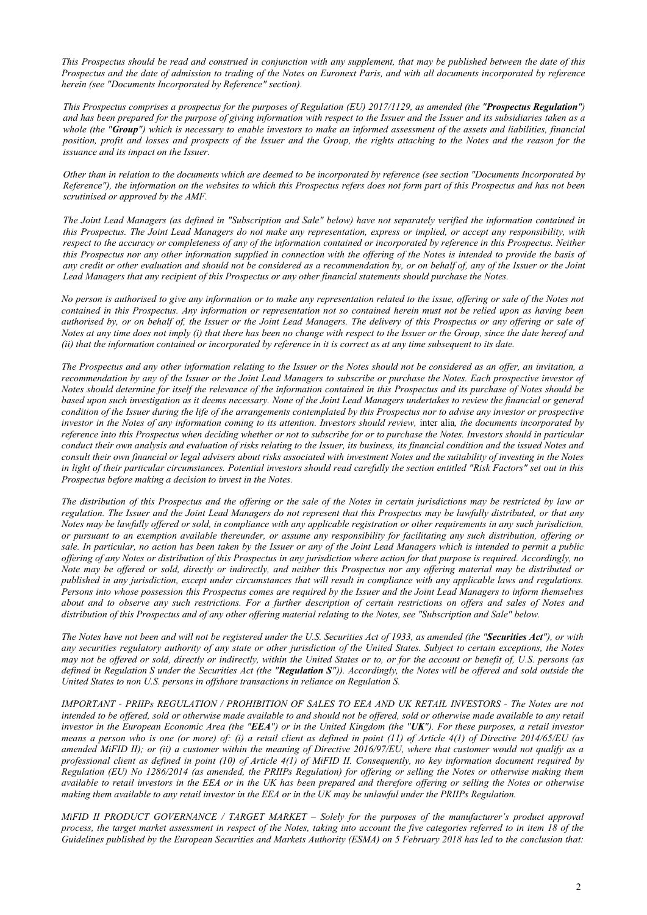*This Prospectus should be read and construed in conjunction with any supplement, that may be published between the date of this Prospectus and the date of admission to trading of the Notes on Euronext Paris, and with all documents incorporated by reference herein (see "Documents Incorporated by Reference" section).*

*This Prospectus comprises a prospectus for the purposes of Regulation (EU) 2017/1129, as amended (the "**Prospectus Regulation**") and has been prepared for the purpose of giving information with respect to the Issuer and the Issuer and its subsidiaries taken as a whole (the "**Group**") which is necessary to enable investors to make an informed assessment of the assets and liabilities, financial position, profit and losses and prospects of the Issuer and the Group, the rights attaching to the Notes and the reason for the issuance and its impact on the Issuer.*

*Other than in relation to the documents which are deemed to be incorporated by reference (see section "Documents Incorporated by Reference"), the information on the websites to which this Prospectus refers does not form part of this Prospectus and has not been scrutinised or approved by the AMF.*

*The Joint Lead Managers (as defined in "Subscription and Sale" below) have not separately verified the information contained in this Prospectus. The Joint Lead Managers do not make any representation, express or implied, or accept any responsibility, with respect to the accuracy or completeness of any of the information contained or incorporated by reference in this Prospectus. Neither this Prospectus nor any other information supplied in connection with the offering of the Notes is intended to provide the basis of any credit or other evaluation and should not be considered as a recommendation by, or on behalf of, any of the Issuer or the Joint Lead Managers that any recipient of this Prospectus or any other financial statements should purchase the Notes.*

*No person is authorised to give any information or to make any representation related to the issue, offering or sale of the Notes not contained in this Prospectus. Any information or representation not so contained herein must not be relied upon as having been authorised by, or on behalf of, the Issuer or the Joint Lead Managers. The delivery of this Prospectus or any offering or sale of Notes at any time does not imply (i) that there has been no change with respect to the Issuer or the Group, since the date hereof and (ii) that the information contained or incorporated by reference in it is correct as at any time subsequent to its date.*

*The Prospectus and any other information relating to the Issuer or the Notes should not be considered as an offer, an invitation, a recommendation by any of the Issuer or the Joint Lead Managers to subscribe or purchase the Notes. Each prospective investor of Notes should determine for itself the relevance of the information contained in this Prospectus and its purchase of Notes should be based upon such investigation as it deems necessary. None of the Joint Lead Managers undertakes to review the financial or general condition of the Issuer during the life of the arrangements contemplated by this Prospectus nor to advise any investor or prospective investor in the Notes of any information coming to its attention. Investors should review,* inter alia*, the documents incorporated by reference into this Prospectus when deciding whether or not to subscribe for or to purchase the Notes. Investors should in particular conduct their own analysis and evaluation of risks relating to the Issuer, its business, its financial condition and the issued Notes and consult their own financial or legal advisers about risks associated with investment Notes and the suitability of investing in the Notes in light of their particular circumstances. Potential investors should read carefully the section entitled "Risk Factors" set out in this Prospectus before making a decision to invest in the Notes.*

*The distribution of this Prospectus and the offering or the sale of the Notes in certain jurisdictions may be restricted by law or regulation. The Issuer and the Joint Lead Managers do not represent that this Prospectus may be lawfully distributed, or that any Notes may be lawfully offered or sold, in compliance with any applicable registration or other requirements in any such jurisdiction, or pursuant to an exemption available thereunder, or assume any responsibility for facilitating any such distribution, offering or sale. In particular, no action has been taken by the Issuer or any of the Joint Lead Managers which is intended to permit a public offering of any Notes or distribution of this Prospectus in any jurisdiction where action for that purpose is required. Accordingly, no Note may be offered or sold, directly or indirectly, and neither this Prospectus nor any offering material may be distributed or published in any jurisdiction, except under circumstances that will result in compliance with any applicable laws and regulations. Persons into whose possession this Prospectus comes are required by the Issuer and the Joint Lead Managers to inform themselves about and to observe any such restrictions. For a further description of certain restrictions on offers and sales of Notes and distribution of this Prospectus and of any other offering material relating to the Notes, see "Subscription and Sale" below.*

*The Notes have not been and will not be registered under the U.S. Securities Act of 1933, as amended (the "**Securities Act**"), or with any securities regulatory authority of any state or other jurisdiction of the United States. Subject to certain exceptions, the Notes may not be offered or sold, directly or indirectly, within the United States or to, or for the account or benefit of, U.S. persons (as defined in Regulation S under the Securities Act (the "**Regulation S**")). Accordingly, the Notes will be offered and sold outside the United States to non U.S. persons in offshore transactions in reliance on Regulation S.*

*IMPORTANT - PRIIPs REGULATION / PROHIBITION OF SALES TO EEA AND UK RETAIL INVESTORS - The Notes are not intended to be offered, sold or otherwise made available to and should not be offered, sold or otherwise made available to any retail investor in the European Economic Area (the "**EEA**") or in the United Kingdom (the "**UK**"). For these purposes, a retail investor means a person who is one (or more) of: (i) a retail client as defined in point (11) of Article 4(1) of Directive 2014/65/EU (as amended MiFID II); or (ii) a customer within the meaning of Directive 2016/97/EU, where that customer would not qualify as a professional client as defined in point (10) of Article 4(1) of MiFID II. Consequently, no key information document required by Regulation (EU) No 1286/2014 (as amended, the PRIIPs Regulation) for offering or selling the Notes or otherwise making them available to retail investors in the EEA or in the UK has been prepared and therefore offering or selling the Notes or otherwise making them available to any retail investor in the EEA or in the UK may be unlawful under the PRIIPs Regulation.*

*MiFID II PRODUCT GOVERNANCE / TARGET MARKET – Solely for the purposes of the manufacturer's product approval process, the target market assessment in respect of the Notes, taking into account the five categories referred to in item 18 of the Guidelines published by the European Securities and Markets Authority (ESMA) on 5 February 2018 has led to the conclusion that:*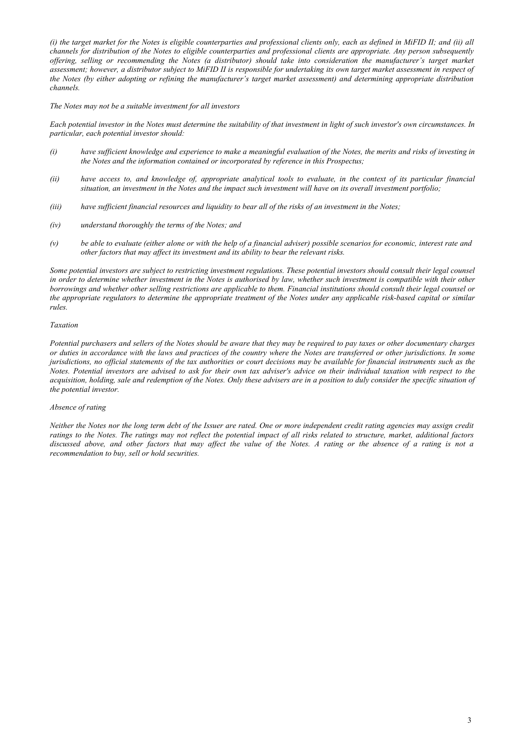*(i) the target market for the Notes is eligible counterparties and professional clients only, each as defined in MiFID II; and (ii) all channels for distribution of the Notes to eligible counterparties and professional clients are appropriate. Any person subsequently offering, selling or recommending the Notes (a distributor) should take into consideration the manufacturer's target market assessment; however, a distributor subject to MiFID II is responsible for undertaking its own target market assessment in respect of the Notes (by either adopting or refining the manufacturer's target market assessment) and determining appropriate distribution channels.*

*The Notes may not be a suitable investment for all investors*

*Each potential investor in the Notes must determine the suitability of that investment in light of such investor's own circumstances. In particular, each potential investor should:*

*(i) have sufficient knowledge and experience to make a meaningful evaluation of the Notes, the merits and risks of investing in the Notes and the information contained or incorporated by reference in this Prospectus;*

*(ii) have access to, and knowledge of, appropriate analytical tools to evaluate, in the context of its particular financial situation, an investment in the Notes and the impact such investment will have on its overall investment portfolio;*

*(iii) have sufficient financial resources and liquidity to bear all of the risks of an investment in the Notes;*

*(iv) understand thoroughly the terms of the Notes; and*

*(v) be able to evaluate (either alone or with the help of a financial adviser) possible scenarios for economic, interest rate and other factors that may affect its investment and its ability to bear the relevant risks.*

*Some potential investors are subject to restricting investment regulations. These potential investors should consult their legal counsel in order to determine whether investment in the Notes is authorised by law, whether such investment is compatible with their other borrowings and whether other selling restrictions are applicable to them. Financial institutions should consult their legal counsel or the appropriate regulators to determine the appropriate treatment of the Notes under any applicable risk-based capital or similar rules.*

*Taxation*

*Potential purchasers and sellers of the Notes should be aware that they may be required to pay taxes or other documentary charges or duties in accordance with the laws and practices of the country where the Notes are transferred or other jurisdictions. In some jurisdictions, no official statements of the tax authorities or court decisions may be available for financial instruments such as the Notes. Potential investors are advised to ask for their own tax adviser's advice on their individual taxation with respect to the acquisition, holding, sale and redemption of the Notes. Only these advisers are in a position to duly consider the specific situation of the potential investor.*

*Absence of rating*

*Neither the Notes nor the long term debt of the Issuer are rated. One or more independent credit rating agencies may assign credit ratings to the Notes. The ratings may not reflect the potential impact of all risks related to structure, market, additional factors discussed above, and other factors that may affect the value of the Notes. A rating or the absence of a rating is not a recommendation to buy, sell or hold securities.*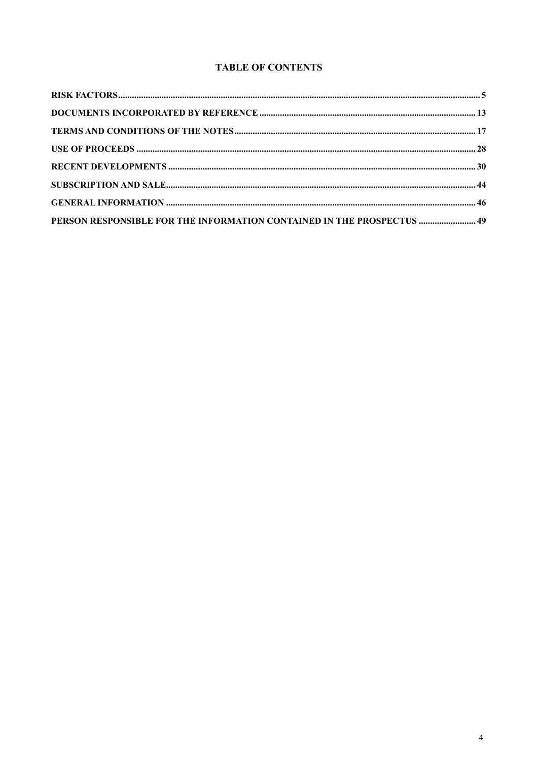# TABLE OF CONTENTS

| | |
|---|---|
| **RISK FACTORS** | **5** |
| **DOCUMENTS INCORPORATED BY REFERENCE** | **13** |
| **TERMS AND CONDITIONS OF THE NOTES** | **17** |
| **USE OF PROCEEDS** | **28** |
| **RECENT DEVELOPMENTS** | **30** |
| **SUBSCRIPTION AND SALE** | **44** |
| **GENERAL INFORMATION** | **46** |
| **PERSON RESPONSIBLE FOR THE INFORMATION CONTAINED IN THE PROSPECTUS** | **49** |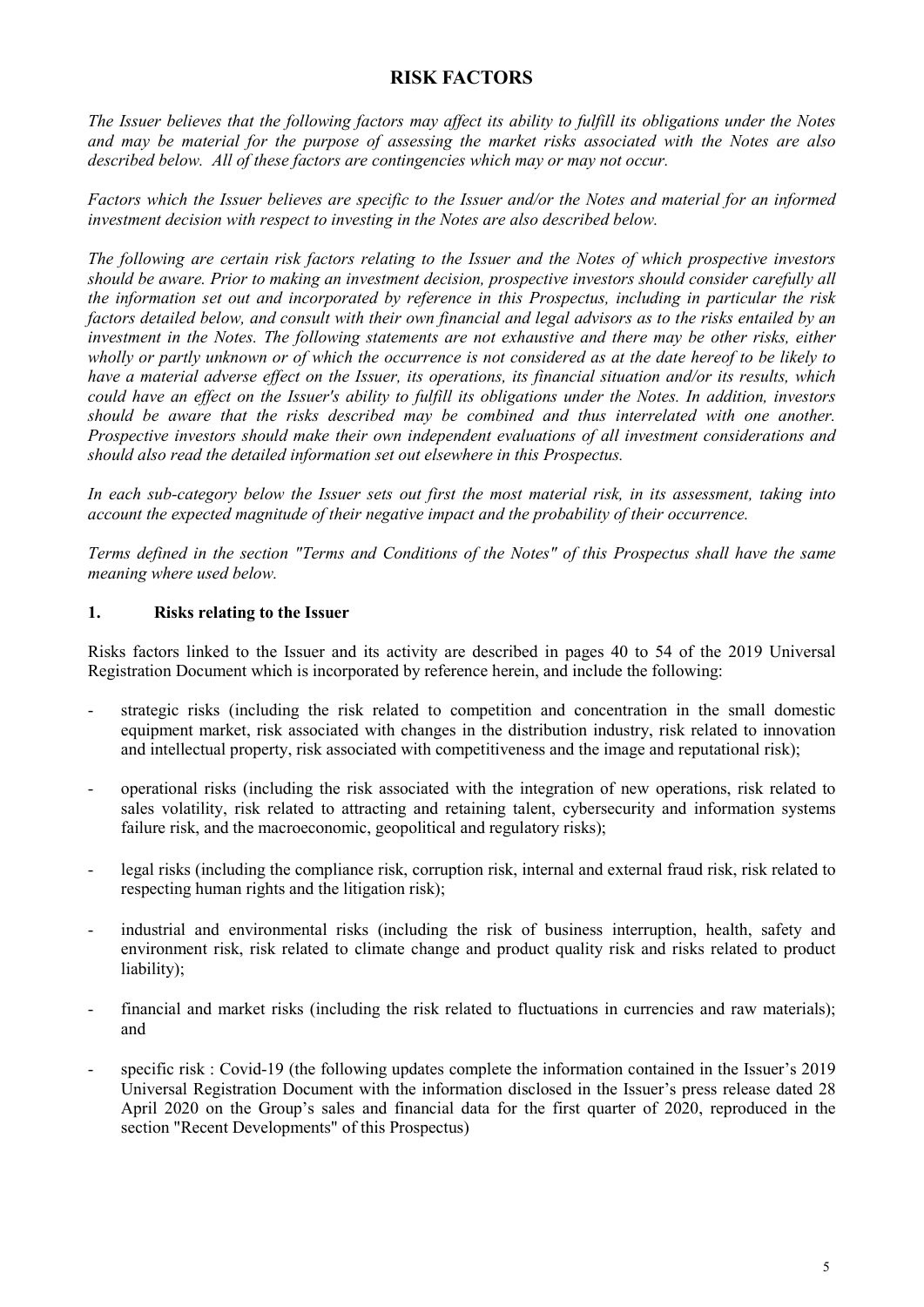# RISK FACTORS

*The Issuer believes that the following factors may affect its ability to fulfill its obligations under the Notes and may be material for the purpose of assessing the market risks associated with the Notes are also described below. All of these factors are contingencies which may or may not occur.*

*Factors which the Issuer believes are specific to the Issuer and/or the Notes and material for an informed investment decision with respect to investing in the Notes are also described below.*

*The following are certain risk factors relating to the Issuer and the Notes of which prospective investors should be aware. Prior to making an investment decision, prospective investors should consider carefully all the information set out and incorporated by reference in this Prospectus, including in particular the risk factors detailed below, and consult with their own financial and legal advisors as to the risks entailed by an investment in the Notes. The following statements are not exhaustive and there may be other risks, either wholly or partly unknown or of which the occurrence is not considered as at the date hereof to be likely to have a material adverse effect on the Issuer, its operations, its financial situation and/or its results, which could have an effect on the Issuer's ability to fulfill its obligations under the Notes. In addition, investors should be aware that the risks described may be combined and thus interrelated with one another. Prospective investors should make their own independent evaluations of all investment considerations and should also read the detailed information set out elsewhere in this Prospectus.*

*In each sub-category below the Issuer sets out first the most material risk, in its assessment, taking into account the expected magnitude of their negative impact and the probability of their occurrence.*

*Terms defined in the section "Terms and Conditions of the Notes" of this Prospectus shall have the same meaning where used below.*

## 1. Risks relating to the Issuer

Risks factors linked to the Issuer and its activity are described in pages 40 to 54 of the 2019 Universal Registration Document which is incorporated by reference herein, and include the following:

- strategic risks (including the risk related to competition and concentration in the small domestic equipment market, risk associated with changes in the distribution industry, risk related to innovation and intellectual property, risk associated with competitiveness and the image and reputational risk);
- operational risks (including the risk associated with the integration of new operations, risk related to sales volatility, risk related to attracting and retaining talent, cybersecurity and information systems failure risk, and the macroeconomic, geopolitical and regulatory risks);
- legal risks (including the compliance risk, corruption risk, internal and external fraud risk, risk related to respecting human rights and the litigation risk);
- industrial and environmental risks (including the risk of business interruption, health, safety and environment risk, risk related to climate change and product quality risk and risks related to product liability);
- financial and market risks (including the risk related to fluctuations in currencies and raw materials); and
- specific risk : Covid-19 (the following updates complete the information contained in the Issuer's 2019 Universal Registration Document with the information disclosed in the Issuer's press release dated 28 April 2020 on the Group's sales and financial data for the first quarter of 2020, reproduced in the section "Recent Developments" of this Prospectus)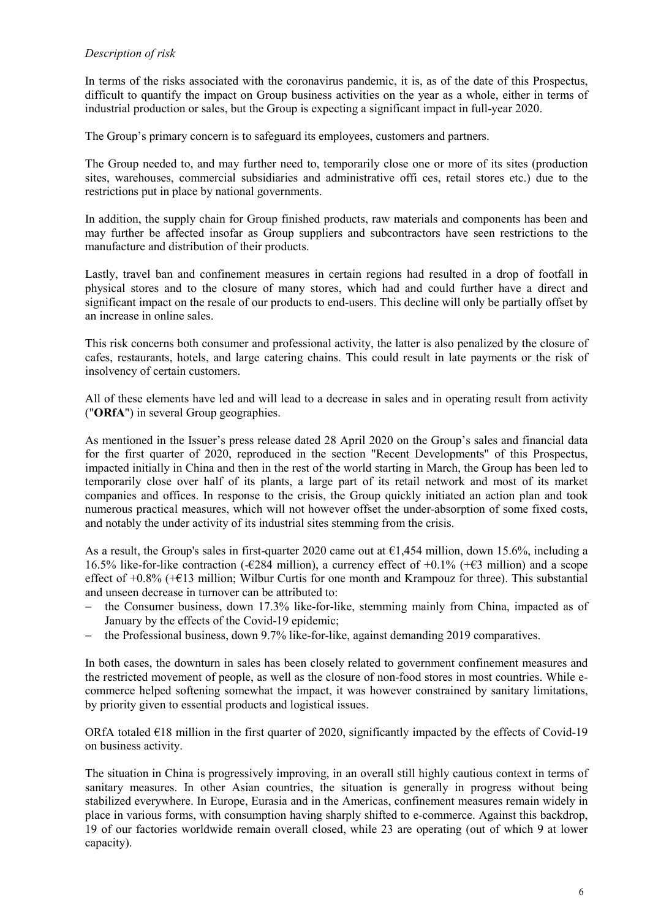*Description of risk*

In terms of the risks associated with the coronavirus pandemic, it is, as of the date of this Prospectus, difficult to quantify the impact on Group business activities on the year as a whole, either in terms of industrial production or sales, but the Group is expecting a significant impact in full-year 2020.

The Group's primary concern is to safeguard its employees, customers and partners.

The Group needed to, and may further need to, temporarily close one or more of its sites (production sites, warehouses, commercial subsidiaries and administrative offi ces, retail stores etc.) due to the restrictions put in place by national governments.

In addition, the supply chain for Group finished products, raw materials and components has been and may further be affected insofar as Group suppliers and subcontractors have seen restrictions to the manufacture and distribution of their products.

Lastly, travel ban and confinement measures in certain regions had resulted in a drop of footfall in physical stores and to the closure of many stores, which had and could further have a direct and significant impact on the resale of our products to end-users. This decline will only be partially offset by an increase in online sales.

This risk concerns both consumer and professional activity, the latter is also penalized by the closure of cafes, restaurants, hotels, and large catering chains. This could result in late payments or the risk of insolvency of certain customers.

All of these elements have led and will lead to a decrease in sales and in operating result from activity ("**ORfA**") in several Group geographies.

As mentioned in the Issuer's press release dated 28 April 2020 on the Group's sales and financial data for the first quarter of 2020, reproduced in the section "Recent Developments" of this Prospectus, impacted initially in China and then in the rest of the world starting in March, the Group has been led to temporarily close over half of its plants, a large part of its retail network and most of its market companies and offices. In response to the crisis, the Group quickly initiated an action plan and took numerous practical measures, which will not however offset the under-absorption of some fixed costs, and notably the under activity of its industrial sites stemming from the crisis.

As a result, the Group's sales in first-quarter 2020 came out at €1,454 million, down 15.6%, including a 16.5% like-for-like contraction (-€284 million), a currency effect of +0.1% (+€3 million) and a scope effect of +0.8% (+€13 million; Wilbur Curtis for one month and Krampouz for three). This substantial and unseen decrease in turnover can be attributed to:

- the Consumer business, down 17.3% like-for-like, stemming mainly from China, impacted as of January by the effects of the Covid-19 epidemic;
- the Professional business, down 9.7% like-for-like, against demanding 2019 comparatives.

In both cases, the downturn in sales has been closely related to government confinement measures and the restricted movement of people, as well as the closure of non-food stores in most countries. While e-commerce helped softening somewhat the impact, it was however constrained by sanitary limitations, by priority given to essential products and logistical issues.

ORfA totaled €18 million in the first quarter of 2020, significantly impacted by the effects of Covid-19 on business activity.

The situation in China is progressively improving, in an overall still highly cautious context in terms of sanitary measures. In other Asian countries, the situation is generally in progress without being stabilized everywhere. In Europe, Eurasia and in the Americas, confinement measures remain widely in place in various forms, with consumption having sharply shifted to e-commerce. Against this backdrop, 19 of our factories worldwide remain overall closed, while 23 are operating (out of which 9 at lower capacity).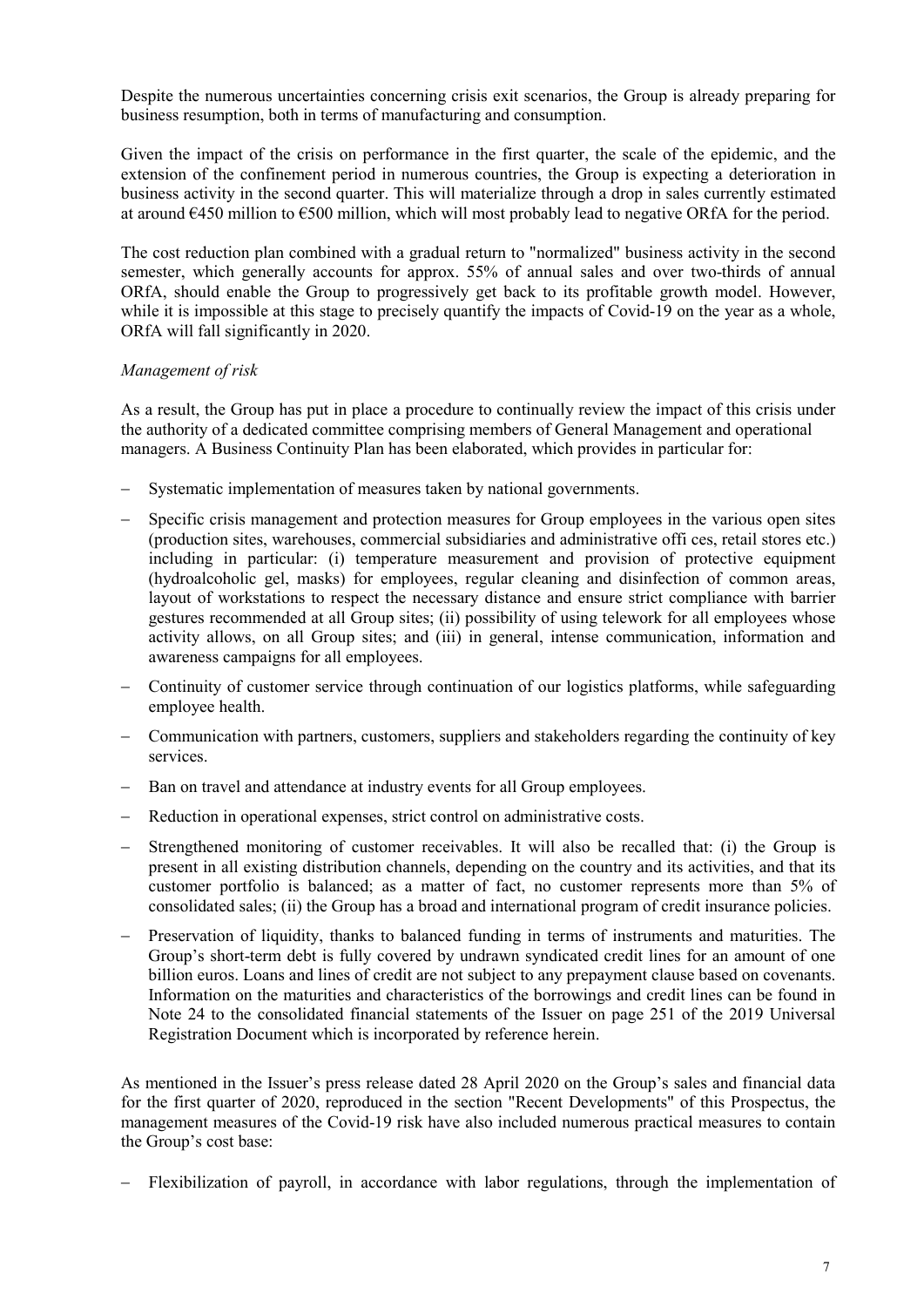Despite the numerous uncertainties concerning crisis exit scenarios, the Group is already preparing for business resumption, both in terms of manufacturing and consumption.

Given the impact of the crisis on performance in the first quarter, the scale of the epidemic, and the extension of the confinement period in numerous countries, the Group is expecting a deterioration in business activity in the second quarter. This will materialize through a drop in sales currently estimated at around €450 million to €500 million, which will most probably lead to negative ORfA for the period.

The cost reduction plan combined with a gradual return to "normalized" business activity in the second semester, which generally accounts for approx. 55% of annual sales and over two-thirds of annual ORfA, should enable the Group to progressively get back to its profitable growth model. However, while it is impossible at this stage to precisely quantify the impacts of Covid-19 on the year as a whole, ORfA will fall significantly in 2020.

*Management of risk*

As a result, the Group has put in place a procedure to continually review the impact of this crisis under the authority of a dedicated committee comprising members of General Management and operational managers. A Business Continuity Plan has been elaborated, which provides in particular for:

- Systematic implementation of measures taken by national governments.
- Specific crisis management and protection measures for Group employees in the various open sites (production sites, warehouses, commercial subsidiaries and administrative offi ces, retail stores etc.) including in particular: (i) temperature measurement and provision of protective equipment (hydroalcoholic gel, masks) for employees, regular cleaning and disinfection of common areas, layout of workstations to respect the necessary distance and ensure strict compliance with barrier gestures recommended at all Group sites; (ii) possibility of using telework for all employees whose activity allows, on all Group sites; and (iii) in general, intense communication, information and awareness campaigns for all employees.
- Continuity of customer service through continuation of our logistics platforms, while safeguarding employee health.
- Communication with partners, customers, suppliers and stakeholders regarding the continuity of key services.
- Ban on travel and attendance at industry events for all Group employees.
- Reduction in operational expenses, strict control on administrative costs.
- Strengthened monitoring of customer receivables. It will also be recalled that: (i) the Group is present in all existing distribution channels, depending on the country and its activities, and that its customer portfolio is balanced; as a matter of fact, no customer represents more than 5% of consolidated sales; (ii) the Group has a broad and international program of credit insurance policies.
- Preservation of liquidity, thanks to balanced funding in terms of instruments and maturities. The Group's short-term debt is fully covered by undrawn syndicated credit lines for an amount of one billion euros. Loans and lines of credit are not subject to any prepayment clause based on covenants. Information on the maturities and characteristics of the borrowings and credit lines can be found in Note 24 to the consolidated financial statements of the Issuer on page 251 of the 2019 Universal Registration Document which is incorporated by reference herein.

As mentioned in the Issuer's press release dated 28 April 2020 on the Group's sales and financial data for the first quarter of 2020, reproduced in the section "Recent Developments" of this Prospectus, the management measures of the Covid-19 risk have also included numerous practical measures to contain the Group's cost base:

- Flexibilization of payroll, in accordance with labor regulations, through the implementation of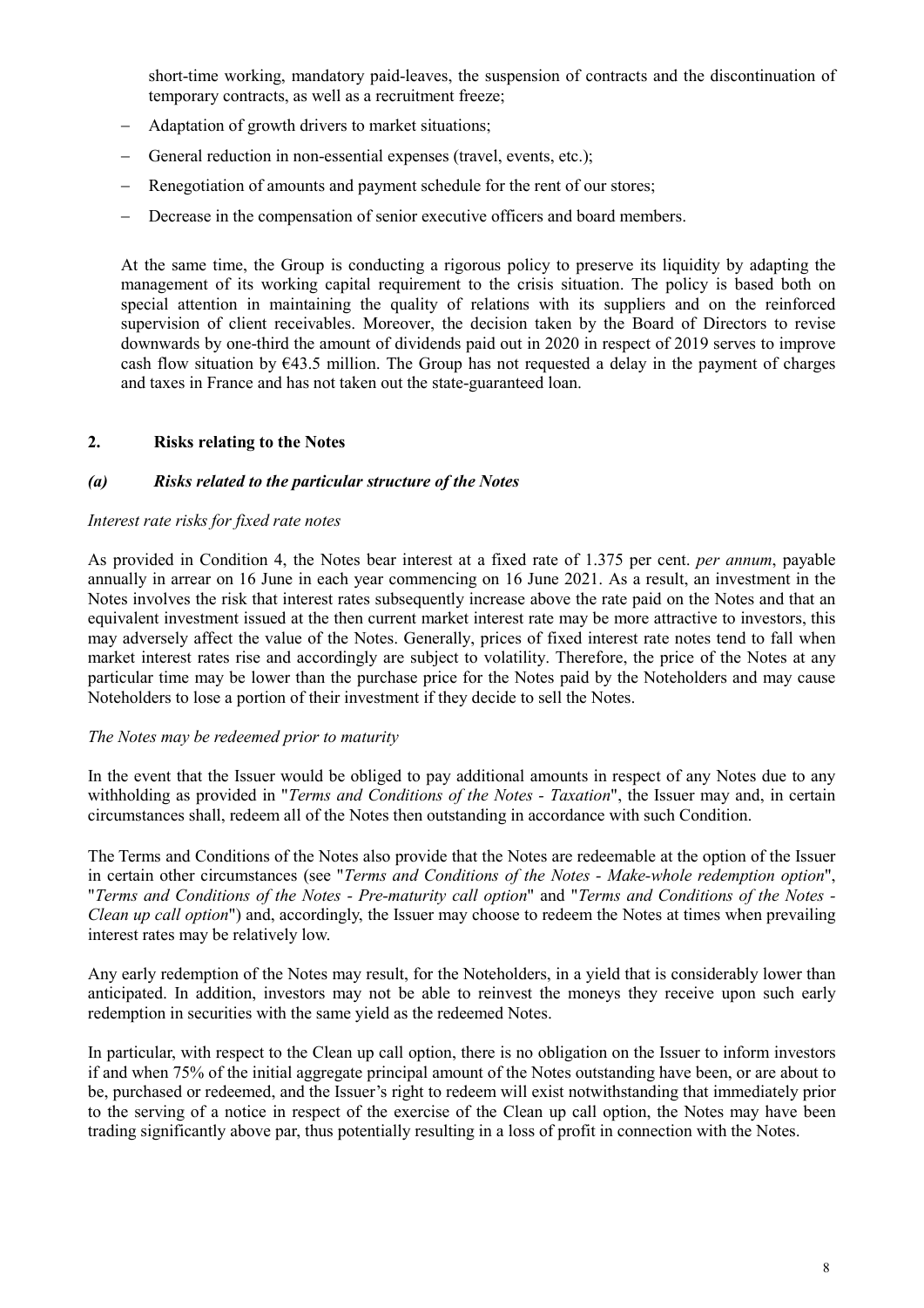short-time working, mandatory paid-leaves, the suspension of contracts and the discontinuation of temporary contracts, as well as a recruitment freeze;

- Adaptation of growth drivers to market situations;
- General reduction in non-essential expenses (travel, events, etc.);
- Renegotiation of amounts and payment schedule for the rent of our stores;
- Decrease in the compensation of senior executive officers and board members.

At the same time, the Group is conducting a rigorous policy to preserve its liquidity by adapting the management of its working capital requirement to the crisis situation. The policy is based both on special attention in maintaining the quality of relations with its suppliers and on the reinforced supervision of client receivables. Moreover, the decision taken by the Board of Directors to revise downwards by one-third the amount of dividends paid out in 2020 in respect of 2019 serves to improve cash flow situation by €43.5 million. The Group has not requested a delay in the payment of charges and taxes in France and has not taken out the state-guaranteed loan.

## 2. Risks relating to the Notes

### *(a) Risks related to the particular structure of the Notes*

*Interest rate risks for fixed rate notes*

As provided in Condition 4, the Notes bear interest at a fixed rate of 1.375 per cent. *per annum*, payable annually in arrear on 16 June in each year commencing on 16 June 2021. As a result, an investment in the Notes involves the risk that interest rates subsequently increase above the rate paid on the Notes and that an equivalent investment issued at the then current market interest rate may be more attractive to investors, this may adversely affect the value of the Notes. Generally, prices of fixed interest rate notes tend to fall when market interest rates rise and accordingly are subject to volatility. Therefore, the price of the Notes at any particular time may be lower than the purchase price for the Notes paid by the Noteholders and may cause Noteholders to lose a portion of their investment if they decide to sell the Notes.

*The Notes may be redeemed prior to maturity*

In the event that the Issuer would be obliged to pay additional amounts in respect of any Notes due to any withholding as provided in "*Terms and Conditions of the Notes - Taxation*", the Issuer may and, in certain circumstances shall, redeem all of the Notes then outstanding in accordance with such Condition.

The Terms and Conditions of the Notes also provide that the Notes are redeemable at the option of the Issuer in certain other circumstances (see "*Terms and Conditions of the Notes - Make-whole redemption option*", "*Terms and Conditions of the Notes - Pre-maturity call option*" and "*Terms and Conditions of the Notes - Clean up call option*") and, accordingly, the Issuer may choose to redeem the Notes at times when prevailing interest rates may be relatively low.

Any early redemption of the Notes may result, for the Noteholders, in a yield that is considerably lower than anticipated. In addition, investors may not be able to reinvest the moneys they receive upon such early redemption in securities with the same yield as the redeemed Notes.

In particular, with respect to the Clean up call option, there is no obligation on the Issuer to inform investors if and when 75% of the initial aggregate principal amount of the Notes outstanding have been, or are about to be, purchased or redeemed, and the Issuer's right to redeem will exist notwithstanding that immediately prior to the serving of a notice in respect of the exercise of the Clean up call option, the Notes may have been trading significantly above par, thus potentially resulting in a loss of profit in connection with the Notes.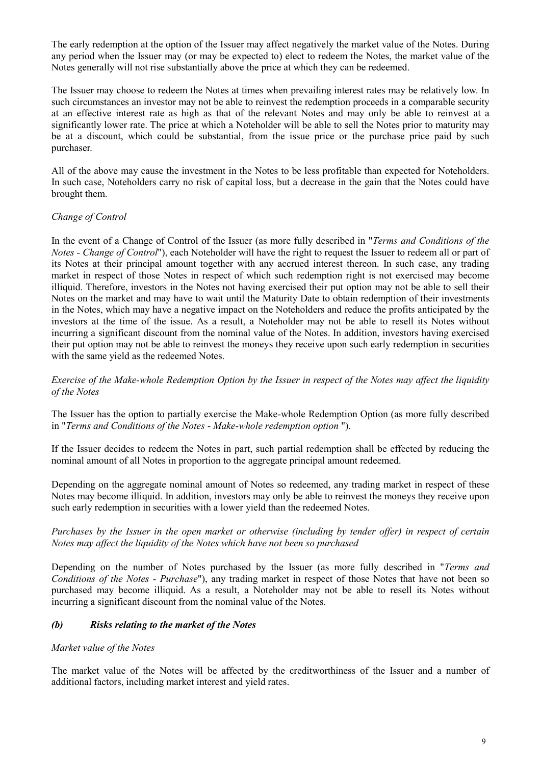The early redemption at the option of the Issuer may affect negatively the market value of the Notes. During any period when the Issuer may (or may be expected to) elect to redeem the Notes, the market value of the Notes generally will not rise substantially above the price at which they can be redeemed.

The Issuer may choose to redeem the Notes at times when prevailing interest rates may be relatively low. In such circumstances an investor may not be able to reinvest the redemption proceeds in a comparable security at an effective interest rate as high as that of the relevant Notes and may only be able to reinvest at a significantly lower rate. The price at which a Noteholder will be able to sell the Notes prior to maturity may be at a discount, which could be substantial, from the issue price or the purchase price paid by such purchaser.

All of the above may cause the investment in the Notes to be less profitable than expected for Noteholders. In such case, Noteholders carry no risk of capital loss, but a decrease in the gain that the Notes could have brought them.

*Change of Control*

In the event of a Change of Control of the Issuer (as more fully described in "*Terms and Conditions of the Notes - Change of Control*"), each Noteholder will have the right to request the Issuer to redeem all or part of its Notes at their principal amount together with any accrued interest thereon. In such case, any trading market in respect of those Notes in respect of which such redemption right is not exercised may become illiquid. Therefore, investors in the Notes not having exercised their put option may not be able to sell their Notes on the market and may have to wait until the Maturity Date to obtain redemption of their investments in the Notes, which may have a negative impact on the Noteholders and reduce the profits anticipated by the investors at the time of the issue. As a result, a Noteholder may not be able to resell its Notes without incurring a significant discount from the nominal value of the Notes. In addition, investors having exercised their put option may not be able to reinvest the moneys they receive upon such early redemption in securities with the same yield as the redeemed Notes.

*Exercise of the Make-whole Redemption Option by the Issuer in respect of the Notes may affect the liquidity of the Notes*

The Issuer has the option to partially exercise the Make-whole Redemption Option (as more fully described in "*Terms and Conditions of the Notes - Make-whole redemption option* ").

If the Issuer decides to redeem the Notes in part, such partial redemption shall be effected by reducing the nominal amount of all Notes in proportion to the aggregate principal amount redeemed.

Depending on the aggregate nominal amount of Notes so redeemed, any trading market in respect of these Notes may become illiquid. In addition, investors may only be able to reinvest the moneys they receive upon such early redemption in securities with a lower yield than the redeemed Notes.

*Purchases by the Issuer in the open market or otherwise (including by tender offer) in respect of certain Notes may affect the liquidity of the Notes which have not been so purchased*

Depending on the number of Notes purchased by the Issuer (as more fully described in "*Terms and Conditions of the Notes - Purchase*"), any trading market in respect of those Notes that have not been so purchased may become illiquid. As a result, a Noteholder may not be able to resell its Notes without incurring a significant discount from the nominal value of the Notes.

### *(b) Risks relating to the market of the Notes*

*Market value of the Notes*

The market value of the Notes will be affected by the creditworthiness of the Issuer and a number of additional factors, including market interest and yield rates.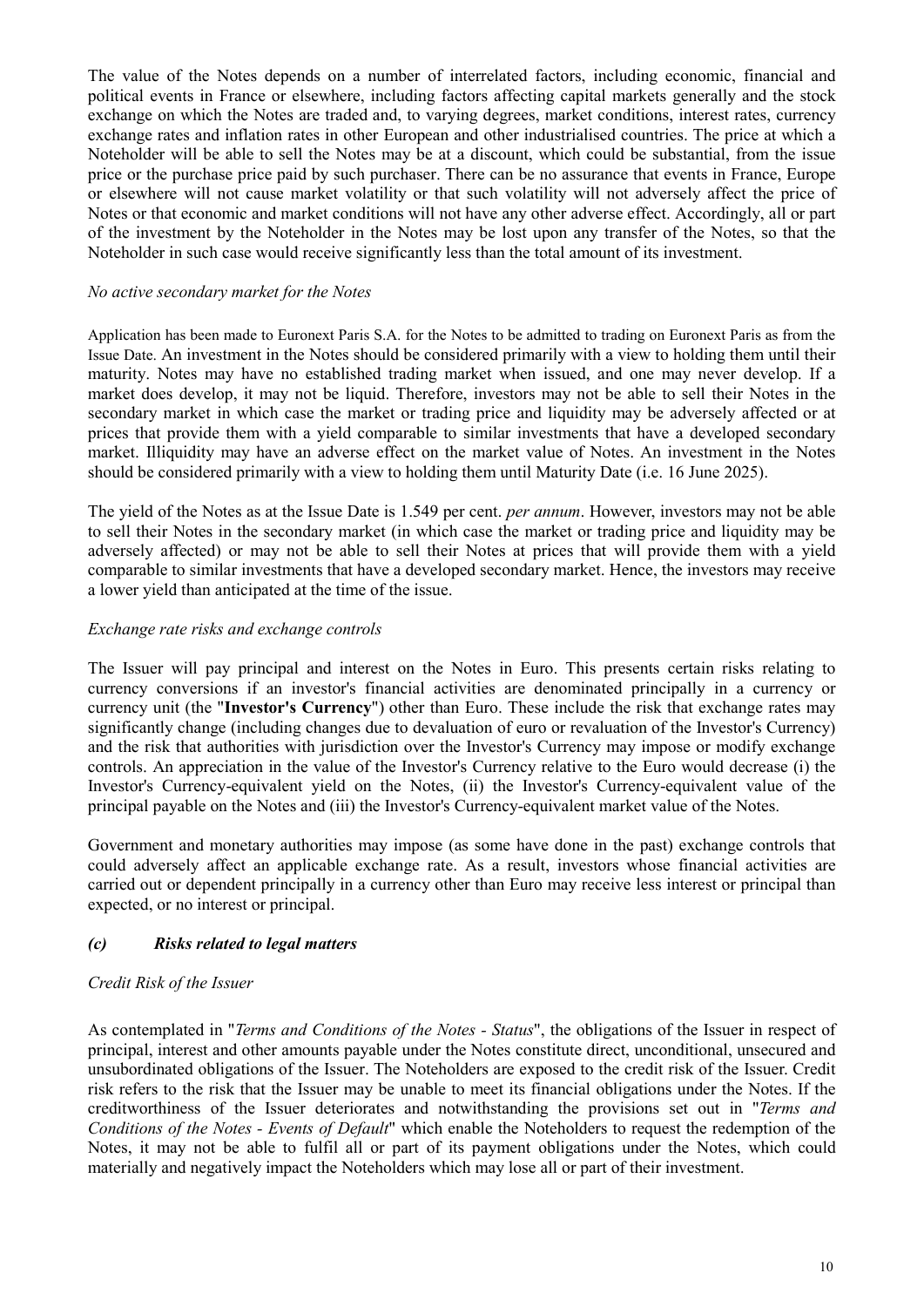The value of the Notes depends on a number of interrelated factors, including economic, financial and political events in France or elsewhere, including factors affecting capital markets generally and the stock exchange on which the Notes are traded and, to varying degrees, market conditions, interest rates, currency exchange rates and inflation rates in other European and other industrialised countries. The price at which a Noteholder will be able to sell the Notes may be at a discount, which could be substantial, from the issue price or the purchase price paid by such purchaser. There can be no assurance that events in France, Europe or elsewhere will not cause market volatility or that such volatility will not adversely affect the price of Notes or that economic and market conditions will not have any other adverse effect. Accordingly, all or part of the investment by the Noteholder in the Notes may be lost upon any transfer of the Notes, so that the Noteholder in such case would receive significantly less than the total amount of its investment.

*No active secondary market for the Notes*

Application has been made to Euronext Paris S.A. for the Notes to be admitted to trading on Euronext Paris as from the Issue Date. An investment in the Notes should be considered primarily with a view to holding them until their maturity. Notes may have no established trading market when issued, and one may never develop. If a market does develop, it may not be liquid. Therefore, investors may not be able to sell their Notes in the secondary market in which case the market or trading price and liquidity may be adversely affected or at prices that provide them with a yield comparable to similar investments that have a developed secondary market. Illiquidity may have an adverse effect on the market value of Notes. An investment in the Notes should be considered primarily with a view to holding them until Maturity Date (i.e. 16 June 2025).

The yield of the Notes as at the Issue Date is 1.549 per cent. *per annum*. However, investors may not be able to sell their Notes in the secondary market (in which case the market or trading price and liquidity may be adversely affected) or may not be able to sell their Notes at prices that will provide them with a yield comparable to similar investments that have a developed secondary market. Hence, the investors may receive a lower yield than anticipated at the time of the issue.

*Exchange rate risks and exchange controls*

The Issuer will pay principal and interest on the Notes in Euro. This presents certain risks relating to currency conversions if an investor's financial activities are denominated principally in a currency or currency unit (the "**Investor's Currency**") other than Euro. These include the risk that exchange rates may significantly change (including changes due to devaluation of euro or revaluation of the Investor's Currency) and the risk that authorities with jurisdiction over the Investor's Currency may impose or modify exchange controls. An appreciation in the value of the Investor's Currency relative to the Euro would decrease (i) the Investor's Currency-equivalent yield on the Notes, (ii) the Investor's Currency-equivalent value of the principal payable on the Notes and (iii) the Investor's Currency-equivalent market value of the Notes.

Government and monetary authorities may impose (as some have done in the past) exchange controls that could adversely affect an applicable exchange rate. As a result, investors whose financial activities are carried out or dependent principally in a currency other than Euro may receive less interest or principal than expected, or no interest or principal.

### *(c) Risks related to legal matters*

*Credit Risk of the Issuer*

As contemplated in "*Terms and Conditions of the Notes - Status*", the obligations of the Issuer in respect of principal, interest and other amounts payable under the Notes constitute direct, unconditional, unsecured and unsubordinated obligations of the Issuer. The Noteholders are exposed to the credit risk of the Issuer. Credit risk refers to the risk that the Issuer may be unable to meet its financial obligations under the Notes. If the creditworthiness of the Issuer deteriorates and notwithstanding the provisions set out in "*Terms and Conditions of the Notes - Events of Default*" which enable the Noteholders to request the redemption of the Notes, it may not be able to fulfil all or part of its payment obligations under the Notes, which could materially and negatively impact the Noteholders which may lose all or part of their investment.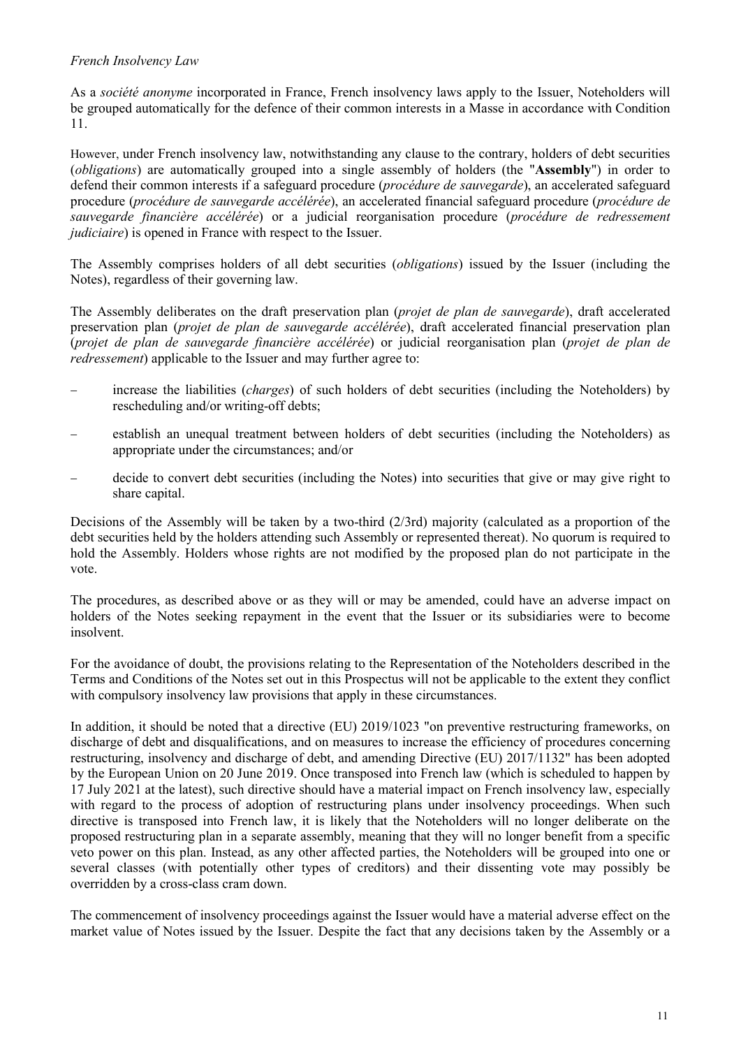*French Insolvency Law*

As a *société anonyme* incorporated in France, French insolvency laws apply to the Issuer, Noteholders will be grouped automatically for the defence of their common interests in a Masse in accordance with Condition 11.

However, under French insolvency law, notwithstanding any clause to the contrary, holders of debt securities (*obligations*) are automatically grouped into a single assembly of holders (the "**Assembly**") in order to defend their common interests if a safeguard procedure (*procédure de sauvegarde*), an accelerated safeguard procedure (*procédure de sauvegarde accélérée*), an accelerated financial safeguard procedure (*procédure de sauvegarde financière accélérée*) or a judicial reorganisation procedure (*procédure de redressement judiciaire*) is opened in France with respect to the Issuer.

The Assembly comprises holders of all debt securities (*obligations*) issued by the Issuer (including the Notes), regardless of their governing law.

The Assembly deliberates on the draft preservation plan (*projet de plan de sauvegarde*), draft accelerated preservation plan (*projet de plan de sauvegarde accélérée*), draft accelerated financial preservation plan (*projet de plan de sauvegarde financière accélérée*) or judicial reorganisation plan (*projet de plan de redressement*) applicable to the Issuer and may further agree to:

- increase the liabilities (*charges*) of such holders of debt securities (including the Noteholders) by rescheduling and/or writing-off debts;
- establish an unequal treatment between holders of debt securities (including the Noteholders) as appropriate under the circumstances; and/or
- decide to convert debt securities (including the Notes) into securities that give or may give right to share capital.

Decisions of the Assembly will be taken by a two-third (2/3rd) majority (calculated as a proportion of the debt securities held by the holders attending such Assembly or represented thereat). No quorum is required to hold the Assembly. Holders whose rights are not modified by the proposed plan do not participate in the vote.

The procedures, as described above or as they will or may be amended, could have an adverse impact on holders of the Notes seeking repayment in the event that the Issuer or its subsidiaries were to become insolvent.

For the avoidance of doubt, the provisions relating to the Representation of the Noteholders described in the Terms and Conditions of the Notes set out in this Prospectus will not be applicable to the extent they conflict with compulsory insolvency law provisions that apply in these circumstances.

In addition, it should be noted that a directive (EU) 2019/1023 "on preventive restructuring frameworks, on discharge of debt and disqualifications, and on measures to increase the efficiency of procedures concerning restructuring, insolvency and discharge of debt, and amending Directive (EU) 2017/1132" has been adopted by the European Union on 20 June 2019. Once transposed into French law (which is scheduled to happen by 17 July 2021 at the latest), such directive should have a material impact on French insolvency law, especially with regard to the process of adoption of restructuring plans under insolvency proceedings. When such directive is transposed into French law, it is likely that the Noteholders will no longer deliberate on the proposed restructuring plan in a separate assembly, meaning that they will no longer benefit from a specific veto power on this plan. Instead, as any other affected parties, the Noteholders will be grouped into one or several classes (with potentially other types of creditors) and their dissenting vote may possibly be overridden by a cross-class cram down.

The commencement of insolvency proceedings against the Issuer would have a material adverse effect on the market value of Notes issued by the Issuer. Despite the fact that any decisions taken by the Assembly or a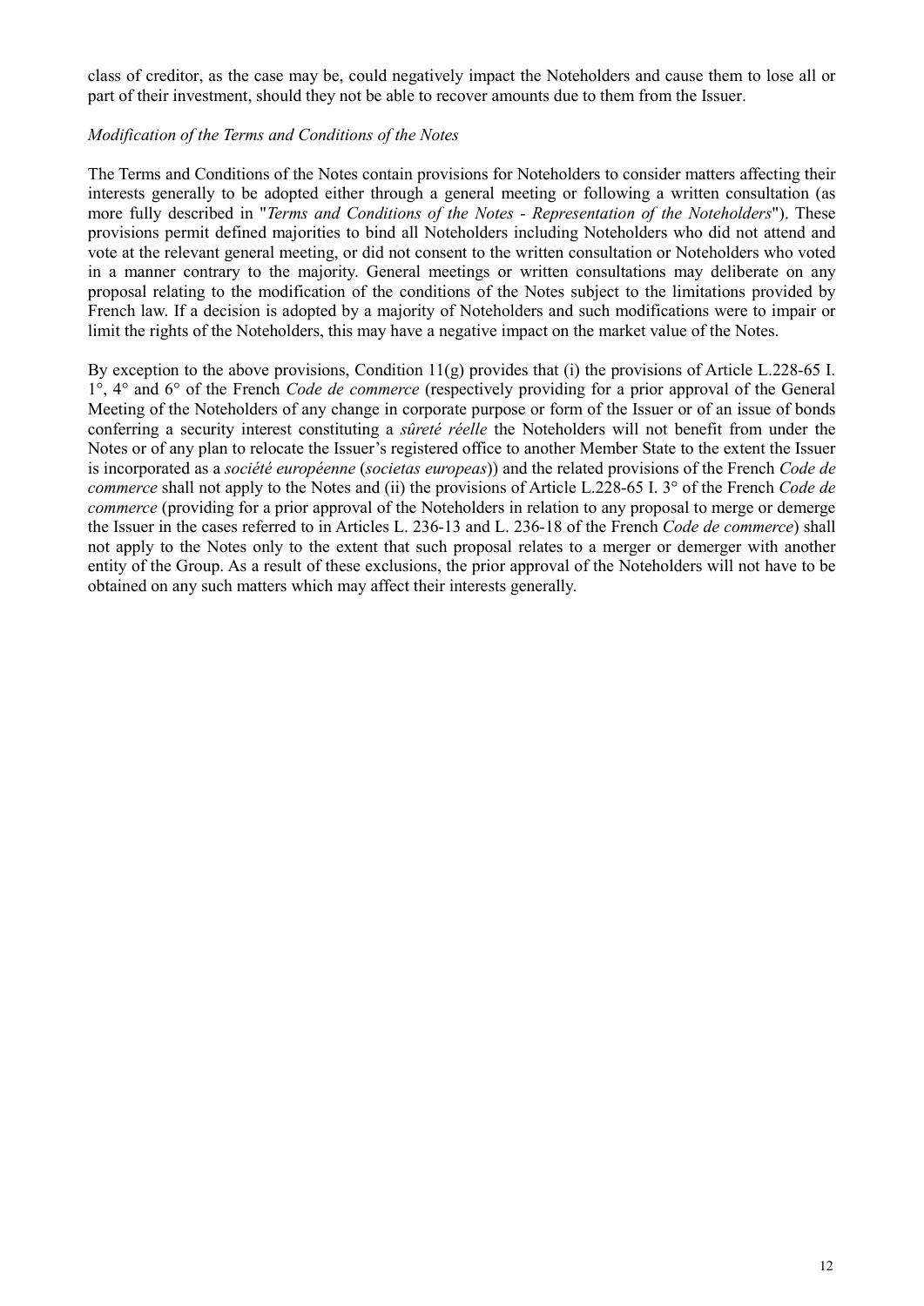class of creditor, as the case may be, could negatively impact the Noteholders and cause them to lose all or part of their investment, should they not be able to recover amounts due to them from the Issuer.

*Modification of the Terms and Conditions of the Notes*

The Terms and Conditions of the Notes contain provisions for Noteholders to consider matters affecting their interests generally to be adopted either through a general meeting or following a written consultation (as more fully described in "*Terms and Conditions of the Notes - Representation of the Noteholders*"). These provisions permit defined majorities to bind all Noteholders including Noteholders who did not attend and vote at the relevant general meeting, or did not consent to the written consultation or Noteholders who voted in a manner contrary to the majority. General meetings or written consultations may deliberate on any proposal relating to the modification of the conditions of the Notes subject to the limitations provided by French law. If a decision is adopted by a majority of Noteholders and such modifications were to impair or limit the rights of the Noteholders, this may have a negative impact on the market value of the Notes.

By exception to the above provisions, Condition 11(g) provides that (i) the provisions of Article L.228-65 I. 1°, 4° and 6° of the French *Code de commerce* (respectively providing for a prior approval of the General Meeting of the Noteholders of any change in corporate purpose or form of the Issuer or of an issue of bonds conferring a security interest constituting a *sûreté réelle* the Noteholders will not benefit from under the Notes or of any plan to relocate the Issuer's registered office to another Member State to the extent the Issuer is incorporated as a *société européenne* (*societas europeas*)) and the related provisions of the French *Code de commerce* shall not apply to the Notes and (ii) the provisions of Article L.228-65 I. 3° of the French *Code de commerce* (providing for a prior approval of the Noteholders in relation to any proposal to merge or demerge the Issuer in the cases referred to in Articles L. 236-13 and L. 236-18 of the French *Code de commerce*) shall not apply to the Notes only to the extent that such proposal relates to a merger or demerger with another entity of the Group. As a result of these exclusions, the prior approval of the Noteholders will not have to be obtained on any such matters which may affect their interests generally.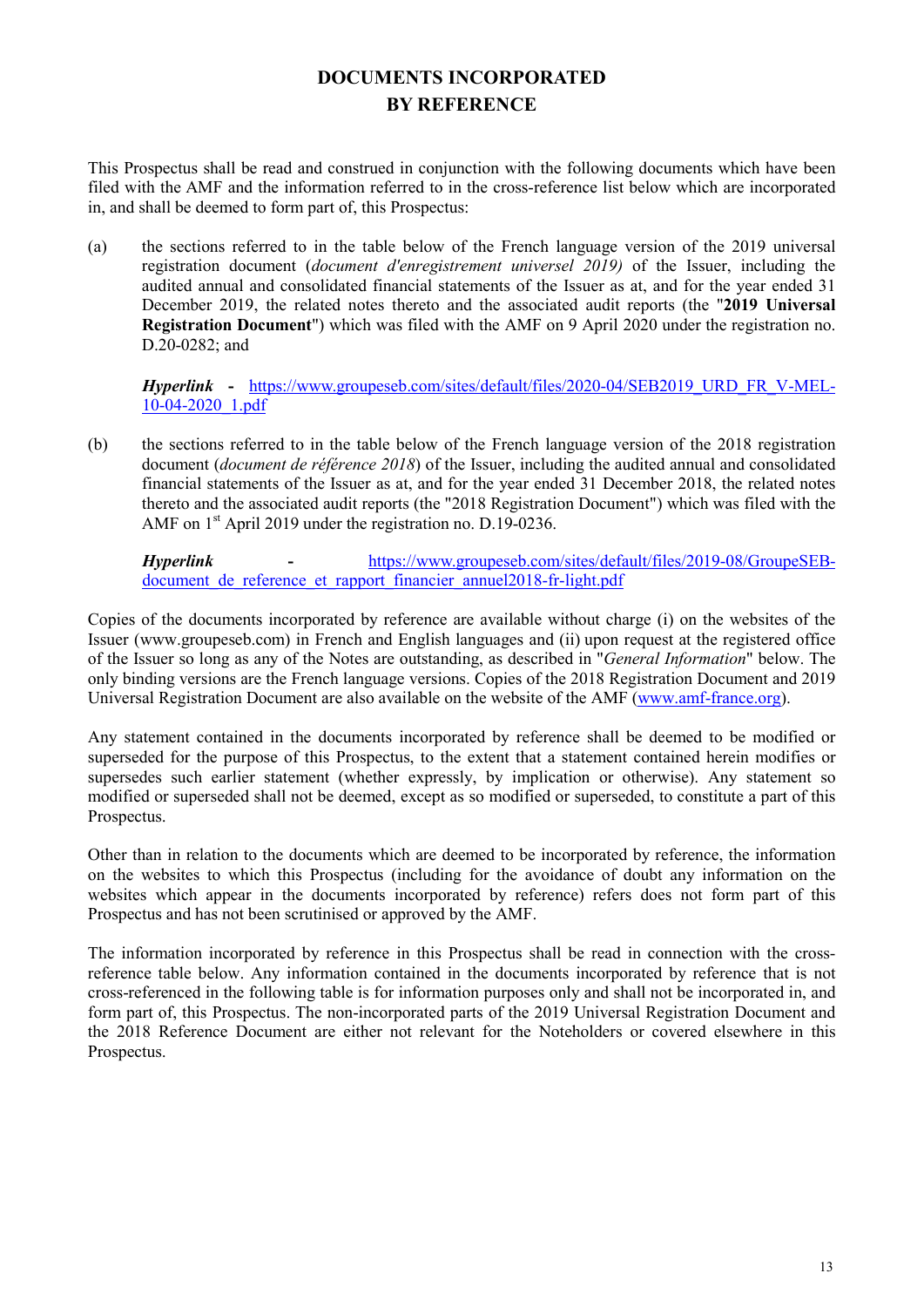# DOCUMENTS INCORPORATED BY REFERENCE

This Prospectus shall be read and construed in conjunction with the following documents which have been filed with the AMF and the information referred to in the cross-reference list below which are incorporated in, and shall be deemed to form part of, this Prospectus:

(a) the sections referred to in the table below of the French language version of the 2019 universal registration document (*document d'enregistrement universel 2019)* of the Issuer, including the audited annual and consolidated financial statements of the Issuer as at, and for the year ended 31 December 2019, the related notes thereto and the associated audit reports (the "**2019 Universal Registration Document**") which was filed with the AMF on 9 April 2020 under the registration no. D.20-0282; and

*Hyperlink* **-** https://www.groupeseb.com/sites/default/files/2020-04/SEB2019_URD_FR_V-MEL-10-04-2020_1.pdf

(b) the sections referred to in the table below of the French language version of the 2018 registration document (*document de référence 2018*) of the Issuer, including the audited annual and consolidated financial statements of the Issuer as at, and for the year ended 31 December 2018, the related notes thereto and the associated audit reports (the "2018 Registration Document") which was filed with the AMF on 1st April 2019 under the registration no. D.19-0236.

*Hyperlink* **-** https://www.groupeseb.com/sites/default/files/2019-08/GroupeSEB-document_de_reference_et_rapport_financier_annuel2018-fr-light.pdf

Copies of the documents incorporated by reference are available without charge (i) on the websites of the Issuer (www.groupeseb.com) in French and English languages and (ii) upon request at the registered office of the Issuer so long as any of the Notes are outstanding, as described in "*General Information*" below. The only binding versions are the French language versions. Copies of the 2018 Registration Document and 2019 Universal Registration Document are also available on the website of the AMF (www.amf-france.org).

Any statement contained in the documents incorporated by reference shall be deemed to be modified or superseded for the purpose of this Prospectus, to the extent that a statement contained herein modifies or supersedes such earlier statement (whether expressly, by implication or otherwise). Any statement so modified or superseded shall not be deemed, except as so modified or superseded, to constitute a part of this Prospectus.

Other than in relation to the documents which are deemed to be incorporated by reference, the information on the websites to which this Prospectus (including for the avoidance of doubt any information on the websites which appear in the documents incorporated by reference) refers does not form part of this Prospectus and has not been scrutinised or approved by the AMF.

The information incorporated by reference in this Prospectus shall be read in connection with the cross-reference table below. Any information contained in the documents incorporated by reference that is not cross-referenced in the following table is for information purposes only and shall not be incorporated in, and form part of, this Prospectus. The non-incorporated parts of the 2019 Universal Registration Document and the 2018 Reference Document are either not relevant for the Noteholders or covered elsewhere in this Prospectus.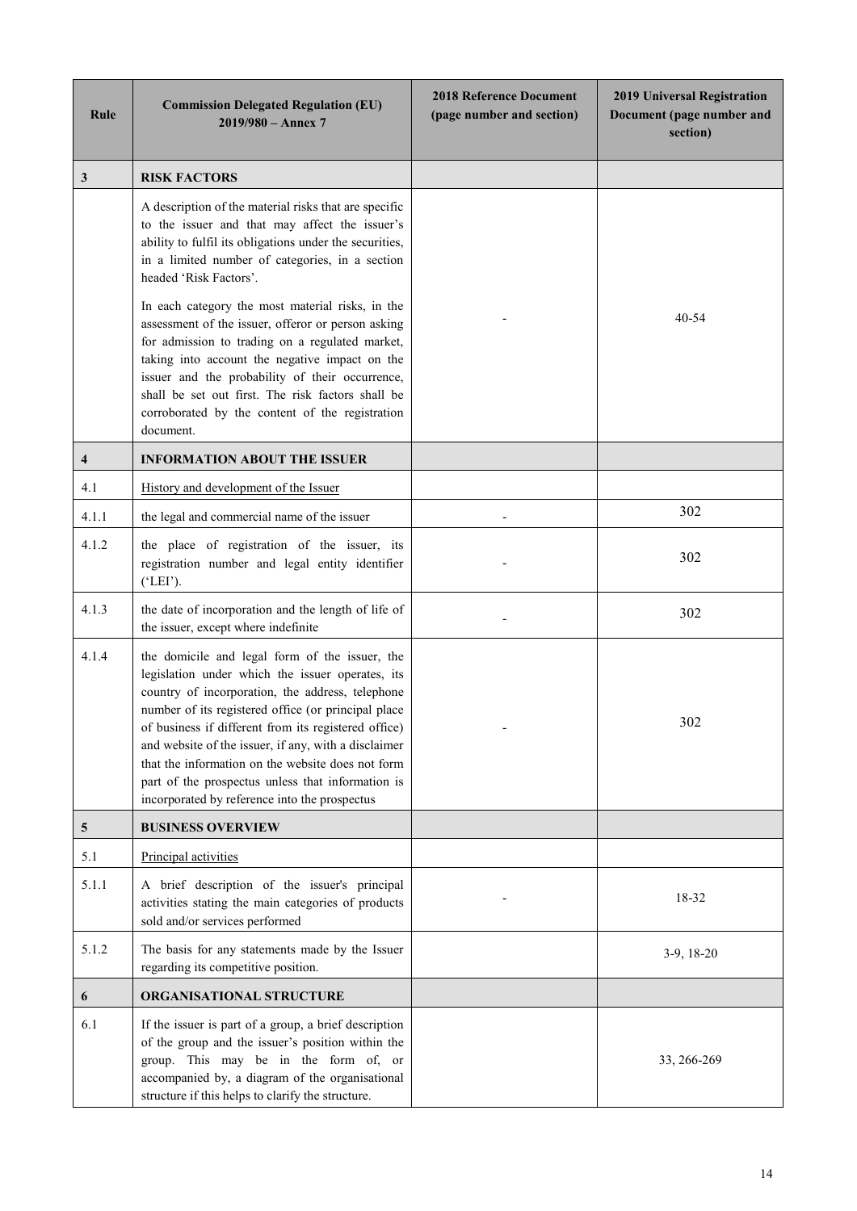| Rule | Commission Delegated Regulation (EU) 2019/980 – Annex 7 | 2018 Reference Document (page number and section) | 2019 Universal Registration Document (page number and section) |
|---|---|---|---|
| **3** | **RISK FACTORS** | | |
| | A description of the material risks that are specific to the issuer and that may affect the issuer's ability to fulfil its obligations under the securities, in a limited number of categories, in a section headed 'Risk Factors'.<br><br>In each category the most material risks, in the assessment of the issuer, offeror or person asking for admission to trading on a regulated market, taking into account the negative impact on the issuer and the probability of their occurrence, shall be set out first. The risk factors shall be corroborated by the content of the registration document. | - | 40-54 |
| **4** | **INFORMATION ABOUT THE ISSUER** | | |
| 4.1 | History and development of the Issuer | | |
| 4.1.1 | the legal and commercial name of the issuer | - | 302 |
| 4.1.2 | the place of registration of the issuer, its registration number and legal entity identifier ('LEI'). | - | 302 |
| 4.1.3 | the date of incorporation and the length of life of the issuer, except where indefinite | - | 302 |
| 4.1.4 | the domicile and legal form of the issuer, the legislation under which the issuer operates, its country of incorporation, the address, telephone number of its registered office (or principal place of business if different from its registered office) and website of the issuer, if any, with a disclaimer that the information on the website does not form part of the prospectus unless that information is incorporated by reference into the prospectus | - | 302 |
| **5** | **BUSINESS OVERVIEW** | | |
| 5.1 | Principal activities | | |
| 5.1.1 | A brief description of the issuer's principal activities stating the main categories of products sold and/or services performed | - | 18-32 |
| 5.1.2 | The basis for any statements made by the Issuer regarding its competitive position. | | 3-9, 18-20 |
| **6** | **ORGANISATIONAL STRUCTURE** | | |
| 6.1 | If the issuer is part of a group, a brief description of the group and the issuer's position within the group. This may be in the form of, or accompanied by, a diagram of the organisational structure if this helps to clarify the structure. | | 33, 266-269 |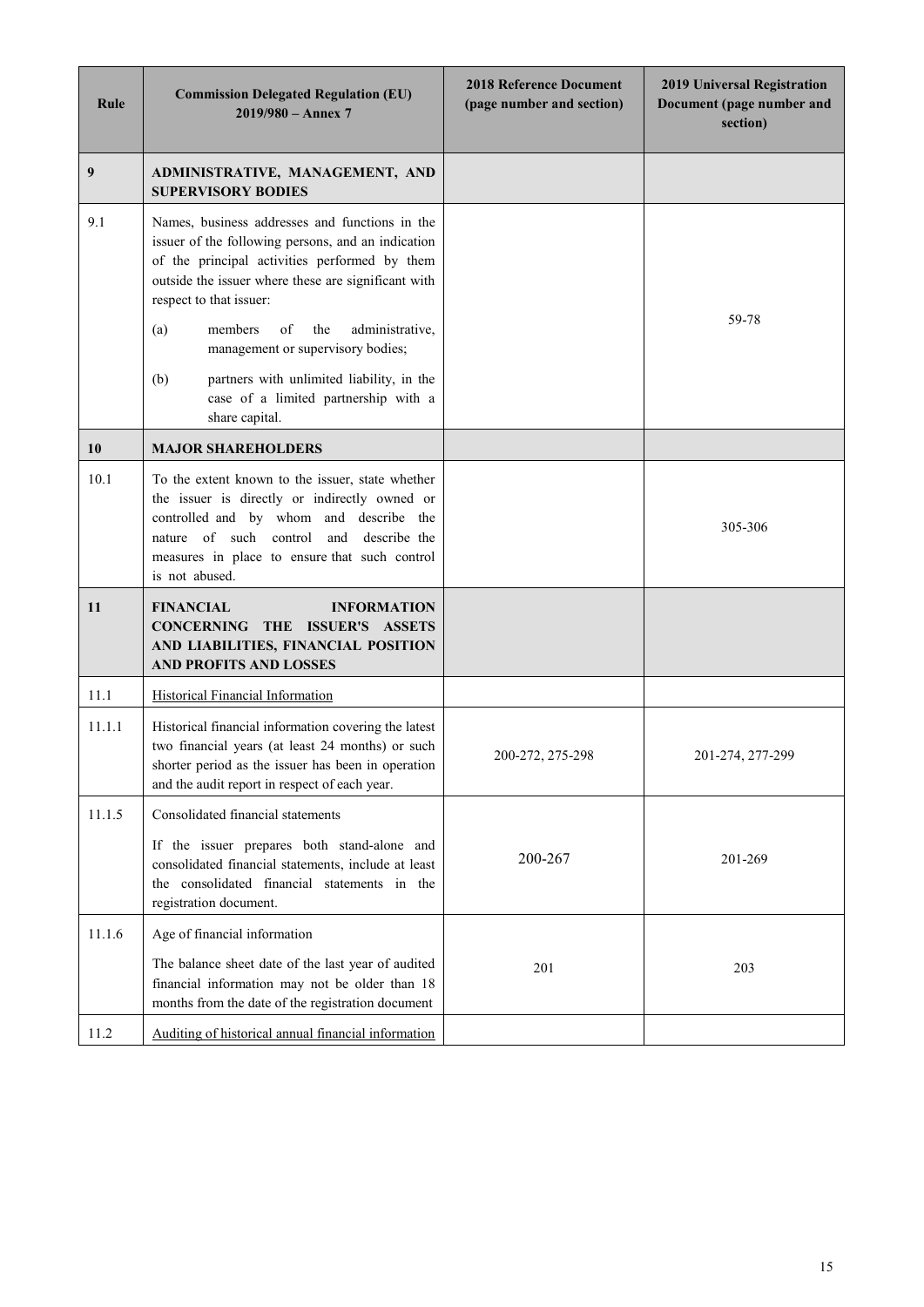| Rule | Commission Delegated Regulation (EU) 2019/980 – Annex 7 | 2018 Reference Document (page number and section) | 2019 Universal Registration Document (page number and section) |
|---|---|---|---|
| **9** | **ADMINISTRATIVE, MANAGEMENT, AND SUPERVISORY BODIES** | | |
| 9.1 | Names, business addresses and functions in the issuer of the following persons, and an indication of the principal activities performed by them outside the issuer where these are significant with respect to that issuer:<br>(a) members of the administrative, management or supervisory bodies;<br>(b) partners with unlimited liability, in the case of a limited partnership with a share capital. | | 59-78 |
| **10** | **MAJOR SHAREHOLDERS** | | |
| 10.1 | To the extent known to the issuer, state whether the issuer is directly or indirectly owned or controlled and by whom and describe the nature of such control and describe the measures in place to ensure that such control is not abused. | | 305-306 |
| **11** | **FINANCIAL INFORMATION CONCERNING THE ISSUER'S ASSETS AND LIABILITIES, FINANCIAL POSITION AND PROFITS AND LOSSES** | | |
| 11.1 | Historical Financial Information | | |
| 11.1.1 | Historical financial information covering the latest two financial years (at least 24 months) or such shorter period as the issuer has been in operation and the audit report in respect of each year. | 200-272, 275-298 | 201-274, 277-299 |
| 11.1.5 | Consolidated financial statements<br>If the issuer prepares both stand-alone and consolidated financial statements, include at least the consolidated financial statements in the registration document. | 200-267 | 201-269 |
| 11.1.6 | Age of financial information<br>The balance sheet date of the last year of audited financial information may not be older than 18 months from the date of the registration document | 201 | 203 |
| 11.2 | Auditing of historical annual financial information | | |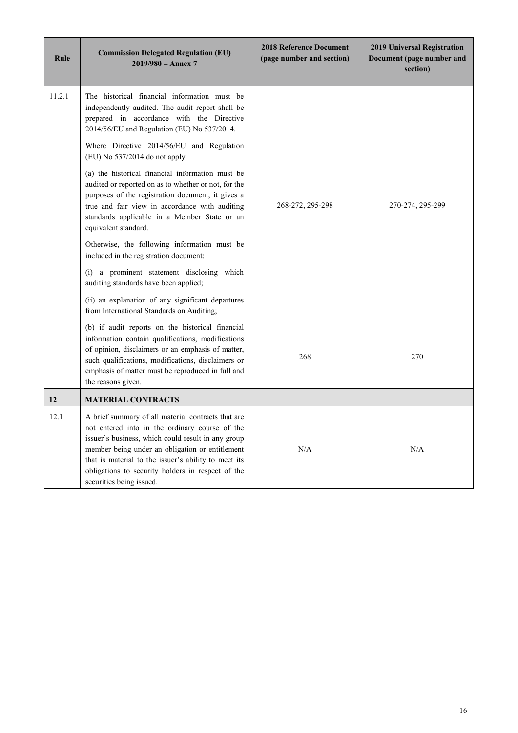| Rule | Commission Delegated Regulation (EU) 2019/980 – Annex 7 | 2018 Reference Document (page number and section) | 2019 Universal Registration Document (page number and section) |
|---|---|---|---|
| 11.2.1 | The historical financial information must be independently audited. The audit report shall be prepared in accordance with the Directive 2014/56/EU and Regulation (EU) No 537/2014.<br><br>Where Directive 2014/56/EU and Regulation (EU) No 537/2014 do not apply:<br><br>(a) the historical financial information must be audited or reported on as to whether or not, for the purposes of the registration document, it gives a true and fair view in accordance with auditing standards applicable in a Member State or an equivalent standard.<br><br>Otherwise, the following information must be included in the registration document:<br><br>(i) a prominent statement disclosing which auditing standards have been applied;<br><br>(ii) an explanation of any significant departures from International Standards on Auditing; | 268-272, 295-298 | 270-274, 295-299 |
| | (b) if audit reports on the historical financial information contain qualifications, modifications of opinion, disclaimers or an emphasis of matter, such qualifications, modifications, disclaimers or emphasis of matter must be reproduced in full and the reasons given. | 268 | 270 |
| **12** | **MATERIAL CONTRACTS** | | |
| 12.1 | A brief summary of all material contracts that are not entered into in the ordinary course of the issuer's business, which could result in any group member being under an obligation or entitlement that is material to the issuer's ability to meet its obligations to security holders in respect of the securities being issued. | N/A | N/A |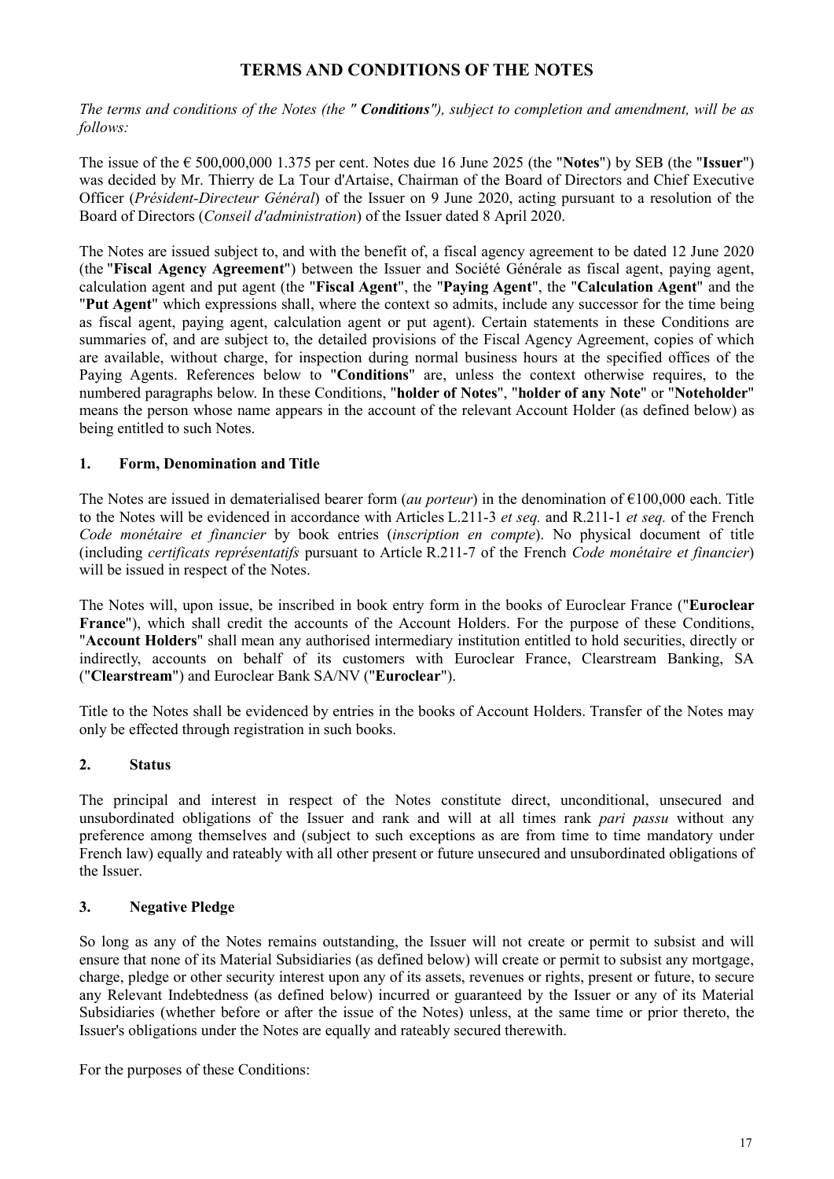# TERMS AND CONDITIONS OF THE NOTES

*The terms and conditions of the Notes (the "* ***Conditions****"), subject to completion and amendment, will be as follows:*

The issue of the € 500,000,000 1.375 per cent. Notes due 16 June 2025 (the "**Notes**") by SEB (the "**Issuer**") was decided by Mr. Thierry de La Tour d'Artaise, Chairman of the Board of Directors and Chief Executive Officer (*Président-Directeur Général*) of the Issuer on 9 June 2020, acting pursuant to a resolution of the Board of Directors (*Conseil d'administration*) of the Issuer dated 8 April 2020.

The Notes are issued subject to, and with the benefit of, a fiscal agency agreement to be dated 12 June 2020 (the "**Fiscal Agency Agreement**") between the Issuer and Société Générale as fiscal agent, paying agent, calculation agent and put agent (the "**Fiscal Agent**", the "**Paying Agent**", the "**Calculation Agent**" and the "**Put Agent**" which expressions shall, where the context so admits, include any successor for the time being as fiscal agent, paying agent, calculation agent or put agent). Certain statements in these Conditions are summaries of, and are subject to, the detailed provisions of the Fiscal Agency Agreement, copies of which are available, without charge, for inspection during normal business hours at the specified offices of the Paying Agents. References below to "**Conditions**" are, unless the context otherwise requires, to the numbered paragraphs below. In these Conditions, "**holder of Notes**", "**holder of any Note**" or "**Noteholder**" means the person whose name appears in the account of the relevant Account Holder (as defined below) as being entitled to such Notes.

## 1. Form, Denomination and Title

The Notes are issued in dematerialised bearer form (*au porteur*) in the denomination of €100,000 each. Title to the Notes will be evidenced in accordance with Articles L.211-3 *et seq.* and R.211-1 *et seq.* of the French *Code monétaire et financier* by book entries (*inscription en compte*). No physical document of title (including *certificats représentatifs* pursuant to Article R.211-7 of the French *Code monétaire et financier*) will be issued in respect of the Notes.

The Notes will, upon issue, be inscribed in book entry form in the books of Euroclear France ("**Euroclear France**"), which shall credit the accounts of the Account Holders. For the purpose of these Conditions, "**Account Holders**" shall mean any authorised intermediary institution entitled to hold securities, directly or indirectly, accounts on behalf of its customers with Euroclear France, Clearstream Banking, SA ("**Clearstream**") and Euroclear Bank SA/NV ("**Euroclear**").

Title to the Notes shall be evidenced by entries in the books of Account Holders. Transfer of the Notes may only be effected through registration in such books.

## 2. Status

The principal and interest in respect of the Notes constitute direct, unconditional, unsecured and unsubordinated obligations of the Issuer and rank and will at all times rank *pari passu* without any preference among themselves and (subject to such exceptions as are from time to time mandatory under French law) equally and rateably with all other present or future unsecured and unsubordinated obligations of the Issuer.

## 3. Negative Pledge

So long as any of the Notes remains outstanding, the Issuer will not create or permit to subsist and will ensure that none of its Material Subsidiaries (as defined below) will create or permit to subsist any mortgage, charge, pledge or other security interest upon any of its assets, revenues or rights, present or future, to secure any Relevant Indebtedness (as defined below) incurred or guaranteed by the Issuer or any of its Material Subsidiaries (whether before or after the issue of the Notes) unless, at the same time or prior thereto, the Issuer's obligations under the Notes are equally and rateably secured therewith.

For the purposes of these Conditions: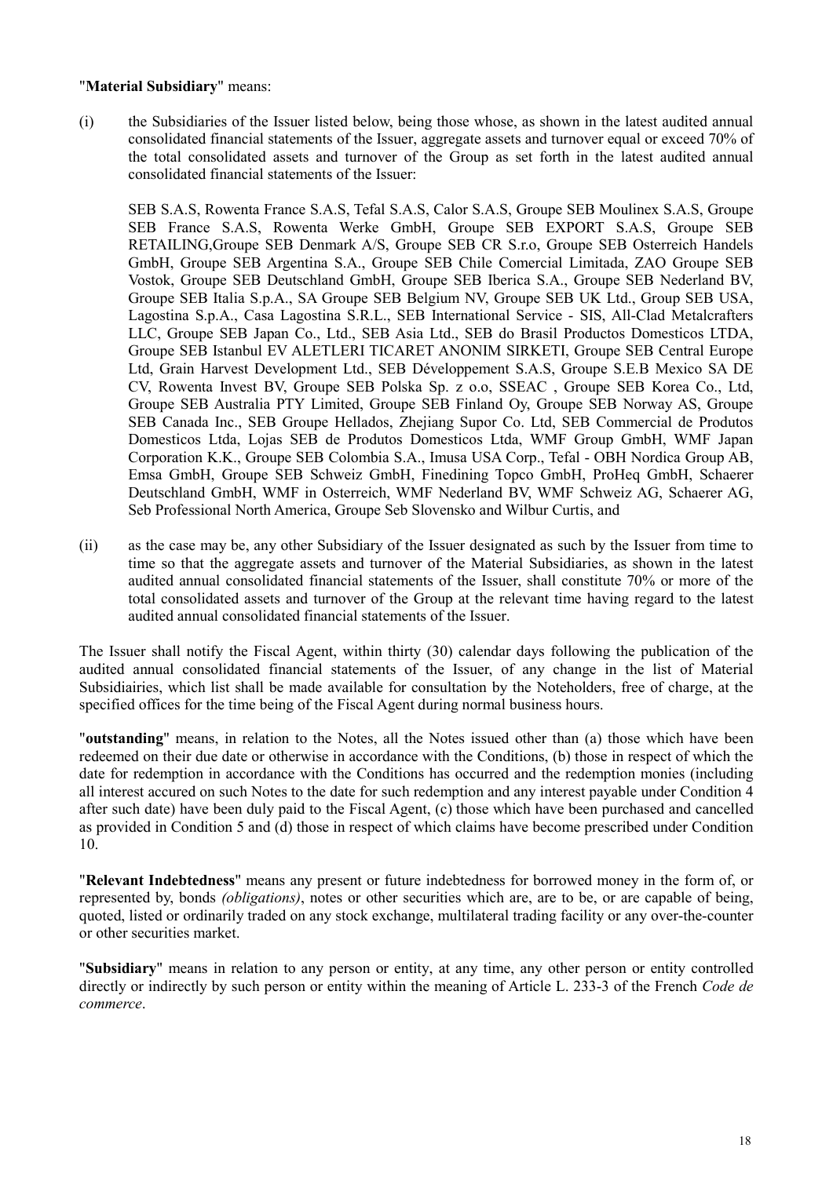"**Material Subsidiary**" means:

(i) the Subsidiaries of the Issuer listed below, being those whose, as shown in the latest audited annual consolidated financial statements of the Issuer, aggregate assets and turnover equal or exceed 70% of the total consolidated assets and turnover of the Group as set forth in the latest audited annual consolidated financial statements of the Issuer:

SEB S.A.S, Rowenta France S.A.S, Tefal S.A.S, Calor S.A.S, Groupe SEB Moulinex S.A.S, Groupe SEB France S.A.S, Rowenta Werke GmbH, Groupe SEB EXPORT S.A.S, Groupe SEB RETAILING,Groupe SEB Denmark A/S, Groupe SEB CR S.r.o, Groupe SEB Osterreich Handels GmbH, Groupe SEB Argentina S.A., Groupe SEB Chile Comercial Limitada, ZAO Groupe SEB Vostok, Groupe SEB Deutschland GmbH, Groupe SEB Iberica S.A., Groupe SEB Nederland BV, Groupe SEB Italia S.p.A., SA Groupe SEB Belgium NV, Groupe SEB UK Ltd., Group SEB USA, Lagostina S.p.A., Casa Lagostina S.R.L., SEB International Service - SIS, All-Clad Metalcrafters LLC, Groupe SEB Japan Co., Ltd., SEB Asia Ltd., SEB do Brasil Productos Domesticos LTDA, Groupe SEB Istanbul EV ALETLERI TICARET ANONIM SIRKETI, Groupe SEB Central Europe Ltd, Grain Harvest Development Ltd., SEB Développement S.A.S, Groupe S.E.B Mexico SA DE CV, Rowenta Invest BV, Groupe SEB Polska Sp. z o.o, SSEAC , Groupe SEB Korea Co., Ltd, Groupe SEB Australia PTY Limited, Groupe SEB Finland Oy, Groupe SEB Norway AS, Groupe SEB Canada Inc., SEB Groupe Hellados, Zhejiang Supor Co. Ltd, SEB Commercial de Produtos Domesticos Ltda, Lojas SEB de Produtos Domesticos Ltda, WMF Group GmbH, WMF Japan Corporation K.K., Groupe SEB Colombia S.A., Imusa USA Corp., Tefal - OBH Nordica Group AB, Emsa GmbH, Groupe SEB Schweiz GmbH, Finedining Topco GmbH, ProHeq GmbH, Schaerer Deutschland GmbH, WMF in Osterreich, WMF Nederland BV, WMF Schweiz AG, Schaerer AG, Seb Professional North America, Groupe Seb Slovensko and Wilbur Curtis, and

(ii) as the case may be, any other Subsidiary of the Issuer designated as such by the Issuer from time to time so that the aggregate assets and turnover of the Material Subsidiaries, as shown in the latest audited annual consolidated financial statements of the Issuer, shall constitute 70% or more of the total consolidated assets and turnover of the Group at the relevant time having regard to the latest audited annual consolidated financial statements of the Issuer.

The Issuer shall notify the Fiscal Agent, within thirty (30) calendar days following the publication of the audited annual consolidated financial statements of the Issuer, of any change in the list of Material Subsidiairies, which list shall be made available for consultation by the Noteholders, free of charge, at the specified offices for the time being of the Fiscal Agent during normal business hours.

"**outstanding**" means, in relation to the Notes, all the Notes issued other than (a) those which have been redeemed on their due date or otherwise in accordance with the Conditions, (b) those in respect of which the date for redemption in accordance with the Conditions has occurred and the redemption monies (including all interest accured on such Notes to the date for such redemption and any interest payable under Condition 4 after such date) have been duly paid to the Fiscal Agent, (c) those which have been purchased and cancelled as provided in Condition 5 and (d) those in respect of which claims have become prescribed under Condition 10.

"**Relevant Indebtedness**" means any present or future indebtedness for borrowed money in the form of, or represented by, bonds *(obligations)*, notes or other securities which are, are to be, or are capable of being, quoted, listed or ordinarily traded on any stock exchange, multilateral trading facility or any over-the-counter or other securities market.

"**Subsidiary**" means in relation to any person or entity, at any time, any other person or entity controlled directly or indirectly by such person or entity within the meaning of Article L. 233-3 of the French *Code de commerce*.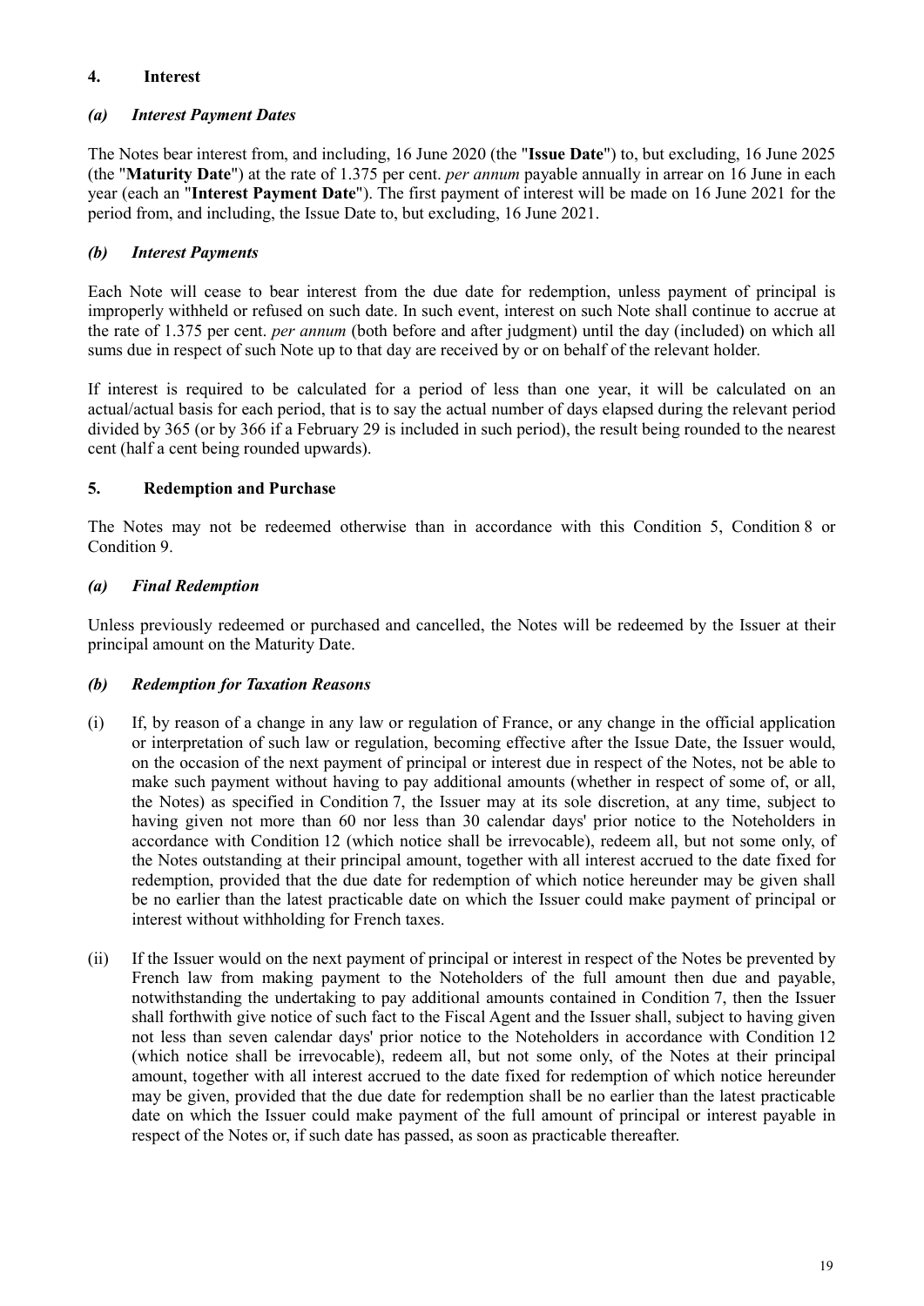## 4. Interest

### *(a) Interest Payment Dates*

The Notes bear interest from, and including, 16 June 2020 (the "**Issue Date**") to, but excluding, 16 June 2025 (the "**Maturity Date**") at the rate of 1.375 per cent. *per annum* payable annually in arrear on 16 June in each year (each an "**Interest Payment Date**"). The first payment of interest will be made on 16 June 2021 for the period from, and including, the Issue Date to, but excluding, 16 June 2021.

### *(b) Interest Payments*

Each Note will cease to bear interest from the due date for redemption, unless payment of principal is improperly withheld or refused on such date. In such event, interest on such Note shall continue to accrue at the rate of 1.375 per cent. *per annum* (both before and after judgment) until the day (included) on which all sums due in respect of such Note up to that day are received by or on behalf of the relevant holder.

If interest is required to be calculated for a period of less than one year, it will be calculated on an actual/actual basis for each period, that is to say the actual number of days elapsed during the relevant period divided by 365 (or by 366 if a February 29 is included in such period), the result being rounded to the nearest cent (half a cent being rounded upwards).

## 5. Redemption and Purchase

The Notes may not be redeemed otherwise than in accordance with this Condition 5, Condition 8 or Condition 9.

### *(a) Final Redemption*

Unless previously redeemed or purchased and cancelled, the Notes will be redeemed by the Issuer at their principal amount on the Maturity Date.

### *(b) Redemption for Taxation Reasons*

(i) If, by reason of a change in any law or regulation of France, or any change in the official application or interpretation of such law or regulation, becoming effective after the Issue Date, the Issuer would, on the occasion of the next payment of principal or interest due in respect of the Notes, not be able to make such payment without having to pay additional amounts (whether in respect of some of, or all, the Notes) as specified in Condition 7, the Issuer may at its sole discretion, at any time, subject to having given not more than 60 nor less than 30 calendar days' prior notice to the Noteholders in accordance with Condition 12 (which notice shall be irrevocable), redeem all, but not some only, of the Notes outstanding at their principal amount, together with all interest accrued to the date fixed for redemption, provided that the due date for redemption of which notice hereunder may be given shall be no earlier than the latest practicable date on which the Issuer could make payment of principal or interest without withholding for French taxes.

(ii) If the Issuer would on the next payment of principal or interest in respect of the Notes be prevented by French law from making payment to the Noteholders of the full amount then due and payable, notwithstanding the undertaking to pay additional amounts contained in Condition 7, then the Issuer shall forthwith give notice of such fact to the Fiscal Agent and the Issuer shall, subject to having given not less than seven calendar days' prior notice to the Noteholders in accordance with Condition 12 (which notice shall be irrevocable), redeem all, but not some only, of the Notes at their principal amount, together with all interest accrued to the date fixed for redemption of which notice hereunder may be given, provided that the due date for redemption shall be no earlier than the latest practicable date on which the Issuer could make payment of the full amount of principal or interest payable in respect of the Notes or, if such date has passed, as soon as practicable thereafter.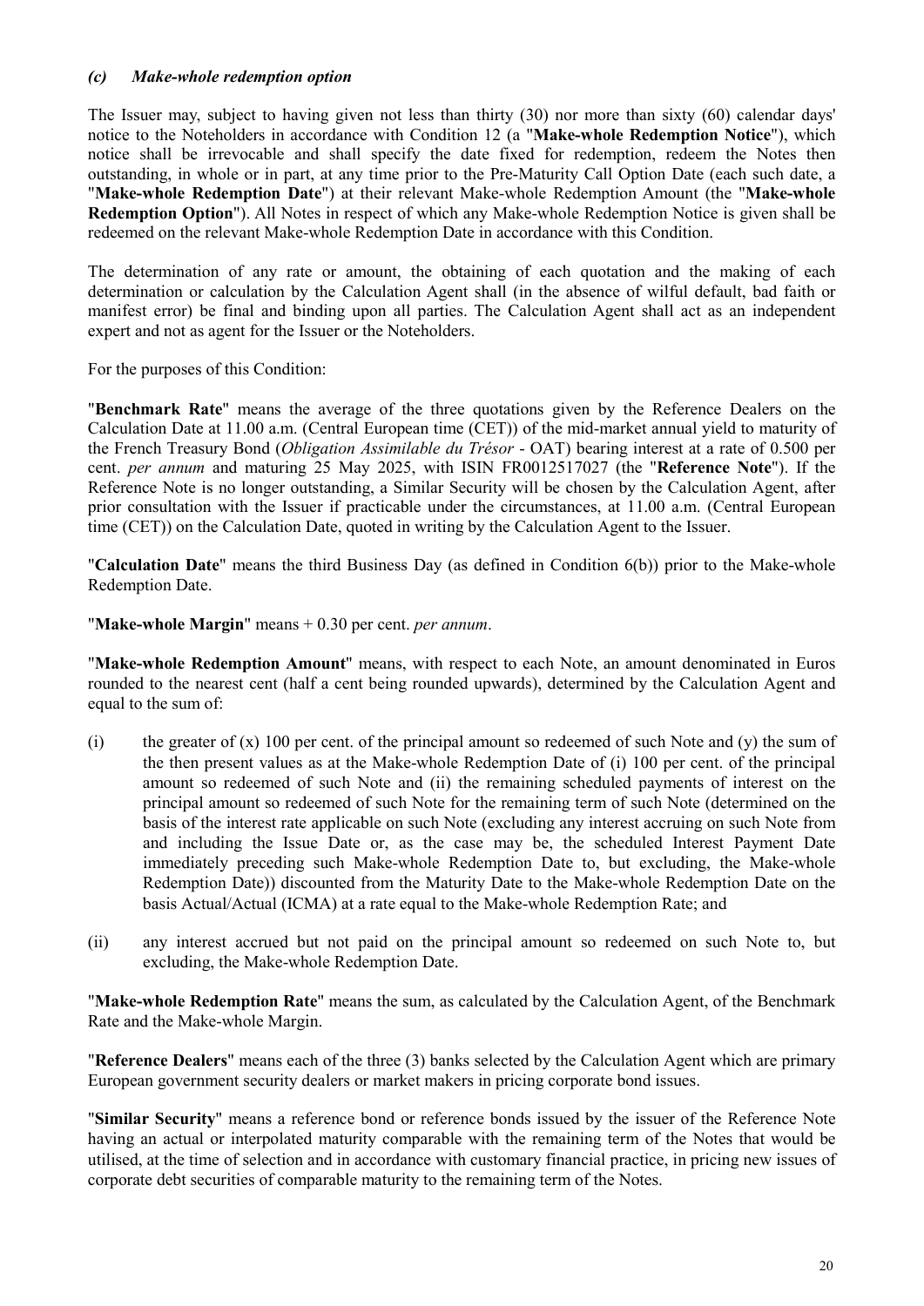*(c) Make-whole redemption option*

The Issuer may, subject to having given not less than thirty (30) nor more than sixty (60) calendar days' notice to the Noteholders in accordance with Condition 12 (a "**Make-whole Redemption Notice**"), which notice shall be irrevocable and shall specify the date fixed for redemption, redeem the Notes then outstanding, in whole or in part, at any time prior to the Pre-Maturity Call Option Date (each such date, a "**Make-whole Redemption Date**") at their relevant Make-whole Redemption Amount (the "**Make-whole Redemption Option**"). All Notes in respect of which any Make-whole Redemption Notice is given shall be redeemed on the relevant Make-whole Redemption Date in accordance with this Condition.

The determination of any rate or amount, the obtaining of each quotation and the making of each determination or calculation by the Calculation Agent shall (in the absence of wilful default, bad faith or manifest error) be final and binding upon all parties. The Calculation Agent shall act as an independent expert and not as agent for the Issuer or the Noteholders.

For the purposes of this Condition:

"**Benchmark Rate**" means the average of the three quotations given by the Reference Dealers on the Calculation Date at 11.00 a.m. (Central European time (CET)) of the mid-market annual yield to maturity of the French Treasury Bond (*Obligation Assimilable du Trésor* - OAT) bearing interest at a rate of 0.500 per cent. *per annum* and maturing 25 May 2025, with ISIN FR0012517027 (the "**Reference Note**"). If the Reference Note is no longer outstanding, a Similar Security will be chosen by the Calculation Agent, after prior consultation with the Issuer if practicable under the circumstances, at 11.00 a.m. (Central European time (CET)) on the Calculation Date, quoted in writing by the Calculation Agent to the Issuer.

"**Calculation Date**" means the third Business Day (as defined in Condition 6(b)) prior to the Make-whole Redemption Date.

"**Make-whole Margin**" means + 0.30 per cent. *per annum*.

"**Make-whole Redemption Amount**" means, with respect to each Note, an amount denominated in Euros rounded to the nearest cent (half a cent being rounded upwards), determined by the Calculation Agent and equal to the sum of:

(i) the greater of (x) 100 per cent. of the principal amount so redeemed of such Note and (y) the sum of the then present values as at the Make-whole Redemption Date of (i) 100 per cent. of the principal amount so redeemed of such Note and (ii) the remaining scheduled payments of interest on the principal amount so redeemed of such Note for the remaining term of such Note (determined on the basis of the interest rate applicable on such Note (excluding any interest accruing on such Note from and including the Issue Date or, as the case may be, the scheduled Interest Payment Date immediately preceding such Make-whole Redemption Date to, but excluding, the Make-whole Redemption Date)) discounted from the Maturity Date to the Make-whole Redemption Date on the basis Actual/Actual (ICMA) at a rate equal to the Make-whole Redemption Rate; and

(ii) any interest accrued but not paid on the principal amount so redeemed on such Note to, but excluding, the Make-whole Redemption Date.

"**Make-whole Redemption Rate**" means the sum, as calculated by the Calculation Agent, of the Benchmark Rate and the Make-whole Margin.

"**Reference Dealers**" means each of the three (3) banks selected by the Calculation Agent which are primary European government security dealers or market makers in pricing corporate bond issues.

"**Similar Security**" means a reference bond or reference bonds issued by the issuer of the Reference Note having an actual or interpolated maturity comparable with the remaining term of the Notes that would be utilised, at the time of selection and in accordance with customary financial practice, in pricing new issues of corporate debt securities of comparable maturity to the remaining term of the Notes.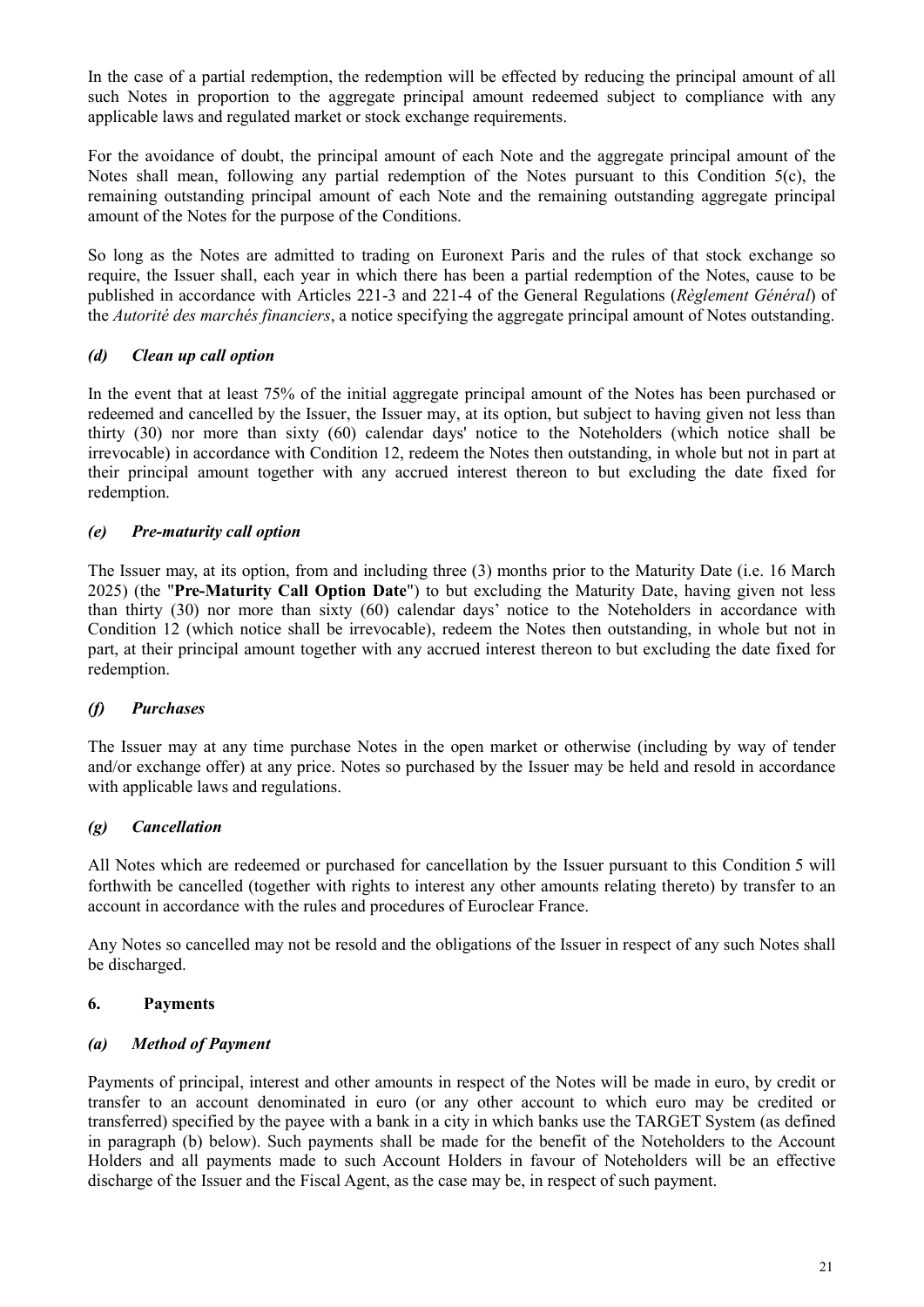In the case of a partial redemption, the redemption will be effected by reducing the principal amount of all such Notes in proportion to the aggregate principal amount redeemed subject to compliance with any applicable laws and regulated market or stock exchange requirements.

For the avoidance of doubt, the principal amount of each Note and the aggregate principal amount of the Notes shall mean, following any partial redemption of the Notes pursuant to this Condition 5(c), the remaining outstanding principal amount of each Note and the remaining outstanding aggregate principal amount of the Notes for the purpose of the Conditions.

So long as the Notes are admitted to trading on Euronext Paris and the rules of that stock exchange so require, the Issuer shall, each year in which there has been a partial redemption of the Notes, cause to be published in accordance with Articles 221-3 and 221-4 of the General Regulations (*Règlement Général*) of the *Autorité des marchés financiers*, a notice specifying the aggregate principal amount of Notes outstanding.

### *(d) Clean up call option*

In the event that at least 75% of the initial aggregate principal amount of the Notes has been purchased or redeemed and cancelled by the Issuer, the Issuer may, at its option, but subject to having given not less than thirty (30) nor more than sixty (60) calendar days' notice to the Noteholders (which notice shall be irrevocable) in accordance with Condition 12, redeem the Notes then outstanding, in whole but not in part at their principal amount together with any accrued interest thereon to but excluding the date fixed for redemption.

### *(e) Pre-maturity call option*

The Issuer may, at its option, from and including three (3) months prior to the Maturity Date (i.e. 16 March 2025) (the "**Pre-Maturity Call Option Date**") to but excluding the Maturity Date, having given not less than thirty (30) nor more than sixty (60) calendar days' notice to the Noteholders in accordance with Condition 12 (which notice shall be irrevocable), redeem the Notes then outstanding, in whole but not in part, at their principal amount together with any accrued interest thereon to but excluding the date fixed for redemption.

### *(f) Purchases*

The Issuer may at any time purchase Notes in the open market or otherwise (including by way of tender and/or exchange offer) at any price. Notes so purchased by the Issuer may be held and resold in accordance with applicable laws and regulations.

### *(g) Cancellation*

All Notes which are redeemed or purchased for cancellation by the Issuer pursuant to this Condition 5 will forthwith be cancelled (together with rights to interest any other amounts relating thereto) by transfer to an account in accordance with the rules and procedures of Euroclear France.

Any Notes so cancelled may not be resold and the obligations of the Issuer in respect of any such Notes shall be discharged.

## 6. Payments

### *(a) Method of Payment*

Payments of principal, interest and other amounts in respect of the Notes will be made in euro, by credit or transfer to an account denominated in euro (or any other account to which euro may be credited or transferred) specified by the payee with a bank in a city in which banks use the TARGET System (as defined in paragraph (b) below). Such payments shall be made for the benefit of the Noteholders to the Account Holders and all payments made to such Account Holders in favour of Noteholders will be an effective discharge of the Issuer and the Fiscal Agent, as the case may be, in respect of such payment.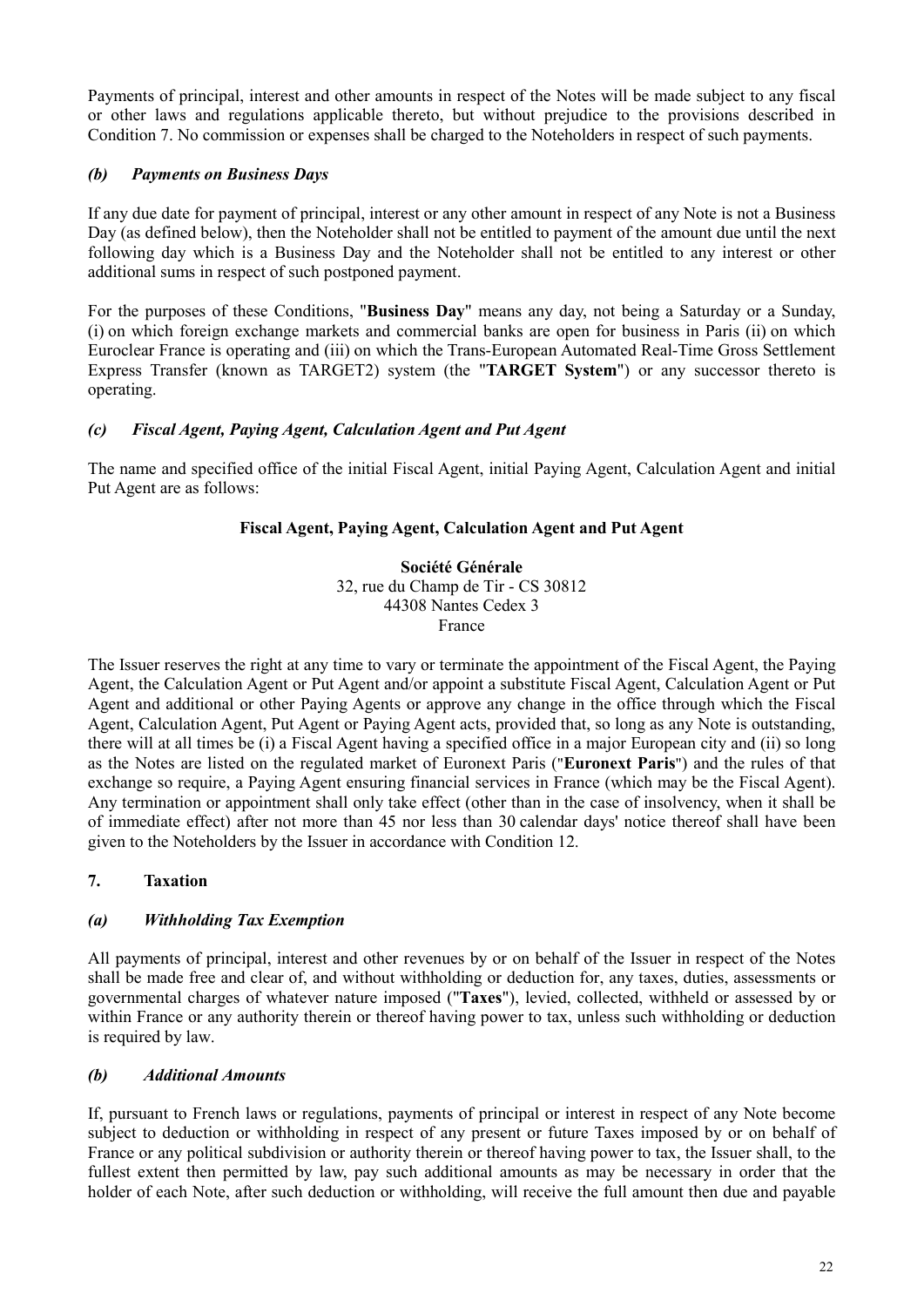Payments of principal, interest and other amounts in respect of the Notes will be made subject to any fiscal or other laws and regulations applicable thereto, but without prejudice to the provisions described in Condition 7. No commission or expenses shall be charged to the Noteholders in respect of such payments.

### *(b) Payments on Business Days*

If any due date for payment of principal, interest or any other amount in respect of any Note is not a Business Day (as defined below), then the Noteholder shall not be entitled to payment of the amount due until the next following day which is a Business Day and the Noteholder shall not be entitled to any interest or other additional sums in respect of such postponed payment.

For the purposes of these Conditions, "**Business Day**" means any day, not being a Saturday or a Sunday, (i) on which foreign exchange markets and commercial banks are open for business in Paris (ii) on which Euroclear France is operating and (iii) on which the Trans-European Automated Real-Time Gross Settlement Express Transfer (known as TARGET2) system (the "**TARGET System**") or any successor thereto is operating.

### *(c) Fiscal Agent, Paying Agent, Calculation Agent and Put Agent*

The name and specified office of the initial Fiscal Agent, initial Paying Agent, Calculation Agent and initial Put Agent are as follows:

**Fiscal Agent, Paying Agent, Calculation Agent and Put Agent**

**Société Générale**
32, rue du Champ de Tir - CS 30812
44308 Nantes Cedex 3
France

The Issuer reserves the right at any time to vary or terminate the appointment of the Fiscal Agent, the Paying Agent, the Calculation Agent or Put Agent and/or appoint a substitute Fiscal Agent, Calculation Agent or Put Agent and additional or other Paying Agents or approve any change in the office through which the Fiscal Agent, Calculation Agent, Put Agent or Paying Agent acts, provided that, so long as any Note is outstanding, there will at all times be (i) a Fiscal Agent having a specified office in a major European city and (ii) so long as the Notes are listed on the regulated market of Euronext Paris ("**Euronext Paris**") and the rules of that exchange so require, a Paying Agent ensuring financial services in France (which may be the Fiscal Agent). Any termination or appointment shall only take effect (other than in the case of insolvency, when it shall be of immediate effect) after not more than 45 nor less than 30 calendar days' notice thereof shall have been given to the Noteholders by the Issuer in accordance with Condition 12.

## 7. Taxation

### *(a) Withholding Tax Exemption*

All payments of principal, interest and other revenues by or on behalf of the Issuer in respect of the Notes shall be made free and clear of, and without withholding or deduction for, any taxes, duties, assessments or governmental charges of whatever nature imposed ("**Taxes**"), levied, collected, withheld or assessed by or within France or any authority therein or thereof having power to tax, unless such withholding or deduction is required by law.

### *(b) Additional Amounts*

If, pursuant to French laws or regulations, payments of principal or interest in respect of any Note become subject to deduction or withholding in respect of any present or future Taxes imposed by or on behalf of France or any political subdivision or authority therein or thereof having power to tax, the Issuer shall, to the fullest extent then permitted by law, pay such additional amounts as may be necessary in order that the holder of each Note, after such deduction or withholding, will receive the full amount then due and payable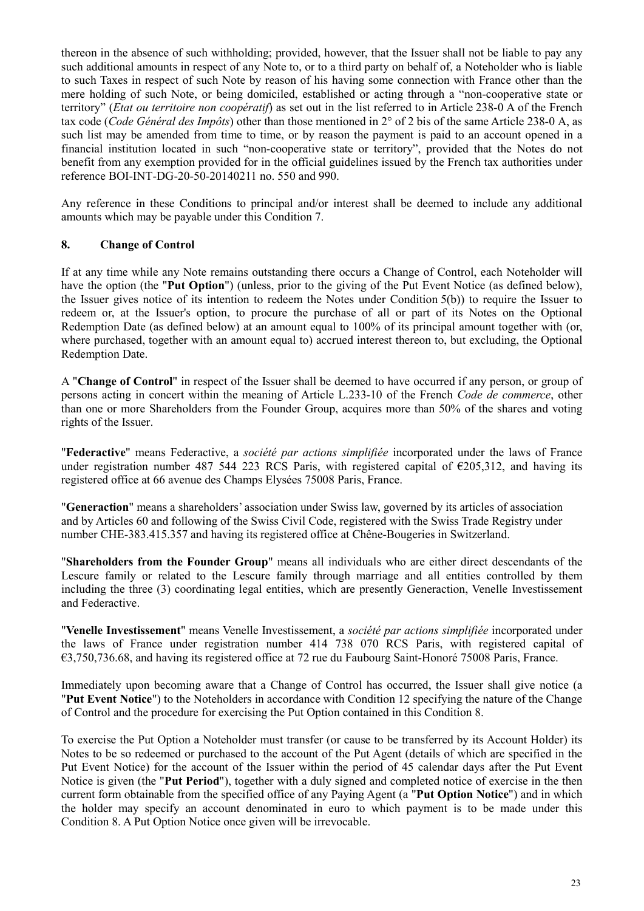thereon in the absence of such withholding; provided, however, that the Issuer shall not be liable to pay any such additional amounts in respect of any Note to, or to a third party on behalf of, a Noteholder who is liable to such Taxes in respect of such Note by reason of his having some connection with France other than the mere holding of such Note, or being domiciled, established or acting through a "non-cooperative state or territory" (*Etat ou territoire non coopératif*) as set out in the list referred to in Article 238-0 A of the French tax code (*Code Général des Impôts*) other than those mentioned in 2° of 2 bis of the same Article 238-0 A, as such list may be amended from time to time, or by reason the payment is paid to an account opened in a financial institution located in such "non-cooperative state or territory", provided that the Notes do not benefit from any exemption provided for in the official guidelines issued by the French tax authorities under reference BOI-INT-DG-20-50-20140211 no. 550 and 990.

Any reference in these Conditions to principal and/or interest shall be deemed to include any additional amounts which may be payable under this Condition 7.

## 8. Change of Control

If at any time while any Note remains outstanding there occurs a Change of Control, each Noteholder will have the option (the "**Put Option**") (unless, prior to the giving of the Put Event Notice (as defined below), the Issuer gives notice of its intention to redeem the Notes under Condition 5(b)) to require the Issuer to redeem or, at the Issuer's option, to procure the purchase of all or part of its Notes on the Optional Redemption Date (as defined below) at an amount equal to 100% of its principal amount together with (or, where purchased, together with an amount equal to) accrued interest thereon to, but excluding, the Optional Redemption Date.

A "**Change of Control**" in respect of the Issuer shall be deemed to have occurred if any person, or group of persons acting in concert within the meaning of Article L.233-10 of the French *Code de commerce*, other than one or more Shareholders from the Founder Group, acquires more than 50% of the shares and voting rights of the Issuer.

"**Federactive**" means Federactive, a *société par actions simplifiée* incorporated under the laws of France under registration number 487 544 223 RCS Paris, with registered capital of €205,312, and having its registered office at 66 avenue des Champs Elysées 75008 Paris, France.

"**Generaction**" means a shareholders' association under Swiss law, governed by its articles of association and by Articles 60 and following of the Swiss Civil Code, registered with the Swiss Trade Registry under number CHE-383.415.357 and having its registered office at Chêne-Bougeries in Switzerland.

"**Shareholders from the Founder Group**" means all individuals who are either direct descendants of the Lescure family or related to the Lescure family through marriage and all entities controlled by them including the three (3) coordinating legal entities, which are presently Generaction, Venelle Investissement and Federactive.

"**Venelle Investissement**" means Venelle Investissement, a *société par actions simplifiée* incorporated under the laws of France under registration number 414 738 070 RCS Paris, with registered capital of €3,750,736.68, and having its registered office at 72 rue du Faubourg Saint-Honoré 75008 Paris, France.

Immediately upon becoming aware that a Change of Control has occurred, the Issuer shall give notice (a "**Put Event Notice**") to the Noteholders in accordance with Condition 12 specifying the nature of the Change of Control and the procedure for exercising the Put Option contained in this Condition 8.

To exercise the Put Option a Noteholder must transfer (or cause to be transferred by its Account Holder) its Notes to be so redeemed or purchased to the account of the Put Agent (details of which are specified in the Put Event Notice) for the account of the Issuer within the period of 45 calendar days after the Put Event Notice is given (the "**Put Period**"), together with a duly signed and completed notice of exercise in the then current form obtainable from the specified office of any Paying Agent (a "**Put Option Notice**") and in which the holder may specify an account denominated in euro to which payment is to be made under this Condition 8. A Put Option Notice once given will be irrevocable.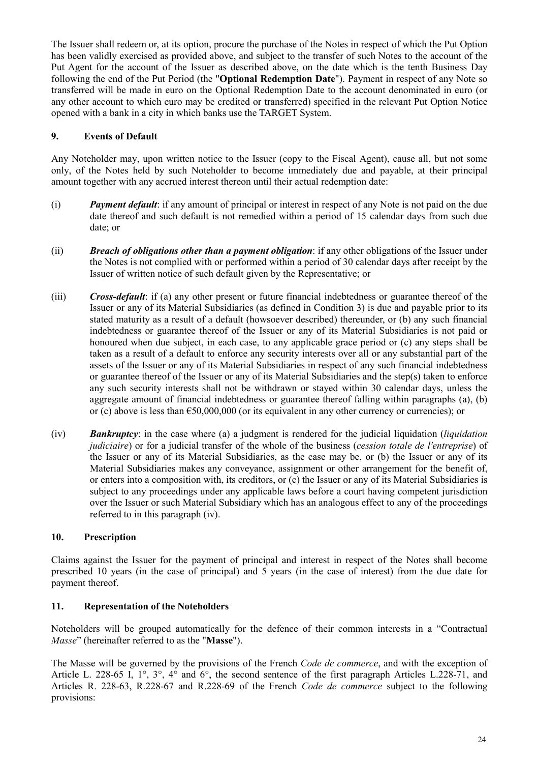The Issuer shall redeem or, at its option, procure the purchase of the Notes in respect of which the Put Option has been validly exercised as provided above, and subject to the transfer of such Notes to the account of the Put Agent for the account of the Issuer as described above, on the date which is the tenth Business Day following the end of the Put Period (the "**Optional Redemption Date**"). Payment in respect of any Note so transferred will be made in euro on the Optional Redemption Date to the account denominated in euro (or any other account to which euro may be credited or transferred) specified in the relevant Put Option Notice opened with a bank in a city in which banks use the TARGET System.

## 9. Events of Default

Any Noteholder may, upon written notice to the Issuer (copy to the Fiscal Agent), cause all, but not some only, of the Notes held by such Noteholder to become immediately due and payable, at their principal amount together with any accrued interest thereon until their actual redemption date:

(i) ***Payment default***: if any amount of principal or interest in respect of any Note is not paid on the due date thereof and such default is not remedied within a period of 15 calendar days from such due date; or

(ii) ***Breach of obligations other than a payment obligation***: if any other obligations of the Issuer under the Notes is not complied with or performed within a period of 30 calendar days after receipt by the Issuer of written notice of such default given by the Representative; or

(iii) ***Cross-default***: if (a) any other present or future financial indebtedness or guarantee thereof of the Issuer or any of its Material Subsidiaries (as defined in Condition 3) is due and payable prior to its stated maturity as a result of a default (howsoever described) thereunder, or (b) any such financial indebtedness or guarantee thereof of the Issuer or any of its Material Subsidiaries is not paid or honoured when due subject, in each case, to any applicable grace period or (c) any steps shall be taken as a result of a default to enforce any security interests over all or any substantial part of the assets of the Issuer or any of its Material Subsidiaries in respect of any such financial indebtedness or guarantee thereof of the Issuer or any of its Material Subsidiaries and the step(s) taken to enforce any such security interests shall not be withdrawn or stayed within 30 calendar days, unless the aggregate amount of financial indebtedness or guarantee thereof falling within paragraphs (a), (b) or (c) above is less than €50,000,000 (or its equivalent in any other currency or currencies); or

(iv) ***Bankruptcy***: in the case where (a) a judgment is rendered for the judicial liquidation (*liquidation judiciaire*) or for a judicial transfer of the whole of the business (*cession totale de l'entreprise*) of the Issuer or any of its Material Subsidiaries, as the case may be, or (b) the Issuer or any of its Material Subsidiaries makes any conveyance, assignment or other arrangement for the benefit of, or enters into a composition with, its creditors, or (c) the Issuer or any of its Material Subsidiaries is subject to any proceedings under any applicable laws before a court having competent jurisdiction over the Issuer or such Material Subsidiary which has an analogous effect to any of the proceedings referred to in this paragraph (iv).

## 10. Prescription

Claims against the Issuer for the payment of principal and interest in respect of the Notes shall become prescribed 10 years (in the case of principal) and 5 years (in the case of interest) from the due date for payment thereof.

## 11. Representation of the Noteholders

Noteholders will be grouped automatically for the defence of their common interests in a "Contractual *Masse*" (hereinafter referred to as the "**Masse**").

The Masse will be governed by the provisions of the French *Code de commerce*, and with the exception of Article L. 228-65 I, 1°, 3°, 4° and 6°, the second sentence of the first paragraph Articles L.228-71, and Articles R. 228-63, R.228-67 and R.228-69 of the French *Code de commerce* subject to the following provisions: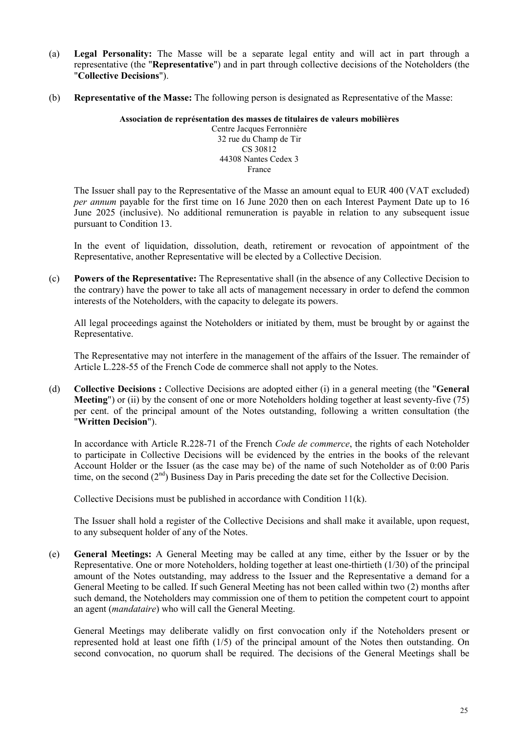(a) **Legal Personality:** The Masse will be a separate legal entity and will act in part through a representative (the "**Representative**") and in part through collective decisions of the Noteholders (the "**Collective Decisions**").

(b) **Representative of the Masse:** The following person is designated as Representative of the Masse:

**Association de représentation des masses de titulaires de valeurs mobilières**
Centre Jacques Ferronnière
32 rue du Champ de Tir
CS 30812
44308 Nantes Cedex 3
France

The Issuer shall pay to the Representative of the Masse an amount equal to EUR 400 (VAT excluded) *per annum* payable for the first time on 16 June 2020 then on each Interest Payment Date up to 16 June 2025 (inclusive). No additional remuneration is payable in relation to any subsequent issue pursuant to Condition 13.

In the event of liquidation, dissolution, death, retirement or revocation of appointment of the Representative, another Representative will be elected by a Collective Decision.

(c) **Powers of the Representative:** The Representative shall (in the absence of any Collective Decision to the contrary) have the power to take all acts of management necessary in order to defend the common interests of the Noteholders, with the capacity to delegate its powers.

All legal proceedings against the Noteholders or initiated by them, must be brought by or against the Representative.

The Representative may not interfere in the management of the affairs of the Issuer. The remainder of Article L.228-55 of the French Code de commerce shall not apply to the Notes.

(d) **Collective Decisions :** Collective Decisions are adopted either (i) in a general meeting (the "**General Meeting**") or (ii) by the consent of one or more Noteholders holding together at least seventy-five (75) per cent. of the principal amount of the Notes outstanding, following a written consultation (the "**Written Decision**").

In accordance with Article R.228-71 of the French *Code de commerce*, the rights of each Noteholder to participate in Collective Decisions will be evidenced by the entries in the books of the relevant Account Holder or the Issuer (as the case may be) of the name of such Noteholder as of 0:00 Paris time, on the second (2nd) Business Day in Paris preceding the date set for the Collective Decision.

Collective Decisions must be published in accordance with Condition 11(k).

The Issuer shall hold a register of the Collective Decisions and shall make it available, upon request, to any subsequent holder of any of the Notes.

(e) **General Meetings:** A General Meeting may be called at any time, either by the Issuer or by the Representative. One or more Noteholders, holding together at least one-thirtieth (1/30) of the principal amount of the Notes outstanding, may address to the Issuer and the Representative a demand for a General Meeting to be called. If such General Meeting has not been called within two (2) months after such demand, the Noteholders may commission one of them to petition the competent court to appoint an agent (*mandataire*) who will call the General Meeting.

General Meetings may deliberate validly on first convocation only if the Noteholders present or represented hold at least one fifth (1/5) of the principal amount of the Notes then outstanding. On second convocation, no quorum shall be required. The decisions of the General Meetings shall be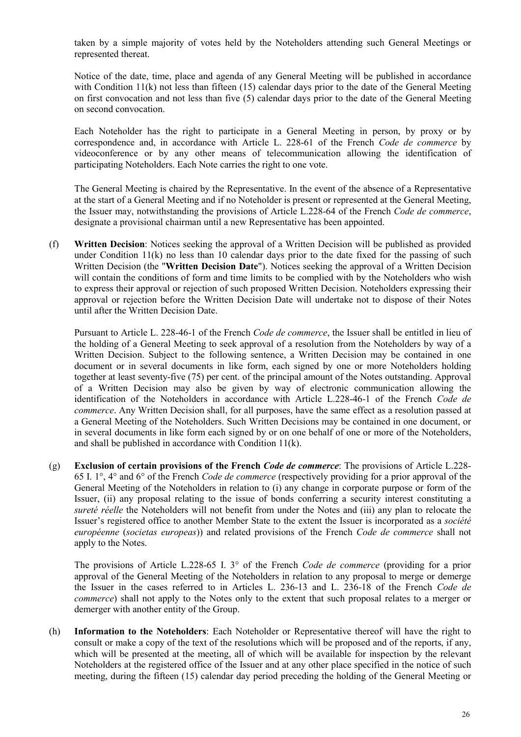taken by a simple majority of votes held by the Noteholders attending such General Meetings or represented thereat.

Notice of the date, time, place and agenda of any General Meeting will be published in accordance with Condition 11(k) not less than fifteen (15) calendar days prior to the date of the General Meeting on first convocation and not less than five (5) calendar days prior to the date of the General Meeting on second convocation.

Each Noteholder has the right to participate in a General Meeting in person, by proxy or by correspondence and, in accordance with Article L. 228-61 of the French *Code de commerce* by videoconference or by any other means of telecommunication allowing the identification of participating Noteholders. Each Note carries the right to one vote.

The General Meeting is chaired by the Representative. In the event of the absence of a Representative at the start of a General Meeting and if no Noteholder is present or represented at the General Meeting, the Issuer may, notwithstanding the provisions of Article L.228-64 of the French *Code de commerce*, designate a provisional chairman until a new Representative has been appointed.

(f) **Written Decision**: Notices seeking the approval of a Written Decision will be published as provided under Condition 11(k) no less than 10 calendar days prior to the date fixed for the passing of such Written Decision (the "**Written Decision Date**"). Notices seeking the approval of a Written Decision will contain the conditions of form and time limits to be complied with by the Noteholders who wish to express their approval or rejection of such proposed Written Decision. Noteholders expressing their approval or rejection before the Written Decision Date will undertake not to dispose of their Notes until after the Written Decision Date.

Pursuant to Article L. 228-46-1 of the French *Code de commerce*, the Issuer shall be entitled in lieu of the holding of a General Meeting to seek approval of a resolution from the Noteholders by way of a Written Decision. Subject to the following sentence, a Written Decision may be contained in one document or in several documents in like form, each signed by one or more Noteholders holding together at least seventy-five (75) per cent. of the principal amount of the Notes outstanding. Approval of a Written Decision may also be given by way of electronic communication allowing the identification of the Noteholders in accordance with Article L.228-46-1 of the French *Code de commerce*. Any Written Decision shall, for all purposes, have the same effect as a resolution passed at a General Meeting of the Noteholders. Such Written Decisions may be contained in one document, or in several documents in like form each signed by or on one behalf of one or more of the Noteholders, and shall be published in accordance with Condition 11(k).

(g) **Exclusion of certain provisions of the French *Code de commerce***: The provisions of Article L.228-65 I. 1°, 4° and 6° of the French *Code de commerce* (respectively providing for a prior approval of the General Meeting of the Noteholders in relation to (i) any change in corporate purpose or form of the Issuer, (ii) any proposal relating to the issue of bonds conferring a security interest constituting a *sureté réelle* the Noteholders will not benefit from under the Notes and (iii) any plan to relocate the Issuer's registered office to another Member State to the extent the Issuer is incorporated as a *société européenne* (*societas europeas*)) and related provisions of the French *Code de commerce* shall not apply to the Notes.

The provisions of Article L.228-65 I. 3° of the French *Code de commerce* (providing for a prior approval of the General Meeting of the Noteholders in relation to any proposal to merge or demerge the Issuer in the cases referred to in Articles L. 236-13 and L. 236-18 of the French *Code de commerce*) shall not apply to the Notes only to the extent that such proposal relates to a merger or demerger with another entity of the Group.

(h) **Information to the Noteholders**: Each Noteholder or Representative thereof will have the right to consult or make a copy of the text of the resolutions which will be proposed and of the reports, if any, which will be presented at the meeting, all of which will be available for inspection by the relevant Noteholders at the registered office of the Issuer and at any other place specified in the notice of such meeting, during the fifteen (15) calendar day period preceding the holding of the General Meeting or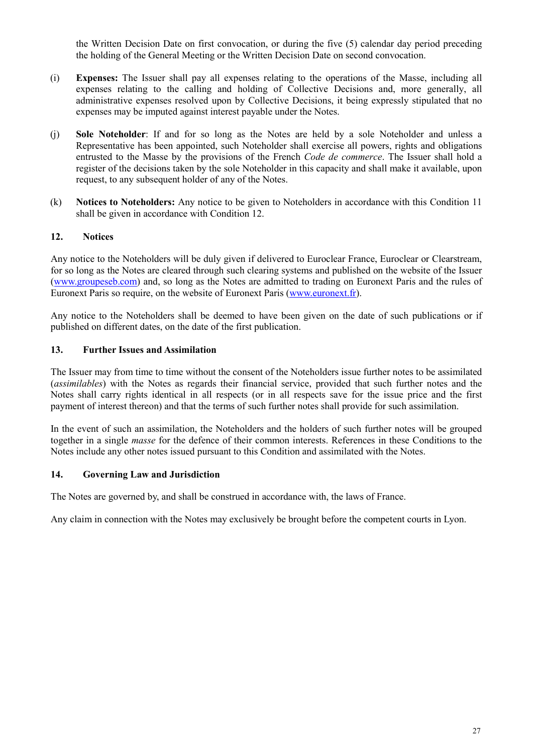the Written Decision Date on first convocation, or during the five (5) calendar day period preceding the holding of the General Meeting or the Written Decision Date on second convocation.

(i) **Expenses:** The Issuer shall pay all expenses relating to the operations of the Masse, including all expenses relating to the calling and holding of Collective Decisions and, more generally, all administrative expenses resolved upon by Collective Decisions, it being expressly stipulated that no expenses may be imputed against interest payable under the Notes.

(j) **Sole Noteholder**: If and for so long as the Notes are held by a sole Noteholder and unless a Representative has been appointed, such Noteholder shall exercise all powers, rights and obligations entrusted to the Masse by the provisions of the French *Code de commerce*. The Issuer shall hold a register of the decisions taken by the sole Noteholder in this capacity and shall make it available, upon request, to any subsequent holder of any of the Notes.

(k) **Notices to Noteholders:** Any notice to be given to Noteholders in accordance with this Condition 11 shall be given in accordance with Condition 12.

## 12. Notices

Any notice to the Noteholders will be duly given if delivered to Euroclear France, Euroclear or Clearstream, for so long as the Notes are cleared through such clearing systems and published on the website of the Issuer (www.groupeseb.com) and, so long as the Notes are admitted to trading on Euronext Paris and the rules of Euronext Paris so require, on the website of Euronext Paris (www.euronext.fr).

Any notice to the Noteholders shall be deemed to have been given on the date of such publications or if published on different dates, on the date of the first publication.

## 13. Further Issues and Assimilation

The Issuer may from time to time without the consent of the Noteholders issue further notes to be assimilated (*assimilables*) with the Notes as regards their financial service, provided that such further notes and the Notes shall carry rights identical in all respects (or in all respects save for the issue price and the first payment of interest thereon) and that the terms of such further notes shall provide for such assimilation.

In the event of such an assimilation, the Noteholders and the holders of such further notes will be grouped together in a single *masse* for the defence of their common interests. References in these Conditions to the Notes include any other notes issued pursuant to this Condition and assimilated with the Notes.

## 14. Governing Law and Jurisdiction

The Notes are governed by, and shall be construed in accordance with, the laws of France.

Any claim in connection with the Notes may exclusively be brought before the competent courts in Lyon.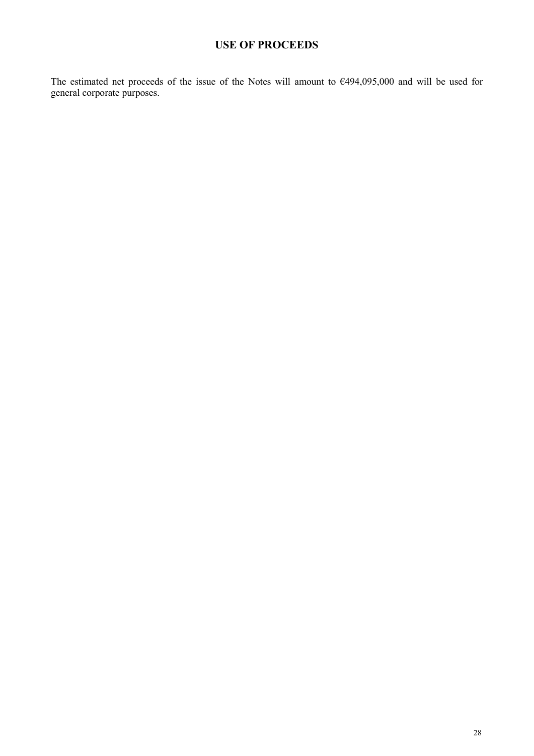# USE OF PROCEEDS

The estimated net proceeds of the issue of the Notes will amount to €494,095,000 and will be used for general corporate purposes.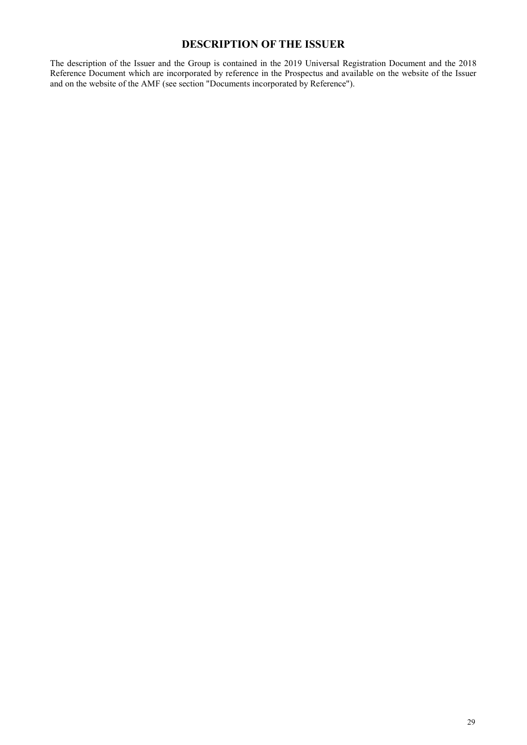# DESCRIPTION OF THE ISSUER

The description of the Issuer and the Group is contained in the 2019 Universal Registration Document and the 2018 Reference Document which are incorporated by reference in the Prospectus and available on the website of the Issuer and on the website of the AMF (see section "Documents incorporated by Reference").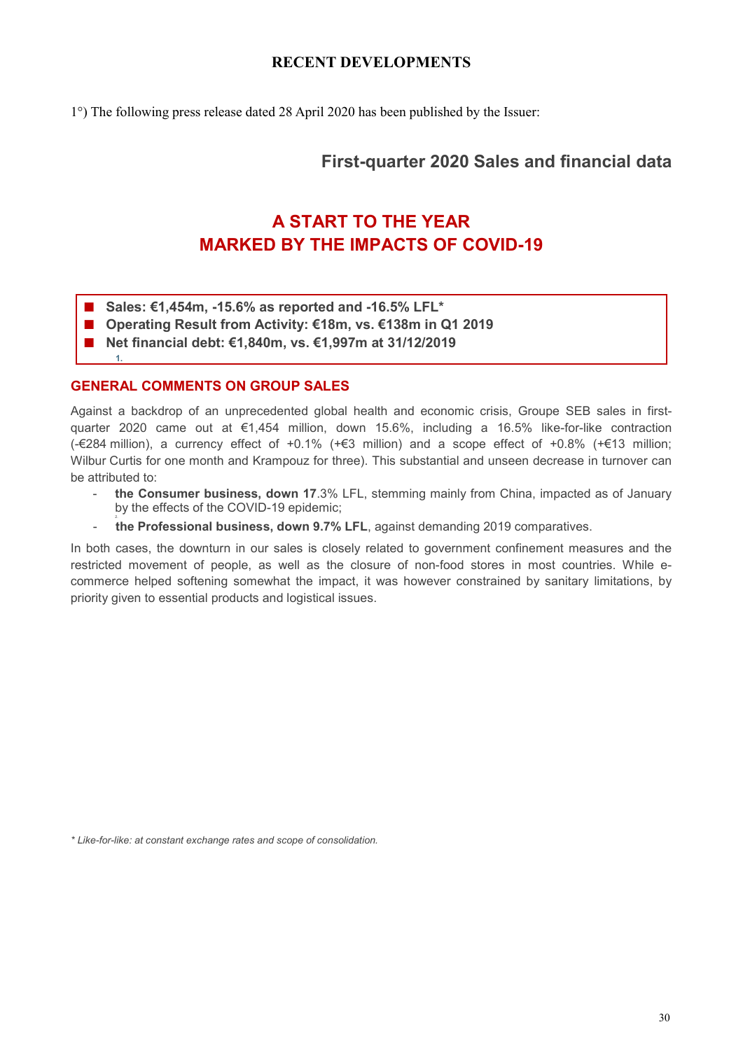# RECENT DEVELOPMENTS

1°) The following press release dated 28 April 2020 has been published by the Issuer:

## First-quarter 2020 Sales and financial data

# A START TO THE YEAR MARKED BY THE IMPACTS OF COVID-19

- **Sales: €1,454m, -15.6% as reported and -16.5% LFL***
- **Operating Result from Activity: €18m, vs. €138m in Q1 2019**
- **Net financial debt: €1,840m, vs. €1,997m at 31/12/2019**

1.

## GENERAL COMMENTS ON GROUP SALES

Against a backdrop of an unprecedented global health and economic crisis, Groupe SEB sales in first-quarter 2020 came out at €1,454 million, down 15.6%, including a 16.5% like-for-like contraction (-€284 million), a currency effect of +0.1% (+€3 million) and a scope effect of +0.8% (+€13 million; Wilbur Curtis for one month and Krampouz for three). This substantial and unseen decrease in turnover can be attributed to:

- **the Consumer business, down 17**.3% LFL, stemming mainly from China, impacted as of January by the effects of the COVID-19 epidemic;
- **the Professional business, down 9.7% LFL**, against demanding 2019 comparatives.

In both cases, the downturn in our sales is closely related to government confinement measures and the restricted movement of people, as well as the closure of non-food stores in most countries. While e-commerce helped softening somewhat the impact, it was however constrained by sanitary limitations, by priority given to essential products and logistical issues.

*\* Like-for-like: at constant exchange rates and scope of consolidation.*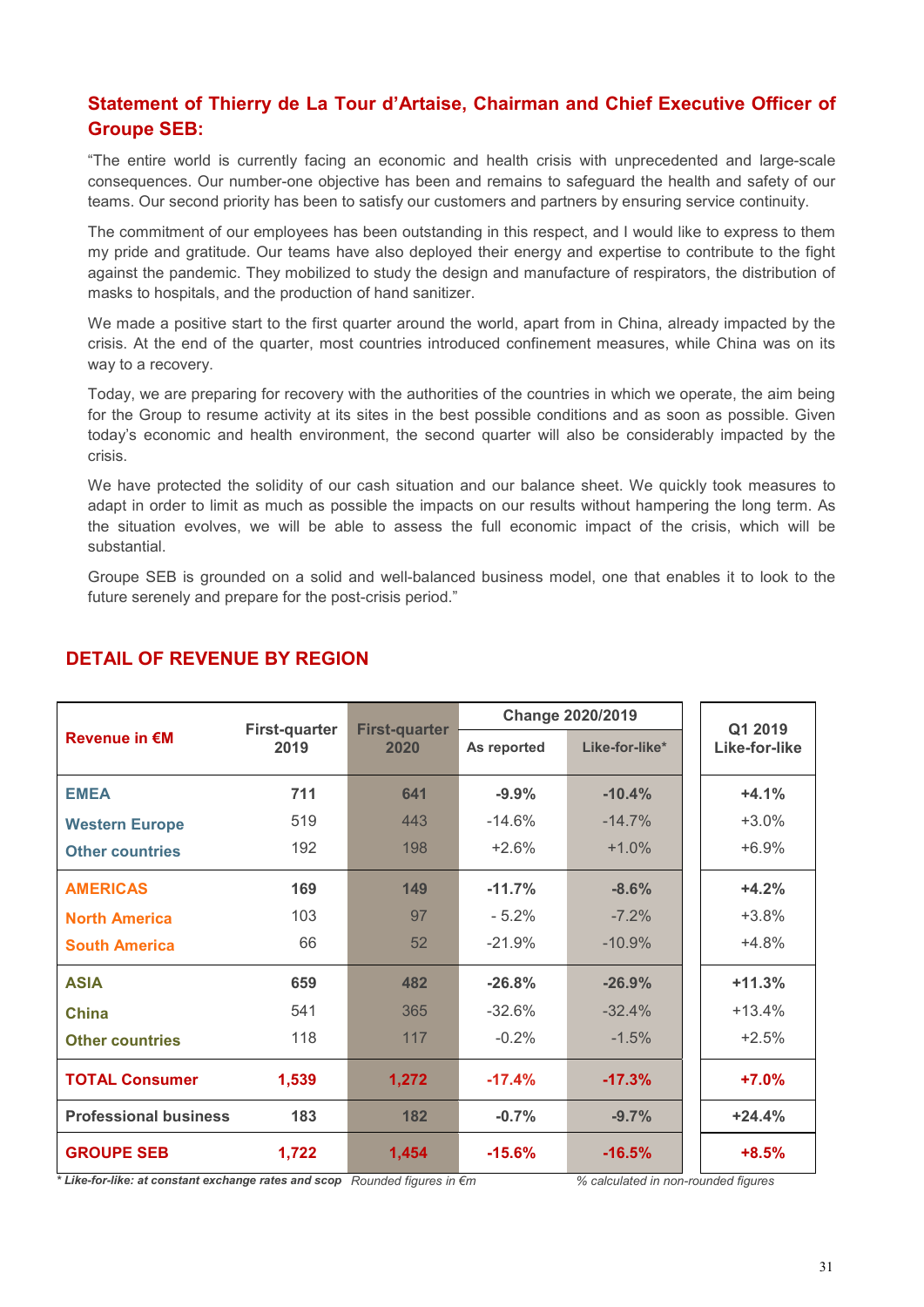## Statement of Thierry de La Tour d'Artaise, Chairman and Chief Executive Officer of Groupe SEB:

"The entire world is currently facing an economic and health crisis with unprecedented and large-scale consequences. Our number-one objective has been and remains to safeguard the health and safety of our teams. Our second priority has been to satisfy our customers and partners by ensuring service continuity.

The commitment of our employees has been outstanding in this respect, and I would like to express to them my pride and gratitude. Our teams have also deployed their energy and expertise to contribute to the fight against the pandemic. They mobilized to study the design and manufacture of respirators, the distribution of masks to hospitals, and the production of hand sanitizer.

We made a positive start to the first quarter around the world, apart from in China, already impacted by the crisis. At the end of the quarter, most countries introduced confinement measures, while China was on its way to a recovery.

Today, we are preparing for recovery with the authorities of the countries in which we operate, the aim being for the Group to resume activity at its sites in the best possible conditions and as soon as possible. Given today's economic and health environment, the second quarter will also be considerably impacted by the crisis.

We have protected the solidity of our cash situation and our balance sheet. We quickly took measures to adapt in order to limit as much as possible the impacts on our results without hampering the long term. As the situation evolves, we will be able to assess the full economic impact of the crisis, which will be substantial.

Groupe SEB is grounded on a solid and well-balanced business model, one that enables it to look to the future serenely and prepare for the post-crisis period."

## DETAIL OF REVENUE BY REGION

| Revenue in €M | First-quarter 2019 | First-quarter 2020 | Change 2020/2019 | | Q1 2019 Like-for-like |
|---|---|---|---|---|---|
| | | | As reported | Like-for-like* | |
| **EMEA** | **711** | **641** | **-9.9%** | **-10.4%** | **+4.1%** |
| Western Europe | 519 | 443 | -14.6% | -14.7% | +3.0% |
| Other countries | 192 | 198 | +2.6% | +1.0% | +6.9% |
| **AMERICAS** | **169** | **149** | **-11.7%** | **-8.6%** | **+4.2%** |
| North America | 103 | 97 | - 5.2% | -7.2% | +3.8% |
| South America | 66 | 52 | -21.9% | -10.9% | +4.8% |
| **ASIA** | **659** | **482** | **-26.8%** | **-26.9%** | **+11.3%** |
| China | 541 | 365 | -32.6% | -32.4% | +13.4% |
| Other countries | 118 | 117 | -0.2% | -1.5% | +2.5% |
| **TOTAL Consumer** | **1,539** | **1,272** | **-17.4%** | **-17.3%** | **+7.0%** |
| **Professional business** | **183** | **182** | **-0.7%** | **-9.7%** | **+24.4%** |
| **GROUPE SEB** | **1,722** | **1,454** | **-15.6%** | **-16.5%** | **+8.5%** |

*\* Like-for-like: at constant exchange rates and scop* *Rounded figures in €m* *% calculated in non-rounded figures*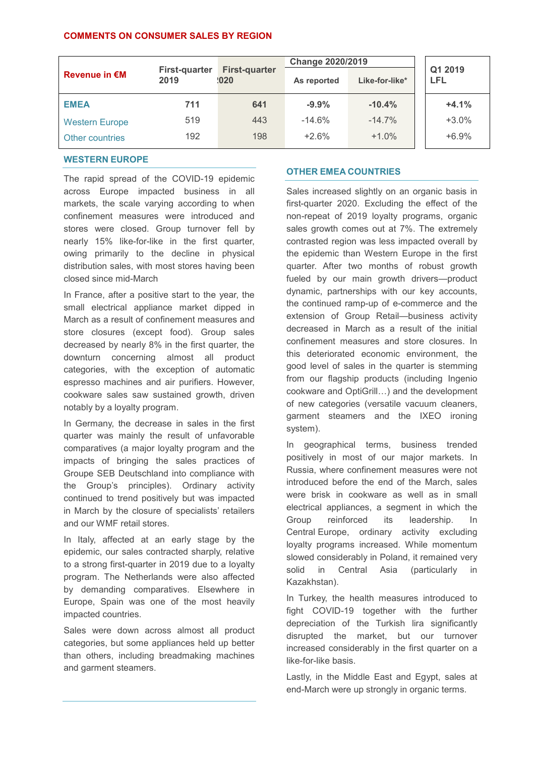## COMMENTS ON CONSUMER SALES BY REGION

| Revenue in €M | First-quarter 2019 | First-quarter 2020 | Change 2020/2019 | | Q1 2019 LFL |
|---|---|---|---|---|---|
| | | | As reported | Like-for-like* | |
| **EMEA** | **711** | **641** | **-9.9%** | **-10.4%** | **+4.1%** |
| Western Europe | 519 | 443 | -14.6% | -14.7% | +3.0% |
| Other countries | 192 | 198 | +2.6% | +1.0% | +6.9% |

### WESTERN EUROPE

The rapid spread of the COVID-19 epidemic across Europe impacted business in all markets, the scale varying according to when confinement measures were introduced and stores were closed. Group turnover fell by nearly 15% like-for-like in the first quarter, owing primarily to the decline in physical distribution sales, with most stores having been closed since mid-March

In France, after a positive start to the year, the small electrical appliance market dipped in March as a result of confinement measures and store closures (except food). Group sales decreased by nearly 8% in the first quarter, the downturn concerning almost all product categories, with the exception of automatic espresso machines and air purifiers. However, cookware sales saw sustained growth, driven notably by a loyalty program.

In Germany, the decrease in sales in the first quarter was mainly the result of unfavorable comparatives (a major loyalty program and the impacts of bringing the sales practices of Groupe SEB Deutschland into compliance with the Group's principles). Ordinary activity continued to trend positively but was impacted in March by the closure of specialists' retailers and our WMF retail stores.

In Italy, affected at an early stage by the epidemic, our sales contracted sharply, relative to a strong first-quarter in 2019 due to a loyalty program. The Netherlands were also affected by demanding comparatives. Elsewhere in Europe, Spain was one of the most heavily impacted countries.

Sales were down across almost all product categories, but some appliances held up better than others, including breadmaking machines and garment steamers.

### OTHER EMEA COUNTRIES

Sales increased slightly on an organic basis in first-quarter 2020. Excluding the effect of the non-repeat of 2019 loyalty programs, organic sales growth comes out at 7%. The extremely contrasted region was less impacted overall by the epidemic than Western Europe in the first quarter. After two months of robust growth fueled by our main growth drivers—product dynamic, partnerships with our key accounts, the continued ramp-up of e-commerce and the extension of Group Retail—business activity decreased in March as a result of the initial confinement measures and store closures. In this deteriorated economic environment, the good level of sales in the quarter is stemming from our flagship products (including Ingenio cookware and OptiGrill…) and the development of new categories (versatile vacuum cleaners, garment steamers and the IXEO ironing system).

In geographical terms, business trended positively in most of our major markets. In Russia, where confinement measures were not introduced before the end of the March, sales were brisk in cookware as well as in small electrical appliances, a segment in which the Group reinforced its leadership. In Central Europe, ordinary activity excluding loyalty programs increased. While momentum slowed considerably in Poland, it remained very solid in Central Asia (particularly in Kazakhstan).

In Turkey, the health measures introduced to fight COVID-19 together with the further depreciation of the Turkish lira significantly disrupted the market, but our turnover increased considerably in the first quarter on a like-for-like basis.

Lastly, in the Middle East and Egypt, sales at end-March were up strongly in organic terms.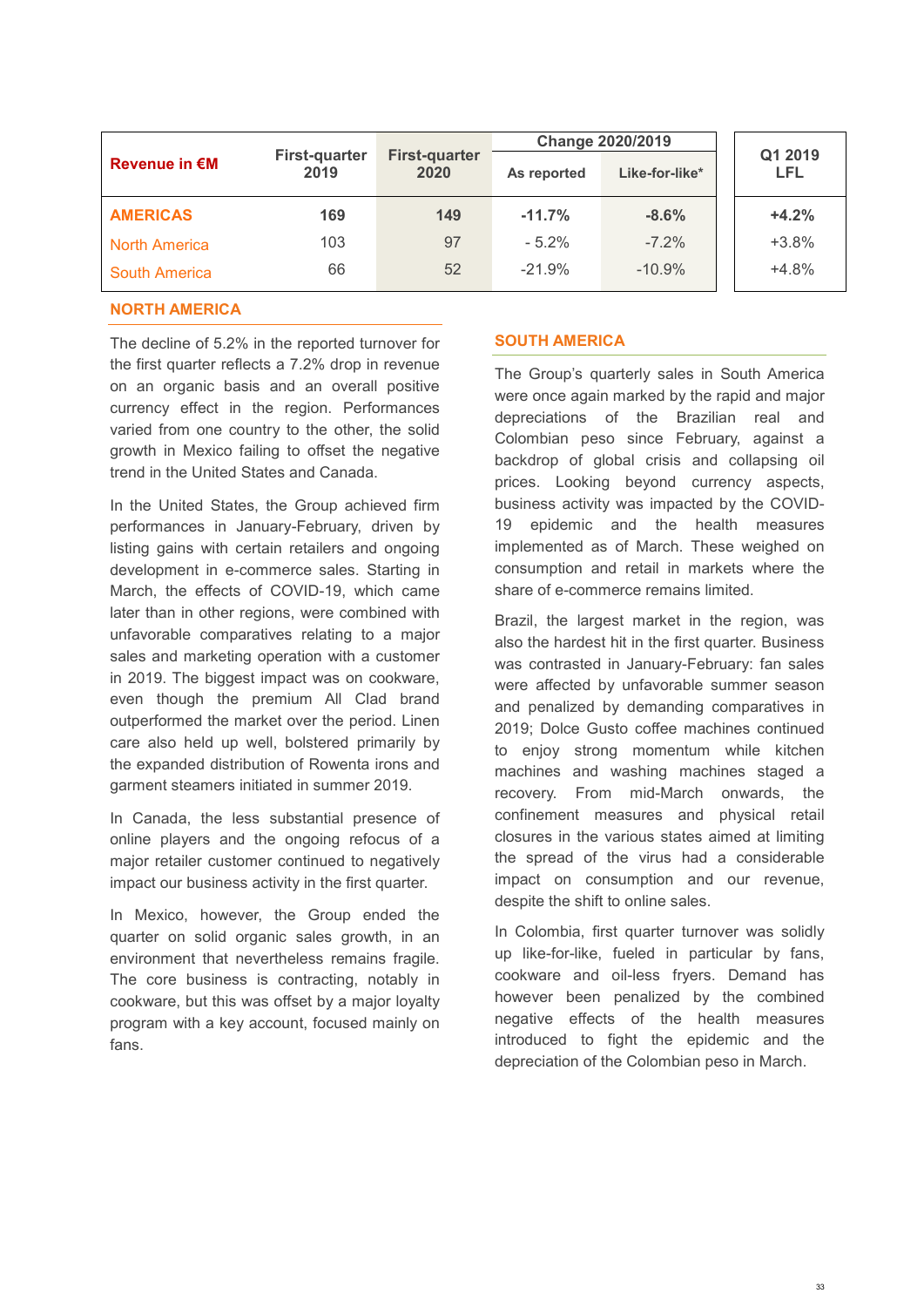| Revenue in €M | First-quarter 2019 | First-quarter 2020 | Change 2020/2019 | | Q1 2019 LFL |
|---|---|---|---|---|---|
| | | | As reported | Like-for-like* | |
| **AMERICAS** | **169** | **149** | **-11.7%** | **-8.6%** | **+4.2%** |
| North America | 103 | 97 | - 5.2% | -7.2% | +3.8% |
| South America | 66 | 52 | -21.9% | -10.9% | +4.8% |

## NORTH AMERICA

The decline of 5.2% in the reported turnover for the first quarter reflects a 7.2% drop in revenue on an organic basis and an overall positive currency effect in the region. Performances varied from one country to the other, the solid growth in Mexico failing to offset the negative trend in the United States and Canada.

In the United States, the Group achieved firm performances in January-February, driven by listing gains with certain retailers and ongoing development in e-commerce sales. Starting in March, the effects of COVID-19, which came later than in other regions, were combined with unfavorable comparatives relating to a major sales and marketing operation with a customer in 2019. The biggest impact was on cookware, even though the premium All Clad brand outperformed the market over the period. Linen care also held up well, bolstered primarily by the expanded distribution of Rowenta irons and garment steamers initiated in summer 2019.

In Canada, the less substantial presence of online players and the ongoing refocus of a major retailer customer continued to negatively impact our business activity in the first quarter.

In Mexico, however, the Group ended the quarter on solid organic sales growth, in an environment that nevertheless remains fragile. The core business is contracting, notably in cookware, but this was offset by a major loyalty program with a key account, focused mainly on fans.

## SOUTH AMERICA

The Group's quarterly sales in South America were once again marked by the rapid and major depreciations of the Brazilian real and Colombian peso since February, against a backdrop of global crisis and collapsing oil prices. Looking beyond currency aspects, business activity was impacted by the COVID-19 epidemic and the health measures implemented as of March. These weighed on consumption and retail in markets where the share of e-commerce remains limited.

Brazil, the largest market in the region, was also the hardest hit in the first quarter. Business was contrasted in January-February: fan sales were affected by unfavorable summer season and penalized by demanding comparatives in 2019; Dolce Gusto coffee machines continued to enjoy strong momentum while kitchen machines and washing machines staged a recovery. From mid-March onwards, the confinement measures and physical retail closures in the various states aimed at limiting the spread of the virus had a considerable impact on consumption and our revenue, despite the shift to online sales.

In Colombia, first quarter turnover was solidly up like-for-like, fueled in particular by fans, cookware and oil-less fryers. Demand has however been penalized by the combined negative effects of the health measures introduced to fight the epidemic and the depreciation of the Colombian peso in March.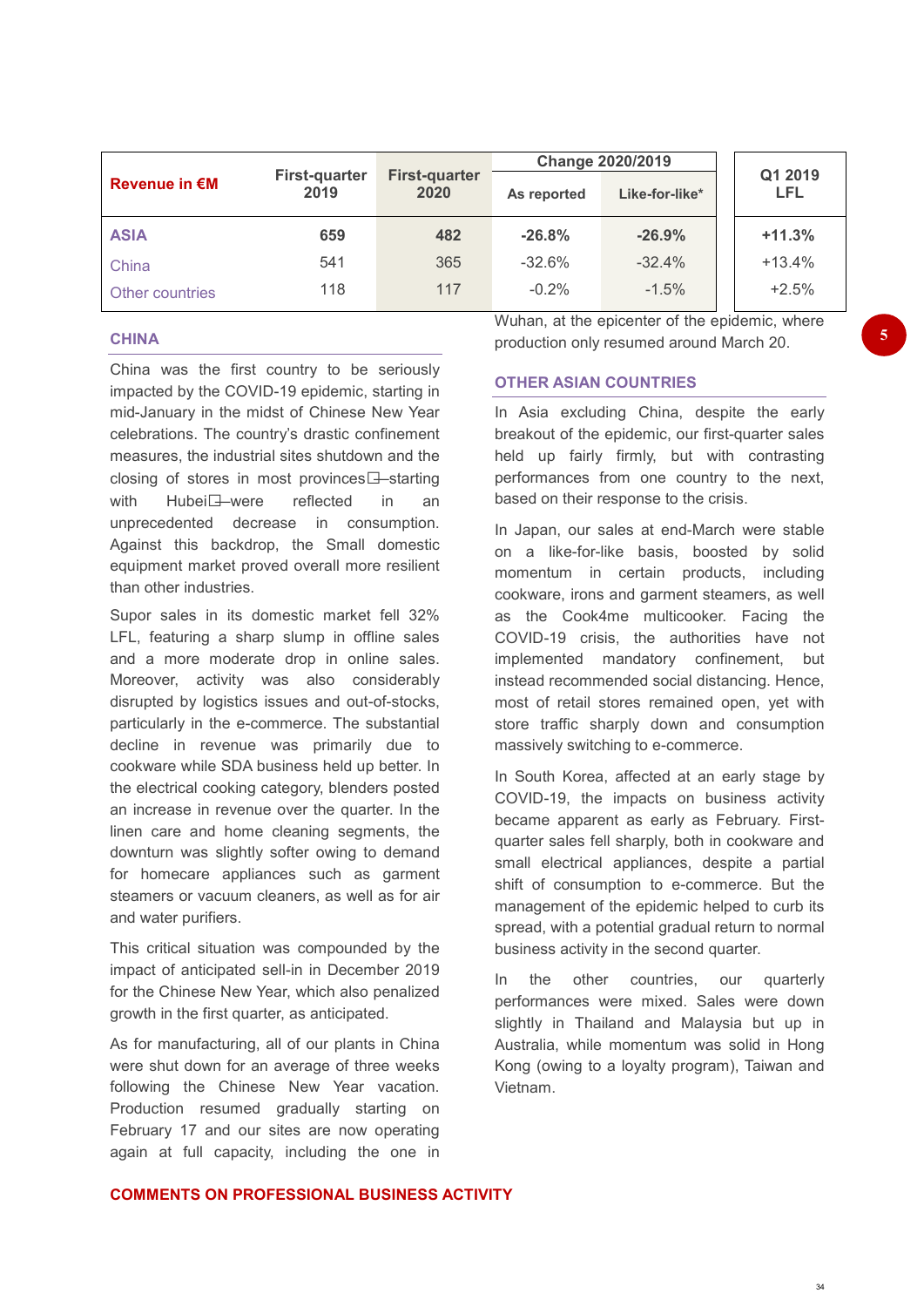| Revenue in €M | First-quarter 2019 | First-quarter 2020 | Change 2020/2019 | | Q1 2019 LFL |
|---|---|---|---|---|---|
| | | | As reported | Like-for-like* | |
| **ASIA** | **659** | **482** | **-26.8%** | **-26.9%** | **+11.3%** |
| China | 541 | 365 | -32.6% | -32.4% | +13.4% |
| Other countries | 118 | 117 | -0.2% | -1.5% | +2.5% |

## CHINA

China was the first country to be seriously impacted by the COVID-19 epidemic, starting in mid-January in the midst of Chinese New Year celebrations. The country's drastic confinement measures, the industrial sites shutdown and the closing of stores in most provinces – starting with Hubei – were reflected in an unprecedented decrease in consumption. Against this backdrop, the Small domestic equipment market proved overall more resilient than other industries.

Supor sales in its domestic market fell 32% LFL, featuring a sharp slump in offline sales and a more moderate drop in online sales. Moreover, activity was also considerably disrupted by logistics issues and out-of-stocks, particularly in the e-commerce. The substantial decline in revenue was primarily due to cookware while SDA business held up better. In the electrical cooking category, blenders posted an increase in revenue over the quarter. In the linen care and home cleaning segments, the downturn was slightly softer owing to demand for homecare appliances such as garment steamers or vacuum cleaners, as well as for air and water purifiers.

This critical situation was compounded by the impact of anticipated sell-in in December 2019 for the Chinese New Year, which also penalized growth in the first quarter, as anticipated.

As for manufacturing, all of our plants in China were shut down for an average of three weeks following the Chinese New Year vacation. Production resumed gradually starting on February 17 and our sites are now operating again at full capacity, including the one in Wuhan, at the epicenter of the epidemic, where production only resumed around March 20.

## OTHER ASIAN COUNTRIES

In Asia excluding China, despite the early breakout of the epidemic, our first-quarter sales held up fairly firmly, but with contrasting performances from one country to the next, based on their response to the crisis.

In Japan, our sales at end-March were stable on a like-for-like basis, boosted by solid momentum in certain products, including cookware, irons and garment steamers, as well as the Cook4me multicooker. Facing the COVID-19 crisis, the authorities have not implemented mandatory confinement, but instead recommended social distancing. Hence, most of retail stores remained open, yet with store traffic sharply down and consumption massively switching to e-commerce.

In South Korea, affected at an early stage by COVID-19, the impacts on business activity became apparent as early as February. First-quarter sales fell sharply, both in cookware and small electrical appliances, despite a partial shift of consumption to e-commerce. But the management of the epidemic helped to curb its spread, with a potential gradual return to normal business activity in the second quarter.

In the other countries, our quarterly performances were mixed. Sales were down slightly in Thailand and Malaysia but up in Australia, while momentum was solid in Hong Kong (owing to a loyalty program), Taiwan and Vietnam.

## COMMENTS ON PROFESSIONAL BUSINESS ACTIVITY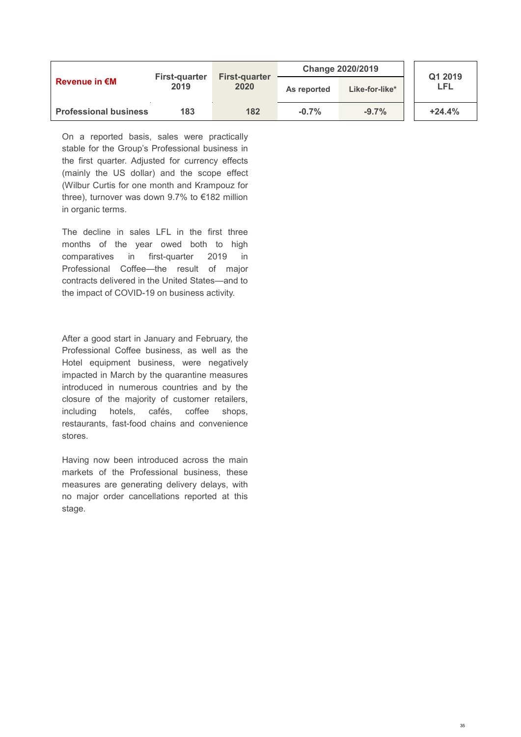| Revenue in €M | First-quarter 2019 | First-quarter 2020 | Change 2020/2019 | | Q1 2019 LFL |
|---|---|---|---|---|---|
| | | | As reported | Like-for-like* | |
| Professional business | 183 | 182 | -0.7% | -9.7% | +24.4% |

On a reported basis, sales were practically stable for the Group's Professional business in the first quarter. Adjusted for currency effects (mainly the US dollar) and the scope effect (Wilbur Curtis for one month and Krampouz for three), turnover was down 9.7% to €182 million in organic terms.

The decline in sales LFL in the first three months of the year owed both to high comparatives in first-quarter 2019 in Professional Coffee—the result of major contracts delivered in the United States—and to the impact of COVID-19 on business activity.

After a good start in January and February, the Professional Coffee business, as well as the Hotel equipment business, were negatively impacted in March by the quarantine measures introduced in numerous countries and by the closure of the majority of customer retailers, including hotels, cafés, coffee shops, restaurants, fast-food chains and convenience stores.

Having now been introduced across the main markets of the Professional business, these measures are generating delivery delays, with no major order cancellations reported at this stage.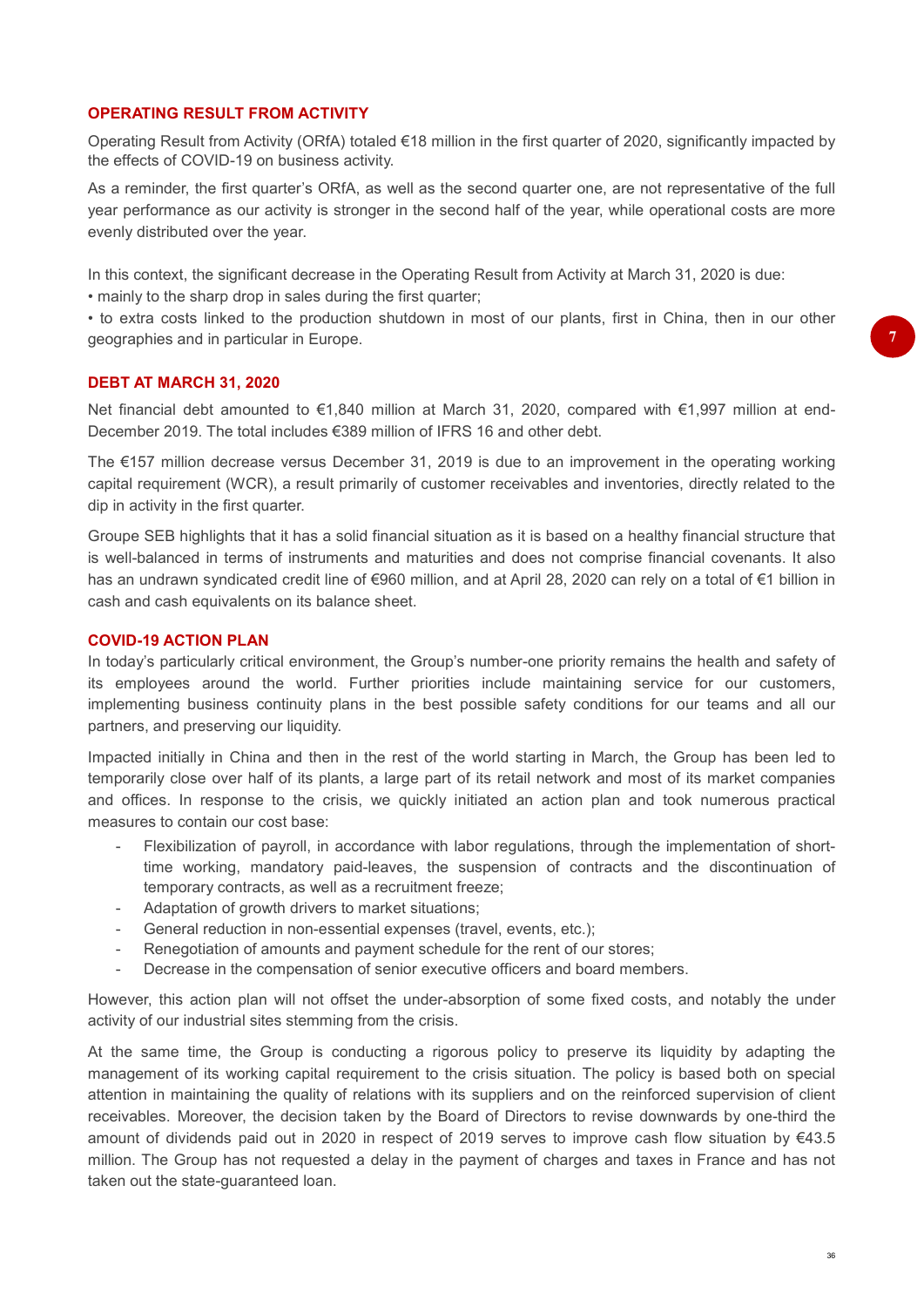## OPERATING RESULT FROM ACTIVITY

Operating Result from Activity (ORfA) totaled €18 million in the first quarter of 2020, significantly impacted by the effects of COVID-19 on business activity.

As a reminder, the first quarter's ORfA, as well as the second quarter one, are not representative of the full year performance as our activity is stronger in the second half of the year, while operational costs are more evenly distributed over the year.

In this context, the significant decrease in the Operating Result from Activity at March 31, 2020 is due:

- mainly to the sharp drop in sales during the first quarter;
- to extra costs linked to the production shutdown in most of our plants, first in China, then in our other geographies and in particular in Europe.

## DEBT AT MARCH 31, 2020

Net financial debt amounted to €1,840 million at March 31, 2020, compared with €1,997 million at end-December 2019. The total includes €389 million of IFRS 16 and other debt.

The €157 million decrease versus December 31, 2019 is due to an improvement in the operating working capital requirement (WCR), a result primarily of customer receivables and inventories, directly related to the dip in activity in the first quarter.

Groupe SEB highlights that it has a solid financial situation as it is based on a healthy financial structure that is well-balanced in terms of instruments and maturities and does not comprise financial covenants. It also has an undrawn syndicated credit line of €960 million, and at April 28, 2020 can rely on a total of €1 billion in cash and cash equivalents on its balance sheet.

## COVID-19 ACTION PLAN

In today's particularly critical environment, the Group's number-one priority remains the health and safety of its employees around the world. Further priorities include maintaining service for our customers, implementing business continuity plans in the best possible safety conditions for our teams and all our partners, and preserving our liquidity.

Impacted initially in China and then in the rest of the world starting in March, the Group has been led to temporarily close over half of its plants, a large part of its retail network and most of its market companies and offices. In response to the crisis, we quickly initiated an action plan and took numerous practical measures to contain our cost base:

- Flexibilization of payroll, in accordance with labor regulations, through the implementation of short-time working, mandatory paid-leaves, the suspension of contracts and the discontinuation of temporary contracts, as well as a recruitment freeze;
- Adaptation of growth drivers to market situations;
- General reduction in non-essential expenses (travel, events, etc.);
- Renegotiation of amounts and payment schedule for the rent of our stores;
- Decrease in the compensation of senior executive officers and board members.

However, this action plan will not offset the under-absorption of some fixed costs, and notably the under activity of our industrial sites stemming from the crisis.

At the same time, the Group is conducting a rigorous policy to preserve its liquidity by adapting the management of its working capital requirement to the crisis situation. The policy is based both on special attention in maintaining the quality of relations with its suppliers and on the reinforced supervision of client receivables. Moreover, the decision taken by the Board of Directors to revise downwards by one-third the amount of dividends paid out in 2020 in respect of 2019 serves to improve cash flow situation by €43.5 million. The Group has not requested a delay in the payment of charges and taxes in France and has not taken out the state-guaranteed loan.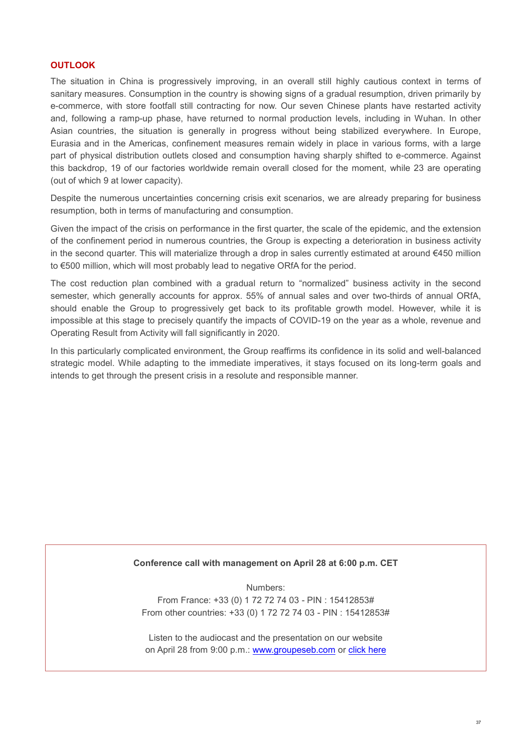## OUTLOOK

The situation in China is progressively improving, in an overall still highly cautious context in terms of sanitary measures. Consumption in the country is showing signs of a gradual resumption, driven primarily by e-commerce, with store footfall still contracting for now. Our seven Chinese plants have restarted activity and, following a ramp-up phase, have returned to normal production levels, including in Wuhan. In other Asian countries, the situation is generally in progress without being stabilized everywhere. In Europe, Eurasia and in the Americas, confinement measures remain widely in place in various forms, with a large part of physical distribution outlets closed and consumption having sharply shifted to e-commerce. Against this backdrop, 19 of our factories worldwide remain overall closed for the moment, while 23 are operating (out of which 9 at lower capacity).

Despite the numerous uncertainties concerning crisis exit scenarios, we are already preparing for business resumption, both in terms of manufacturing and consumption.

Given the impact of the crisis on performance in the first quarter, the scale of the epidemic, and the extension of the confinement period in numerous countries, the Group is expecting a deterioration in business activity in the second quarter. This will materialize through a drop in sales currently estimated at around €450 million to €500 million, which will most probably lead to negative ORfA for the period.

The cost reduction plan combined with a gradual return to "normalized" business activity in the second semester, which generally accounts for approx. 55% of annual sales and over two-thirds of annual ORfA, should enable the Group to progressively get back to its profitable growth model. However, while it is impossible at this stage to precisely quantify the impacts of COVID-19 on the year as a whole, revenue and Operating Result from Activity will fall significantly in 2020.

In this particularly complicated environment, the Group reaffirms its confidence in its solid and well-balanced strategic model. While adapting to the immediate imperatives, it stays focused on its long-term goals and intends to get through the present crisis in a resolute and responsible manner.

**Conference call with management on April 28 at 6:00 p.m. CET**

Numbers:
From France: +33 (0) 1 72 72 74 03 - PIN : 15412853#
From other countries: +33 (0) 1 72 72 74 03 - PIN : 15412853#

Listen to the audiocast and the presentation on our website
on April 28 from 9:00 p.m.: [www.groupeseb.com](www.groupeseb.com) or click here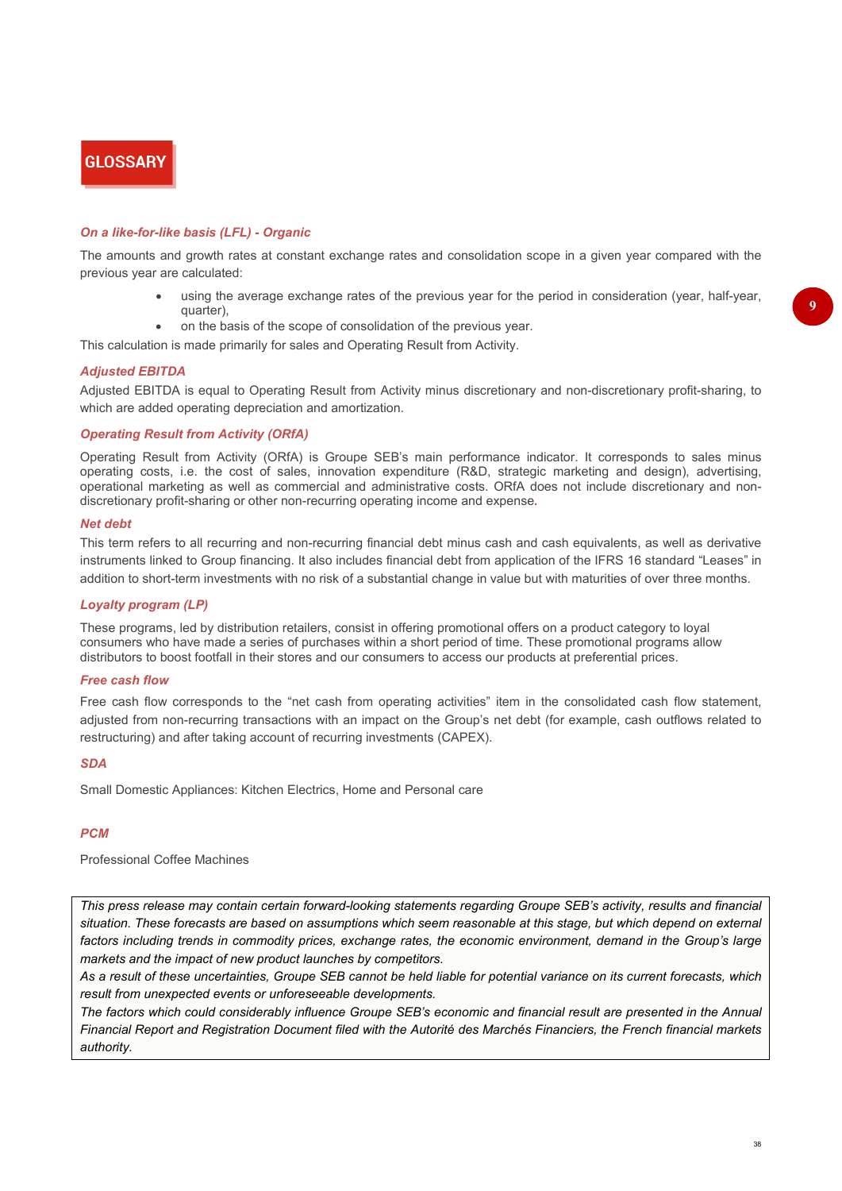# GLOSSARY

### *On a like-for-like basis (LFL) - Organic*

The amounts and growth rates at constant exchange rates and consolidation scope in a given year compared with the previous year are calculated:

- using the average exchange rates of the previous year for the period in consideration (year, half-year, quarter),
- on the basis of the scope of consolidation of the previous year.

This calculation is made primarily for sales and Operating Result from Activity.

### *Adjusted EBITDA*

Adjusted EBITDA is equal to Operating Result from Activity minus discretionary and non-discretionary profit-sharing, to which are added operating depreciation and amortization.

### *Operating Result from Activity (ORfA)*

Operating Result from Activity (ORfA) is Groupe SEB's main performance indicator. It corresponds to sales minus operating costs, i.e. the cost of sales, innovation expenditure (R&D, strategic marketing and design), advertising, operational marketing as well as commercial and administrative costs. ORfA does not include discretionary and non-discretionary profit-sharing or other non-recurring operating income and expense.

### *Net debt*

This term refers to all recurring and non-recurring financial debt minus cash and cash equivalents, as well as derivative instruments linked to Group financing. It also includes financial debt from application of the IFRS 16 standard "Leases" in addition to short-term investments with no risk of a substantial change in value but with maturities of over three months.

### *Loyalty program (LP)*

These programs, led by distribution retailers, consist in offering promotional offers on a product category to loyal consumers who have made a series of purchases within a short period of time. These promotional programs allow distributors to boost footfall in their stores and our consumers to access our products at preferential prices.

### *Free cash flow*

Free cash flow corresponds to the "net cash from operating activities" item in the consolidated cash flow statement, adjusted from non-recurring transactions with an impact on the Group's net debt (for example, cash outflows related to restructuring) and after taking account of recurring investments (CAPEX).

### *SDA*

Small Domestic Appliances: Kitchen Electrics, Home and Personal care

### *PCM*

Professional Coffee Machines

*This press release may contain certain forward-looking statements regarding Groupe SEB's activity, results and financial situation. These forecasts are based on assumptions which seem reasonable at this stage, but which depend on external factors including trends in commodity prices, exchange rates, the economic environment, demand in the Group's large markets and the impact of new product launches by competitors.*
*As a result of these uncertainties, Groupe SEB cannot be held liable for potential variance on its current forecasts, which result from unexpected events or unforeseeable developments.*
*The factors which could considerably influence Groupe SEB's economic and financial result are presented in the Annual Financial Report and Registration Document filed with the Autorité des Marchés Financiers, the French financial markets authority.*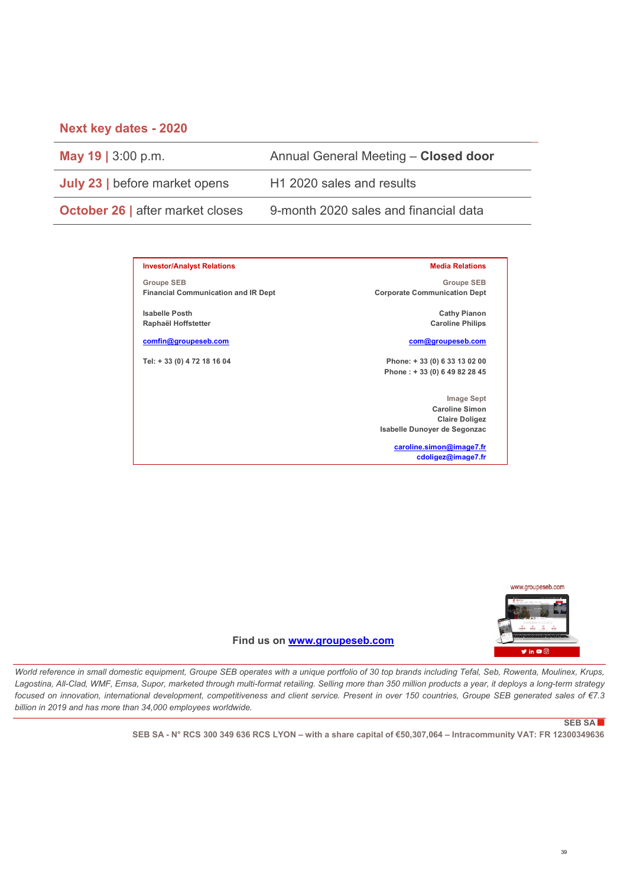## Next key dates - 2020

| | |
|---|---|
| **May 19** \| 3:00 p.m. | Annual General Meeting – **Closed door** |
| **July 23** \| before market opens | H1 2020 sales and results |
| **October 26** \| after market closes | 9-month 2020 sales and financial data |

| Investor/Analyst Relations | Media Relations |
|---|---|
| Groupe SEB<br>Financial Communication and IR Dept | Groupe SEB<br>Corporate Communication Dept |
| Isabelle Posth<br>Raphaël Hoffstetter | Cathy Pianon<br>Caroline Philips |
| comfin@groupeseb.com | com@groupeseb.com |
| Tel: + 33 (0) 4 72 18 16 04 | Phone: + 33 (0) 6 33 13 02 00<br>Phone : + 33 (0) 6 49 82 28 45 |
| | Image Sept<br>Caroline Simon<br>Claire Doligez<br>Isabelle Dunoyer de Segonzac |
| | caroline.simon@image7.fr<br>cdoligez@image7.fr |

**Find us on www.groupeseb.com**

*World reference in small domestic equipment, Groupe SEB operates with a unique portfolio of 30 top brands including Tefal, Seb, Rowenta, Moulinex, Krups, Lagostina, All-Clad, WMF, Emsa, Supor, marketed through multi-format retailing. Selling more than 350 million products a year, it deploys a long-term strategy focused on innovation, international development, competitiveness and client service. Present in over 150 countries, Groupe SEB generated sales of €7.3 billion in 2019 and has more than 34,000 employees worldwide.*

**SEB SA**

**SEB SA - N° RCS 300 349 636 RCS LYON – with a share capital of €50,307,064 – Intracommunity VAT: FR 12300349636**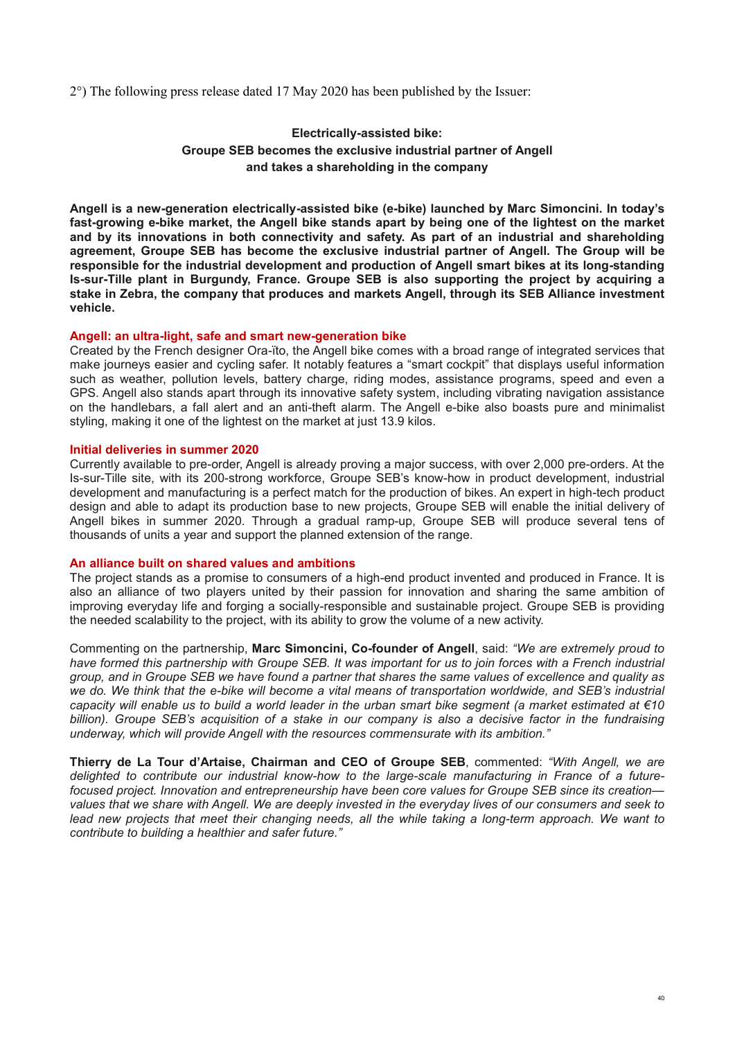2°) The following press release dated 17 May 2020 has been published by the Issuer:

**Electrically-assisted bike:**
**Groupe SEB becomes the exclusive industrial partner of Angell**
**and takes a shareholding in the company**

**Angell is a new-generation electrically-assisted bike (e-bike) launched by Marc Simoncini. In today's fast-growing e-bike market, the Angell bike stands apart by being one of the lightest on the market and by its innovations in both connectivity and safety. As part of an industrial and shareholding agreement, Groupe SEB has become the exclusive industrial partner of Angell. The Group will be responsible for the industrial development and production of Angell smart bikes at its long-standing Is-sur-Tille plant in Burgundy, France. Groupe SEB is also supporting the project by acquiring a stake in Zebra, the company that produces and markets Angell, through its SEB Alliance investment vehicle.**

**Angell: an ultra-light, safe and smart new-generation bike**

Created by the French designer Ora-ïto, the Angell bike comes with a broad range of integrated services that make journeys easier and cycling safer. It notably features a "smart cockpit" that displays useful information such as weather, pollution levels, battery charge, riding modes, assistance programs, speed and even a GPS. Angell also stands apart through its innovative safety system, including vibrating navigation assistance on the handlebars, a fall alert and an anti-theft alarm. The Angell e-bike also boasts pure and minimalist styling, making it one of the lightest on the market at just 13.9 kilos.

**Initial deliveries in summer 2020**

Currently available to pre-order, Angell is already proving a major success, with over 2,000 pre-orders. At the Is-sur-Tille site, with its 200-strong workforce, Groupe SEB's know-how in product development, industrial development and manufacturing is a perfect match for the production of bikes. An expert in high-tech product design and able to adapt its production base to new projects, Groupe SEB will enable the initial delivery of Angell bikes in summer 2020. Through a gradual ramp-up, Groupe SEB will produce several tens of thousands of units a year and support the planned extension of the range.

**An alliance built on shared values and ambitions**

The project stands as a promise to consumers of a high-end product invented and produced in France. It is also an alliance of two players united by their passion for innovation and sharing the same ambition of improving everyday life and forging a socially-responsible and sustainable project. Groupe SEB is providing the needed scalability to the project, with its ability to grow the volume of a new activity.

Commenting on the partnership, **Marc Simoncini, Co-founder of Angell**, said: *"We are extremely proud to have formed this partnership with Groupe SEB. It was important for us to join forces with a French industrial group, and in Groupe SEB we have found a partner that shares the same values of excellence and quality as we do. We think that the e-bike will become a vital means of transportation worldwide, and SEB's industrial capacity will enable us to build a world leader in the urban smart bike segment (a market estimated at €10 billion). Groupe SEB's acquisition of a stake in our company is also a decisive factor in the fundraising underway, which will provide Angell with the resources commensurate with its ambition."*

**Thierry de La Tour d'Artaise, Chairman and CEO of Groupe SEB**, commented: *"With Angell, we are delighted to contribute our industrial know-how to the large-scale manufacturing in France of a future-focused project. Innovation and entrepreneurship have been core values for Groupe SEB since its creation—values that we share with Angell. We are deeply invested in the everyday lives of our consumers and seek to lead new projects that meet their changing needs, all the while taking a long-term approach. We want to contribute to building a healthier and safer future."*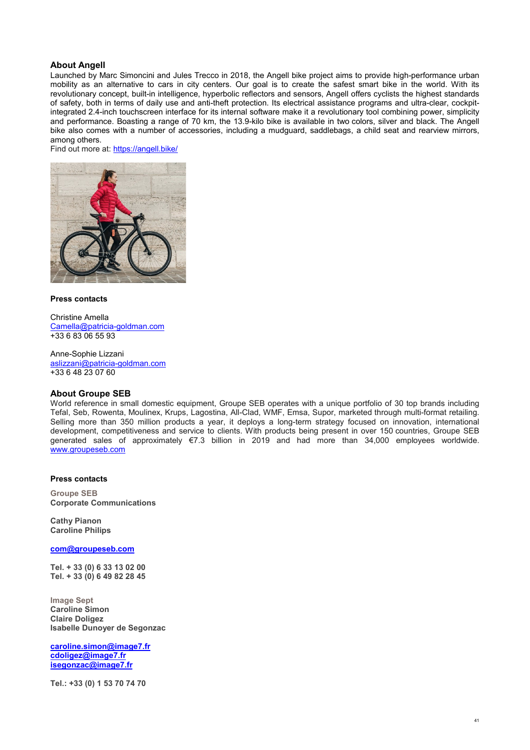## About Angell

Launched by Marc Simoncini and Jules Trecco in 2018, the Angell bike project aims to provide high-performance urban mobility as an alternative to cars in city centers. Our goal is to create the safest smart bike in the world. With its revolutionary concept, built-in intelligence, hyperbolic reflectors and sensors, Angell offers cyclists the highest standards of safety, both in terms of daily use and anti-theft protection. Its electrical assistance programs and ultra-clear, cockpit-integrated 2.4-inch touchscreen interface for its internal software make it a revolutionary tool combining power, simplicity and performance. Boasting a range of 70 km, the 13.9-kilo bike is available in two colors, silver and black. The Angell bike also comes with a number of accessories, including a mudguard, saddlebags, a child seat and rearview mirrors, among others.

Find out more at: https://angell.bike/

**Press contacts**

Christine Amella
Camella@patricia-goldman.com
+33 6 83 06 55 93

Anne-Sophie Lizzani
aslizzani@patricia-goldman.com
+33 6 48 23 07 60

## About Groupe SEB

World reference in small domestic equipment, Groupe SEB operates with a unique portfolio of 30 top brands including Tefal, Seb, Rowenta, Moulinex, Krups, Lagostina, All-Clad, WMF, Emsa, Supor, marketed through multi-format retailing. Selling more than 350 million products a year, it deploys a long-term strategy focused on innovation, international development, competitiveness and service to clients. With products being present in over 150 countries, Groupe SEB generated sales of approximately €7.3 billion in 2019 and had more than 34,000 employees worldwide. www.groupeseb.com

**Press contacts**

**Groupe SEB**
**Corporate Communications**

**Cathy Pianon**
**Caroline Philips**

**com@groupeseb.com**

**Tel. + 33 (0) 6 33 13 02 00**
**Tel. + 33 (0) 6 49 82 28 45**

**Image Sept**
**Caroline Simon**
**Claire Doligez**
**Isabelle Dunoyer de Segonzac**

**caroline.simon@image7.fr**
**cdoligez@image7.fr**
**isegonzac@image7.fr**

**Tel.: +33 (0) 1 53 70 74 70**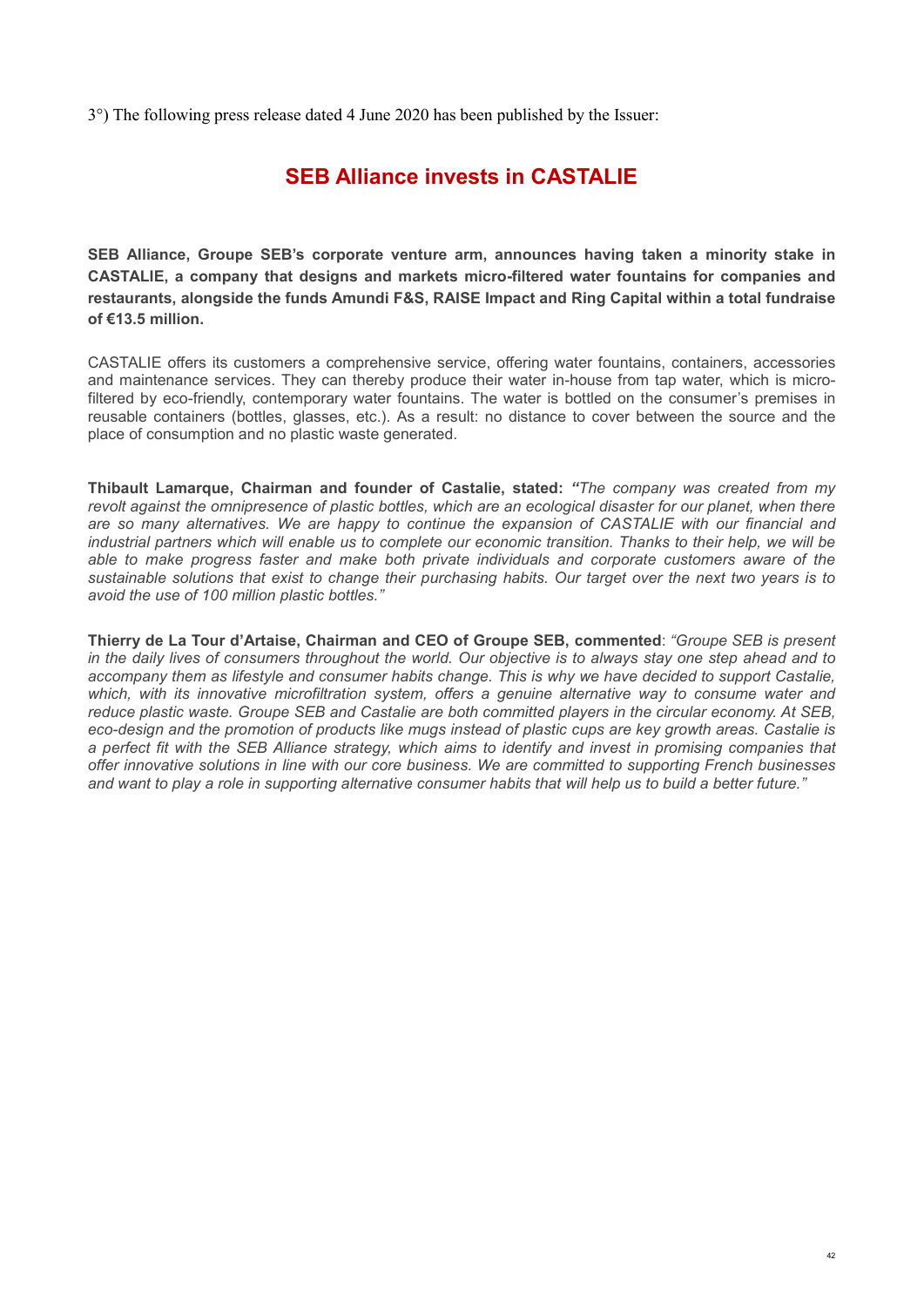3°) The following press release dated 4 June 2020 has been published by the Issuer:

# SEB Alliance invests in CASTALIE

**SEB Alliance, Groupe SEB's corporate venture arm, announces having taken a minority stake in CASTALIE, a company that designs and markets micro-filtered water fountains for companies and restaurants, alongside the funds Amundi F&S, RAISE Impact and Ring Capital within a total fundraise of €13.5 million.**

CASTALIE offers its customers a comprehensive service, offering water fountains, containers, accessories and maintenance services. They can thereby produce their water in-house from tap water, which is micro-filtered by eco-friendly, contemporary water fountains. The water is bottled on the consumer's premises in reusable containers (bottles, glasses, etc.). As a result: no distance to cover between the source and the place of consumption and no plastic waste generated.

**Thibault Lamarque, Chairman and founder of Castalie, stated:** ***"****The company was created from my revolt against the omnipresence of plastic bottles, which are an ecological disaster for our planet, when there are so many alternatives. We are happy to continue the expansion of CASTALIE with our financial and industrial partners which will enable us to complete our economic transition. Thanks to their help, we will be able to make progress faster and make both private individuals and corporate customers aware of the sustainable solutions that exist to change their purchasing habits. Our target over the next two years is to avoid the use of 100 million plastic bottles."*

**Thierry de La Tour d'Artaise, Chairman and CEO of Groupe SEB, commented**: *"Groupe SEB is present in the daily lives of consumers throughout the world. Our objective is to always stay one step ahead and to accompany them as lifestyle and consumer habits change. This is why we have decided to support Castalie, which, with its innovative microfiltration system, offers a genuine alternative way to consume water and reduce plastic waste. Groupe SEB and Castalie are both committed players in the circular economy. At SEB, eco-design and the promotion of products like mugs instead of plastic cups are key growth areas. Castalie is a perfect fit with the SEB Alliance strategy, which aims to identify and invest in promising companies that offer innovative solutions in line with our core business. We are committed to supporting French businesses and want to play a role in supporting alternative consumer habits that will help us to build a better future."*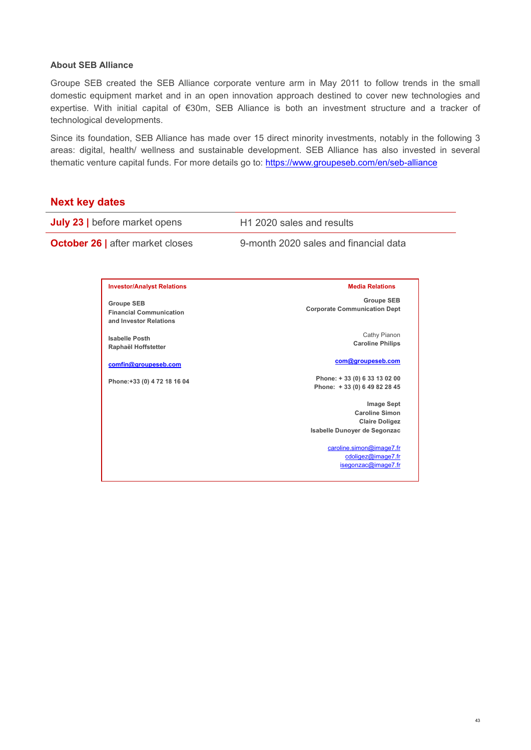**About SEB Alliance**

Groupe SEB created the SEB Alliance corporate venture arm in May 2011 to follow trends in the small domestic equipment market and in an open innovation approach destined to cover new technologies and expertise. With initial capital of €30m, SEB Alliance is both an investment structure and a tracker of technological developments.

Since its foundation, SEB Alliance has made over 15 direct minority investments, notably in the following 3 areas: digital, health/ wellness and sustainable development. SEB Alliance has also invested in several thematic venture capital funds. For more details go to: https://www.groupeseb.com/en/seb-alliance

## Next key dates

| | |
|---|---|
| **July 23 \|** before market opens | H1 2020 sales and results |
| **October 26 \|** after market closes | 9-month 2020 sales and financial data |

| **Investor/Analyst Relations** | **Media Relations** |
|---|---|
| **Groupe SEB**<br>**Financial Communication**<br>**and Investor Relations** | **Groupe SEB**<br>**Corporate Communication Dept** |
| **Isabelle Posth**<br>**Raphaël Hoffstetter** | Cathy Pianon<br>**Caroline Philips** |
| **comfin@groupeseb.com** | **com@groupeseb.com** |
| **Phone:+33 (0) 4 72 18 16 04** | **Phone: + 33 (0) 6 33 13 02 00**<br>**Phone: + 33 (0) 6 49 82 28 45** |
| | **Image Sept**<br>**Caroline Simon**<br>**Claire Doligez**<br>**Isabelle Dunoyer de Segonzac** |
| | caroline.simon@image7.fr<br>cdoligez@image7.fr<br>isegonzac@image7.fr |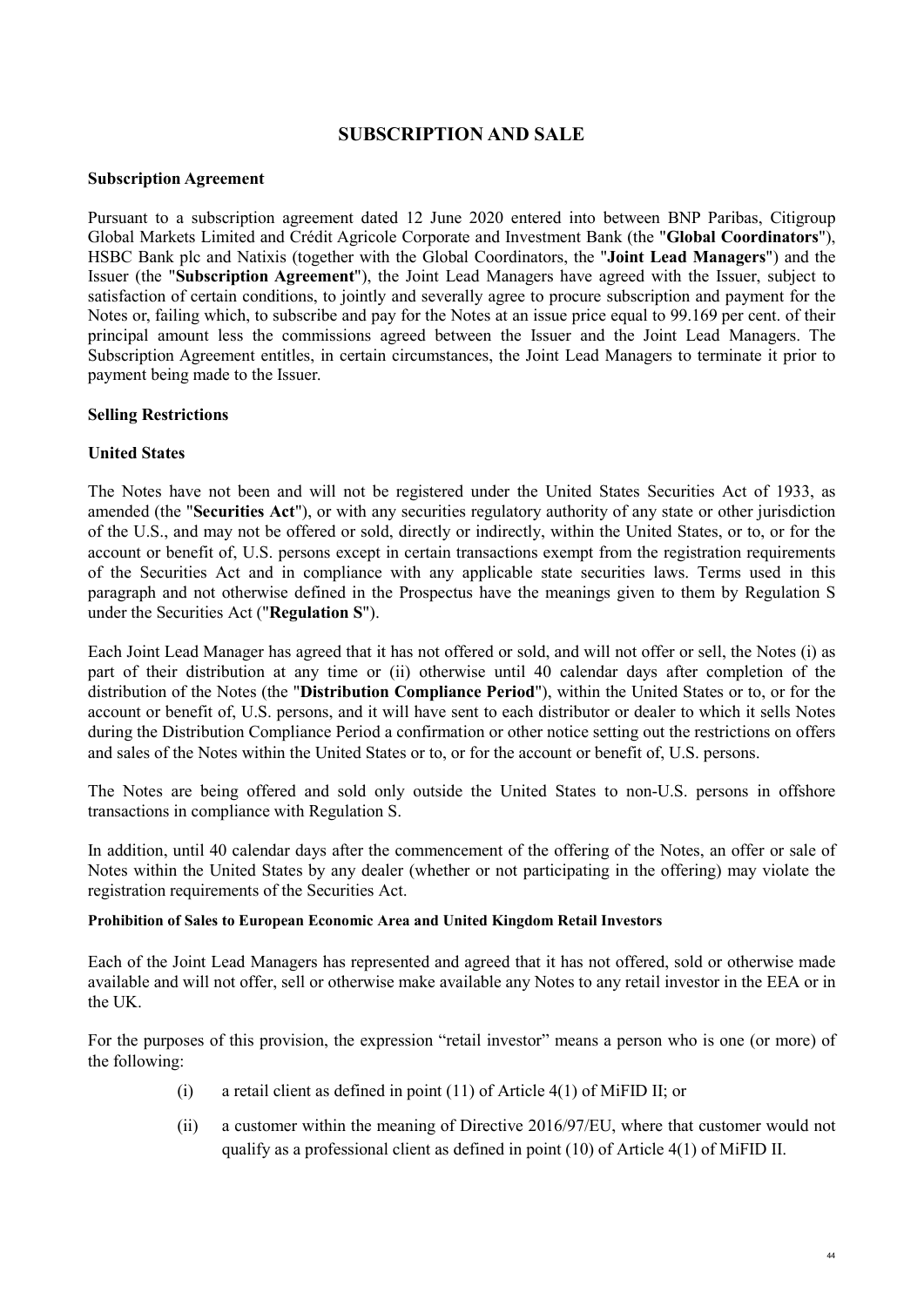# SUBSCRIPTION AND SALE

**Subscription Agreement**

Pursuant to a subscription agreement dated 12 June 2020 entered into between BNP Paribas, Citigroup Global Markets Limited and Crédit Agricole Corporate and Investment Bank (the "**Global Coordinators**"), HSBC Bank plc and Natixis (together with the Global Coordinators, the "**Joint Lead Managers**") and the Issuer (the "**Subscription Agreement**"), the Joint Lead Managers have agreed with the Issuer, subject to satisfaction of certain conditions, to jointly and severally agree to procure subscription and payment for the Notes or, failing which, to subscribe and pay for the Notes at an issue price equal to 99.169 per cent. of their principal amount less the commissions agreed between the Issuer and the Joint Lead Managers. The Subscription Agreement entitles, in certain circumstances, the Joint Lead Managers to terminate it prior to payment being made to the Issuer.

**Selling Restrictions**

**United States**

The Notes have not been and will not be registered under the United States Securities Act of 1933, as amended (the "**Securities Act**"), or with any securities regulatory authority of any state or other jurisdiction of the U.S., and may not be offered or sold, directly or indirectly, within the United States, or to, or for the account or benefit of, U.S. persons except in certain transactions exempt from the registration requirements of the Securities Act and in compliance with any applicable state securities laws. Terms used in this paragraph and not otherwise defined in the Prospectus have the meanings given to them by Regulation S under the Securities Act ("**Regulation S**").

Each Joint Lead Manager has agreed that it has not offered or sold, and will not offer or sell, the Notes (i) as part of their distribution at any time or (ii) otherwise until 40 calendar days after completion of the distribution of the Notes (the "**Distribution Compliance Period**"), within the United States or to, or for the account or benefit of, U.S. persons, and it will have sent to each distributor or dealer to which it sells Notes during the Distribution Compliance Period a confirmation or other notice setting out the restrictions on offers and sales of the Notes within the United States or to, or for the account or benefit of, U.S. persons.

The Notes are being offered and sold only outside the United States to non-U.S. persons in offshore transactions in compliance with Regulation S.

In addition, until 40 calendar days after the commencement of the offering of the Notes, an offer or sale of Notes within the United States by any dealer (whether or not participating in the offering) may violate the registration requirements of the Securities Act.

**Prohibition of Sales to European Economic Area and United Kingdom Retail Investors**

Each of the Joint Lead Managers has represented and agreed that it has not offered, sold or otherwise made available and will not offer, sell or otherwise make available any Notes to any retail investor in the EEA or in the UK.

For the purposes of this provision, the expression "retail investor" means a person who is one (or more) of the following:

(i) a retail client as defined in point (11) of Article 4(1) of MiFID II; or

(ii) a customer within the meaning of Directive 2016/97/EU, where that customer would not qualify as a professional client as defined in point (10) of Article 4(1) of MiFID II.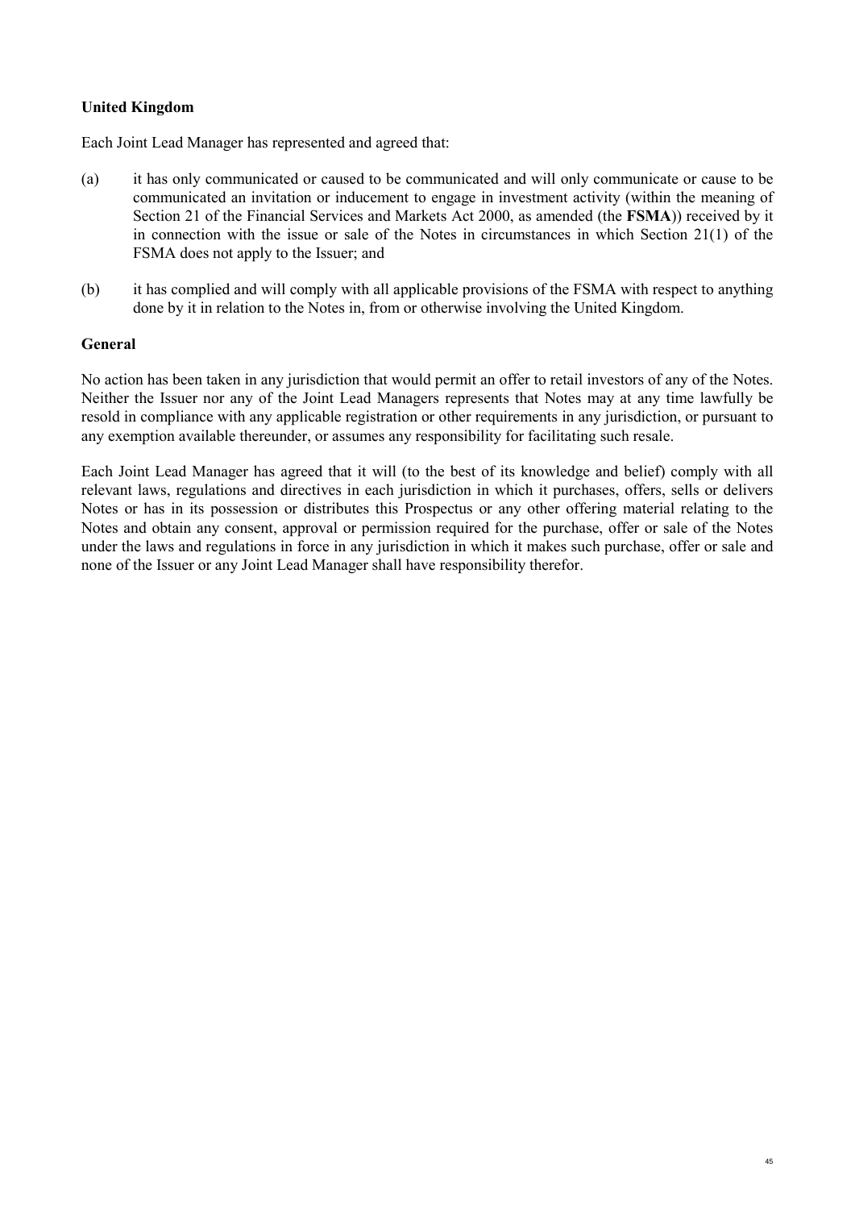**United Kingdom**

Each Joint Lead Manager has represented and agreed that:

(a) it has only communicated or caused to be communicated and will only communicate or cause to be communicated an invitation or inducement to engage in investment activity (within the meaning of Section 21 of the Financial Services and Markets Act 2000, as amended (the **FSMA**)) received by it in connection with the issue or sale of the Notes in circumstances in which Section 21(1) of the FSMA does not apply to the Issuer; and

(b) it has complied and will comply with all applicable provisions of the FSMA with respect to anything done by it in relation to the Notes in, from or otherwise involving the United Kingdom.

**General**

No action has been taken in any jurisdiction that would permit an offer to retail investors of any of the Notes. Neither the Issuer nor any of the Joint Lead Managers represents that Notes may at any time lawfully be resold in compliance with any applicable registration or other requirements in any jurisdiction, or pursuant to any exemption available thereunder, or assumes any responsibility for facilitating such resale.

Each Joint Lead Manager has agreed that it will (to the best of its knowledge and belief) comply with all relevant laws, regulations and directives in each jurisdiction in which it purchases, offers, sells or delivers Notes or has in its possession or distributes this Prospectus or any other offering material relating to the Notes and obtain any consent, approval or permission required for the purchase, offer or sale of the Notes under the laws and regulations in force in any jurisdiction in which it makes such purchase, offer or sale and none of the Issuer or any Joint Lead Manager shall have responsibility therefor.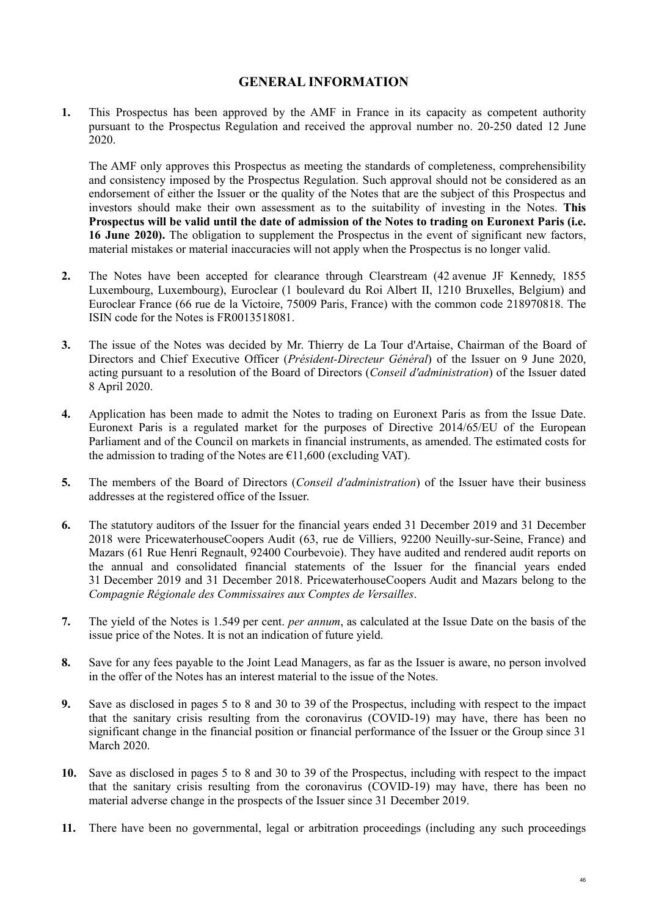# GENERAL INFORMATION

**1.** This Prospectus has been approved by the AMF in France in its capacity as competent authority pursuant to the Prospectus Regulation and received the approval number no. 20-250 dated 12 June 2020.

The AMF only approves this Prospectus as meeting the standards of completeness, comprehensibility and consistency imposed by the Prospectus Regulation. Such approval should not be considered as an endorsement of either the Issuer or the quality of the Notes that are the subject of this Prospectus and investors should make their own assessment as to the suitability of investing in the Notes. **This Prospectus will be valid until the date of admission of the Notes to trading on Euronext Paris (i.e. 16 June 2020).** The obligation to supplement the Prospectus in the event of significant new factors, material mistakes or material inaccuracies will not apply when the Prospectus is no longer valid.

**2.** The Notes have been accepted for clearance through Clearstream (42 avenue JF Kennedy, 1855 Luxembourg, Luxembourg), Euroclear (1 boulevard du Roi Albert II, 1210 Bruxelles, Belgium) and Euroclear France (66 rue de la Victoire, 75009 Paris, France) with the common code 218970818. The ISIN code for the Notes is FR0013518081.

**3.** The issue of the Notes was decided by Mr. Thierry de La Tour d'Artaise, Chairman of the Board of Directors and Chief Executive Officer (*Président-Directeur Général*) of the Issuer on 9 June 2020, acting pursuant to a resolution of the Board of Directors (*Conseil d'administration*) of the Issuer dated 8 April 2020.

**4.** Application has been made to admit the Notes to trading on Euronext Paris as from the Issue Date. Euronext Paris is a regulated market for the purposes of Directive 2014/65/EU of the European Parliament and of the Council on markets in financial instruments, as amended. The estimated costs for the admission to trading of the Notes are €11,600 (excluding VAT).

**5.** The members of the Board of Directors (*Conseil d'administration*) of the Issuer have their business addresses at the registered office of the Issuer.

**6.** The statutory auditors of the Issuer for the financial years ended 31 December 2019 and 31 December 2018 were PricewaterhouseCoopers Audit (63, rue de Villiers, 92200 Neuilly-sur-Seine, France) and Mazars (61 Rue Henri Regnault, 92400 Courbevoie). They have audited and rendered audit reports on the annual and consolidated financial statements of the Issuer for the financial years ended 31 December 2019 and 31 December 2018. PricewaterhouseCoopers Audit and Mazars belong to the *Compagnie Régionale des Commissaires aux Comptes de Versailles*.

**7.** The yield of the Notes is 1.549 per cent. *per annum*, as calculated at the Issue Date on the basis of the issue price of the Notes. It is not an indication of future yield.

**8.** Save for any fees payable to the Joint Lead Managers, as far as the Issuer is aware, no person involved in the offer of the Notes has an interest material to the issue of the Notes.

**9.** Save as disclosed in pages 5 to 8 and 30 to 39 of the Prospectus, including with respect to the impact that the sanitary crisis resulting from the coronavirus (COVID-19) may have, there has been no significant change in the financial position or financial performance of the Issuer or the Group since 31 March 2020.

**10.** Save as disclosed in pages 5 to 8 and 30 to 39 of the Prospectus, including with respect to the impact that the sanitary crisis resulting from the coronavirus (COVID-19) may have, there has been no material adverse change in the prospects of the Issuer since 31 December 2019.

**11.** There have been no governmental, legal or arbitration proceedings (including any such proceedings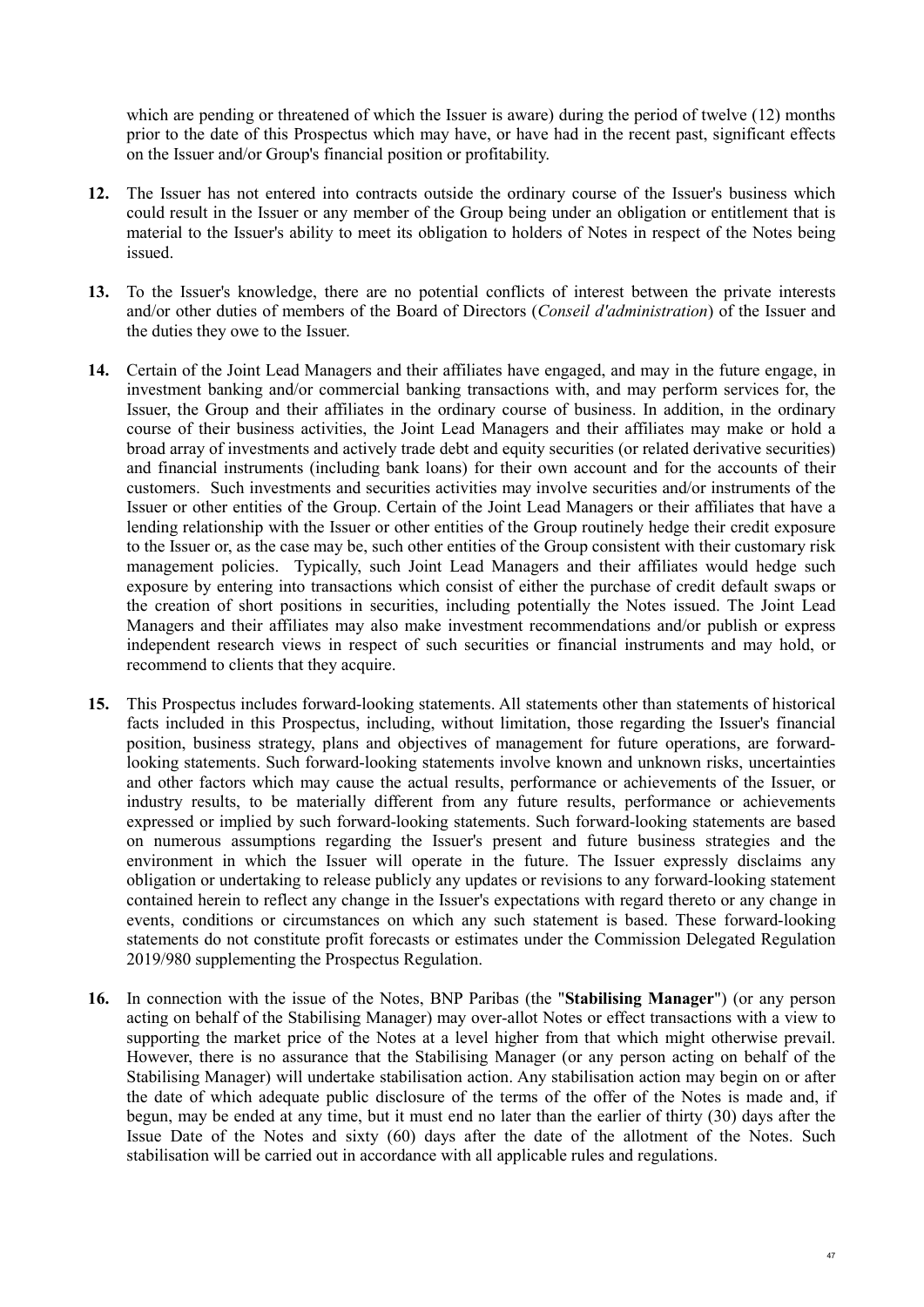which are pending or threatened of which the Issuer is aware) during the period of twelve (12) months prior to the date of this Prospectus which may have, or have had in the recent past, significant effects on the Issuer and/or Group's financial position or profitability.

**12.** The Issuer has not entered into contracts outside the ordinary course of the Issuer's business which could result in the Issuer or any member of the Group being under an obligation or entitlement that is material to the Issuer's ability to meet its obligation to holders of Notes in respect of the Notes being issued.

**13.** To the Issuer's knowledge, there are no potential conflicts of interest between the private interests and/or other duties of members of the Board of Directors (*Conseil d'administration*) of the Issuer and the duties they owe to the Issuer.

**14.** Certain of the Joint Lead Managers and their affiliates have engaged, and may in the future engage, in investment banking and/or commercial banking transactions with, and may perform services for, the Issuer, the Group and their affiliates in the ordinary course of business. In addition, in the ordinary course of their business activities, the Joint Lead Managers and their affiliates may make or hold a broad array of investments and actively trade debt and equity securities (or related derivative securities) and financial instruments (including bank loans) for their own account and for the accounts of their customers. Such investments and securities activities may involve securities and/or instruments of the Issuer or other entities of the Group. Certain of the Joint Lead Managers or their affiliates that have a lending relationship with the Issuer or other entities of the Group routinely hedge their credit exposure to the Issuer or, as the case may be, such other entities of the Group consistent with their customary risk management policies. Typically, such Joint Lead Managers and their affiliates would hedge such exposure by entering into transactions which consist of either the purchase of credit default swaps or the creation of short positions in securities, including potentially the Notes issued. The Joint Lead Managers and their affiliates may also make investment recommendations and/or publish or express independent research views in respect of such securities or financial instruments and may hold, or recommend to clients that they acquire.

**15.** This Prospectus includes forward-looking statements. All statements other than statements of historical facts included in this Prospectus, including, without limitation, those regarding the Issuer's financial position, business strategy, plans and objectives of management for future operations, are forward-looking statements. Such forward-looking statements involve known and unknown risks, uncertainties and other factors which may cause the actual results, performance or achievements of the Issuer, or industry results, to be materially different from any future results, performance or achievements expressed or implied by such forward-looking statements. Such forward-looking statements are based on numerous assumptions regarding the Issuer's present and future business strategies and the environment in which the Issuer will operate in the future. The Issuer expressly disclaims any obligation or undertaking to release publicly any updates or revisions to any forward-looking statement contained herein to reflect any change in the Issuer's expectations with regard thereto or any change in events, conditions or circumstances on which any such statement is based. These forward-looking statements do not constitute profit forecasts or estimates under the Commission Delegated Regulation 2019/980 supplementing the Prospectus Regulation.

**16.** In connection with the issue of the Notes, BNP Paribas (the "**Stabilising Manager**") (or any person acting on behalf of the Stabilising Manager) may over-allot Notes or effect transactions with a view to supporting the market price of the Notes at a level higher from that which might otherwise prevail. However, there is no assurance that the Stabilising Manager (or any person acting on behalf of the Stabilising Manager) will undertake stabilisation action. Any stabilisation action may begin on or after the date of which adequate public disclosure of the terms of the offer of the Notes is made and, if begun, may be ended at any time, but it must end no later than the earlier of thirty (30) days after the Issue Date of the Notes and sixty (60) days after the date of the allotment of the Notes. Such stabilisation will be carried out in accordance with all applicable rules and regulations.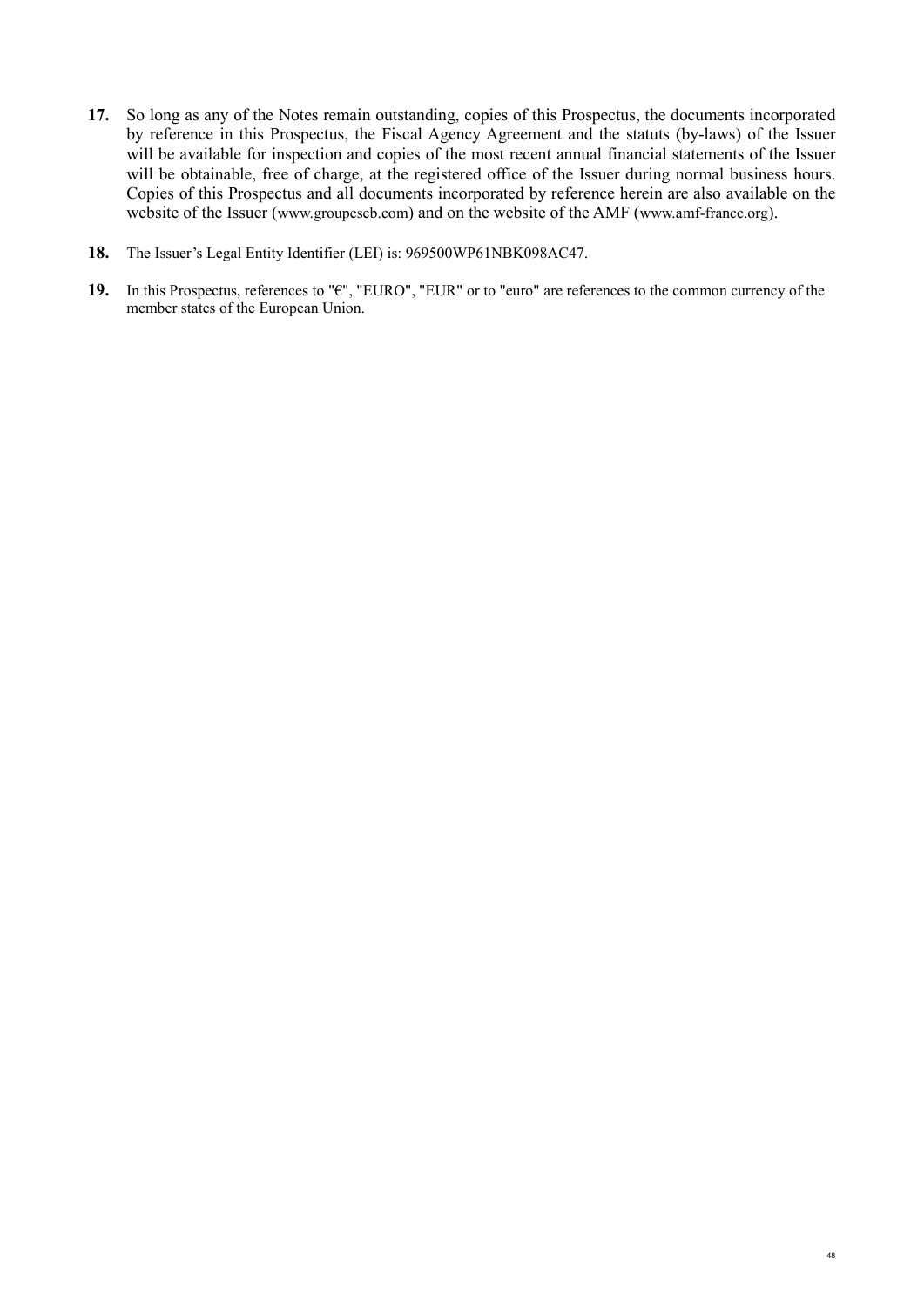**17.** So long as any of the Notes remain outstanding, copies of this Prospectus, the documents incorporated by reference in this Prospectus, the Fiscal Agency Agreement and the statuts (by-laws) of the Issuer will be available for inspection and copies of the most recent annual financial statements of the Issuer will be obtainable, free of charge, at the registered office of the Issuer during normal business hours. Copies of this Prospectus and all documents incorporated by reference herein are also available on the website of the Issuer (www.groupeseb.com) and on the website of the AMF (www.amf-france.org).

**18.** The Issuer's Legal Entity Identifier (LEI) is: 969500WP61NBK098AC47.

**19.** In this Prospectus, references to "€", "EURO", "EUR" or to "euro" are references to the common currency of the member states of the European Union.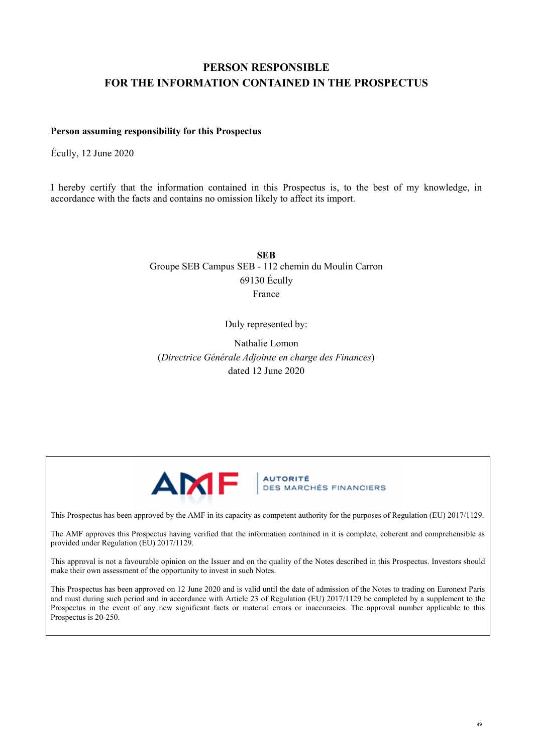# PERSON RESPONSIBLE FOR THE INFORMATION CONTAINED IN THE PROSPECTUS

**Person assuming responsibility for this Prospectus**

Écully, 12 June 2020

I hereby certify that the information contained in this Prospectus is, to the best of my knowledge, in accordance with the facts and contains no omission likely to affect its import.

**SEB**
Groupe SEB Campus SEB - 112 chemin du Moulin Carron
69130 Écully
France

Duly represented by:

Nathalie Lomon
(*Directrice Générale Adjointe en charge des Finances*)
dated 12 June 2020

AMF | AUTORITÉ DES MARCHÉS FINANCIERS

This Prospectus has been approved by the AMF in its capacity as competent authority for the purposes of Regulation (EU) 2017/1129.

The AMF approves this Prospectus having verified that the information contained in it is complete, coherent and comprehensible as provided under Regulation (EU) 2017/1129.

This approval is not a favourable opinion on the Issuer and on the quality of the Notes described in this Prospectus. Investors should make their own assessment of the opportunity to invest in such Notes.

This Prospectus has been approved on 12 June 2020 and is valid until the date of admission of the Notes to trading on Euronext Paris and must during such period and in accordance with Article 23 of Regulation (EU) 2017/1129 be completed by a supplement to the Prospectus in the event of any new significant facts or material errors or inaccuracies. The approval number applicable to this Prospectus is 20-250.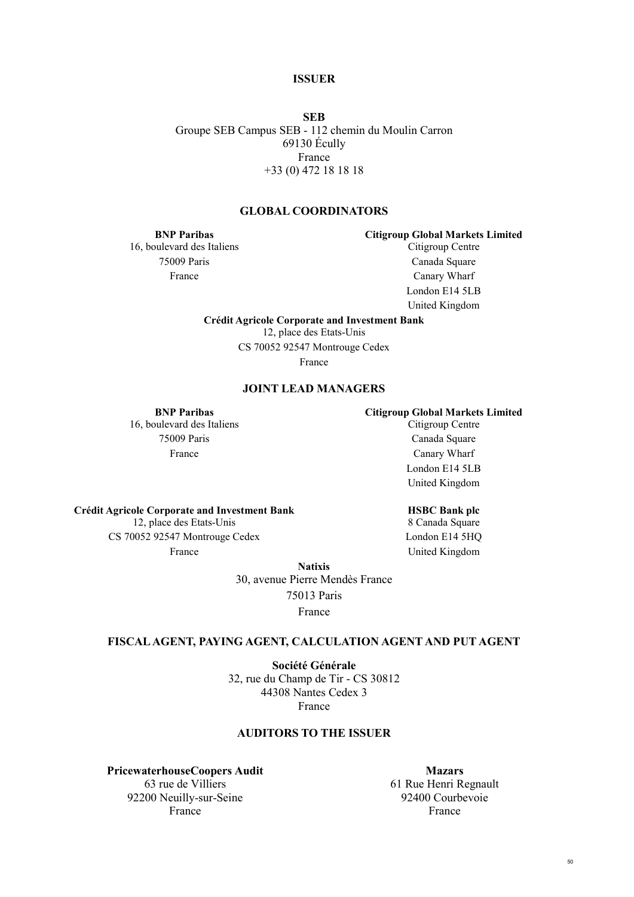## ISSUER

**SEB**
Groupe SEB Campus SEB - 112 chemin du Moulin Carron
69130 Écully
France
+33 (0) 472 18 18 18

## GLOBAL COORDINATORS

**BNP Paribas**
16, boulevard des Italiens
75009 Paris
France

**Citigroup Global Markets Limited**
Citigroup Centre
Canada Square
Canary Wharf
London E14 5LB
United Kingdom

**Crédit Agricole Corporate and Investment Bank**
12, place des Etats-Unis
CS 70052 92547 Montrouge Cedex
France

## JOINT LEAD MANAGERS

**BNP Paribas**
16, boulevard des Italiens
75009 Paris
France

**Citigroup Global Markets Limited**
Citigroup Centre
Canada Square
Canary Wharf
London E14 5LB
United Kingdom

**Crédit Agricole Corporate and Investment Bank**
12, place des Etats-Unis
CS 70052 92547 Montrouge Cedex
France

**HSBC Bank plc**
8 Canada Square
London E14 5HQ
United Kingdom

**Natixis**
30, avenue Pierre Mendès France
75013 Paris
France

## FISCAL AGENT, PAYING AGENT, CALCULATION AGENT AND PUT AGENT

**Société Générale**
32, rue du Champ de Tir - CS 30812
44308 Nantes Cedex 3
France

## AUDITORS TO THE ISSUER

**PricewaterhouseCoopers Audit**
63 rue de Villiers
92200 Neuilly-sur-Seine
France

**Mazars**
61 Rue Henri Regnault
92400 Courbevoie
France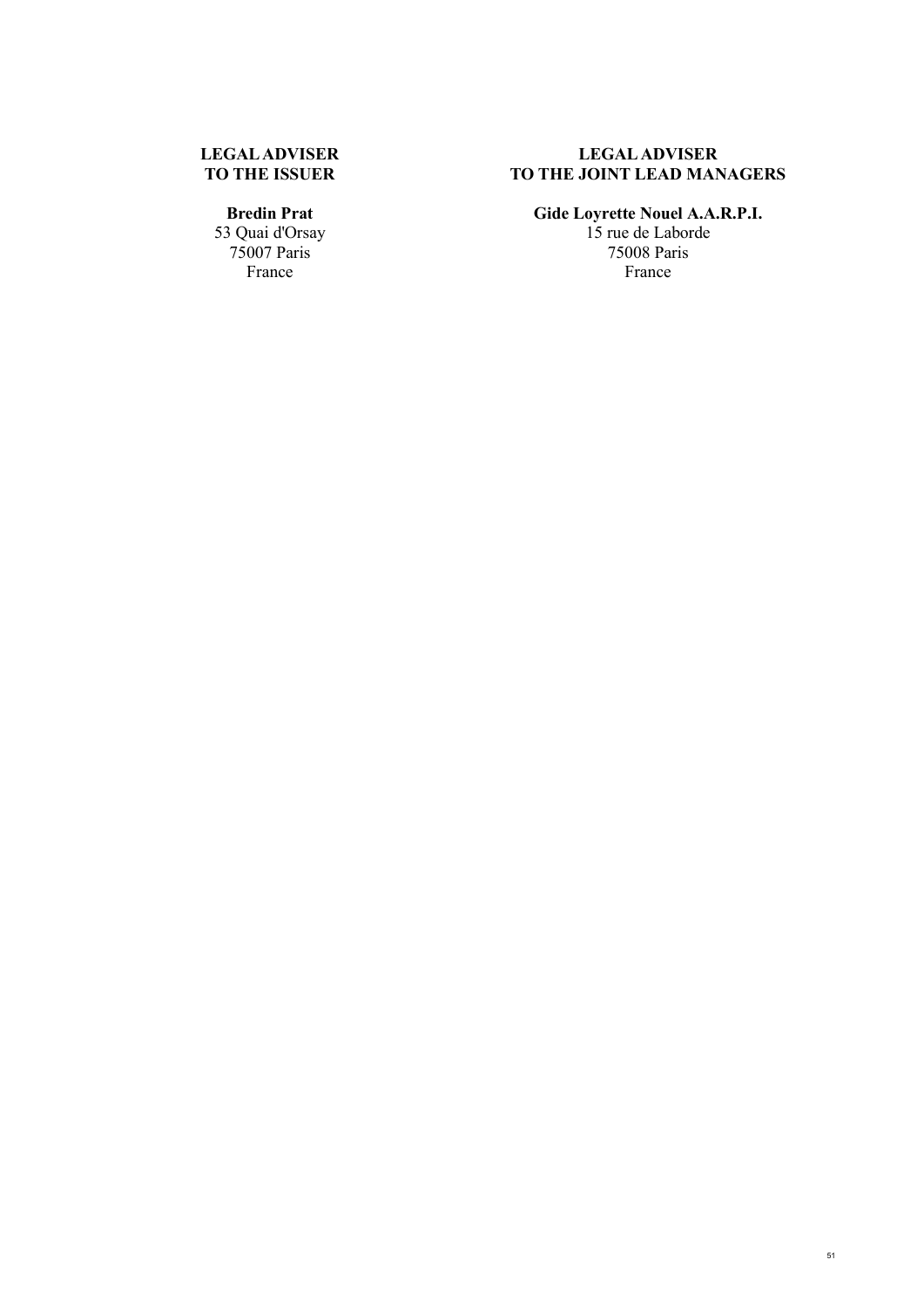**LEGAL ADVISER
TO THE ISSUER**

**Bredin Prat**
53 Quai d'Orsay
75007 Paris
France

**LEGAL ADVISER
TO THE JOINT LEAD MANAGERS**

**Gide Loyrette Nouel A.A.R.P.I.**
15 rue de Laborde
75008 Paris
France